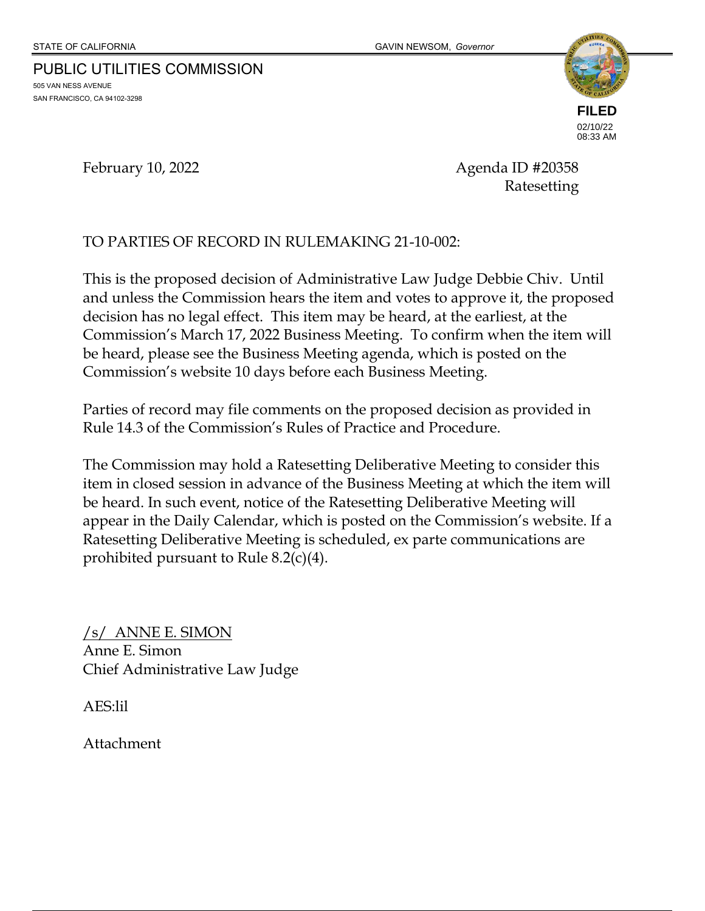STATE OF CALIFORNIA GAVIN NEWSOM, *Governor*

PUBLIC UTILITIES COMMISSION
505 VAN NESS AVENUE
SAN FRANCISCO, CA 94102-3298

**FILED**
02/10/22
08:33 AM

February 10, 2022

Agenda ID #20358
Ratesetting

TO PARTIES OF RECORD IN RULEMAKING 21-10-002:

This is the proposed decision of Administrative Law Judge Debbie Chiv. Until and unless the Commission hears the item and votes to approve it, the proposed decision has no legal effect. This item may be heard, at the earliest, at the Commission's March 17, 2022 Business Meeting. To confirm when the item will be heard, please see the Business Meeting agenda, which is posted on the Commission's website 10 days before each Business Meeting.

Parties of record may file comments on the proposed decision as provided in Rule 14.3 of the Commission's Rules of Practice and Procedure.

The Commission may hold a Ratesetting Deliberative Meeting to consider this item in closed session in advance of the Business Meeting at which the item will be heard. In such event, notice of the Ratesetting Deliberative Meeting will appear in the Daily Calendar, which is posted on the Commission's website. If a Ratesetting Deliberative Meeting is scheduled, ex parte communications are prohibited pursuant to Rule 8.2(c)(4).

/s/ ANNE E. SIMON
Anne E. Simon
Chief Administrative Law Judge

AES:lil

Attachment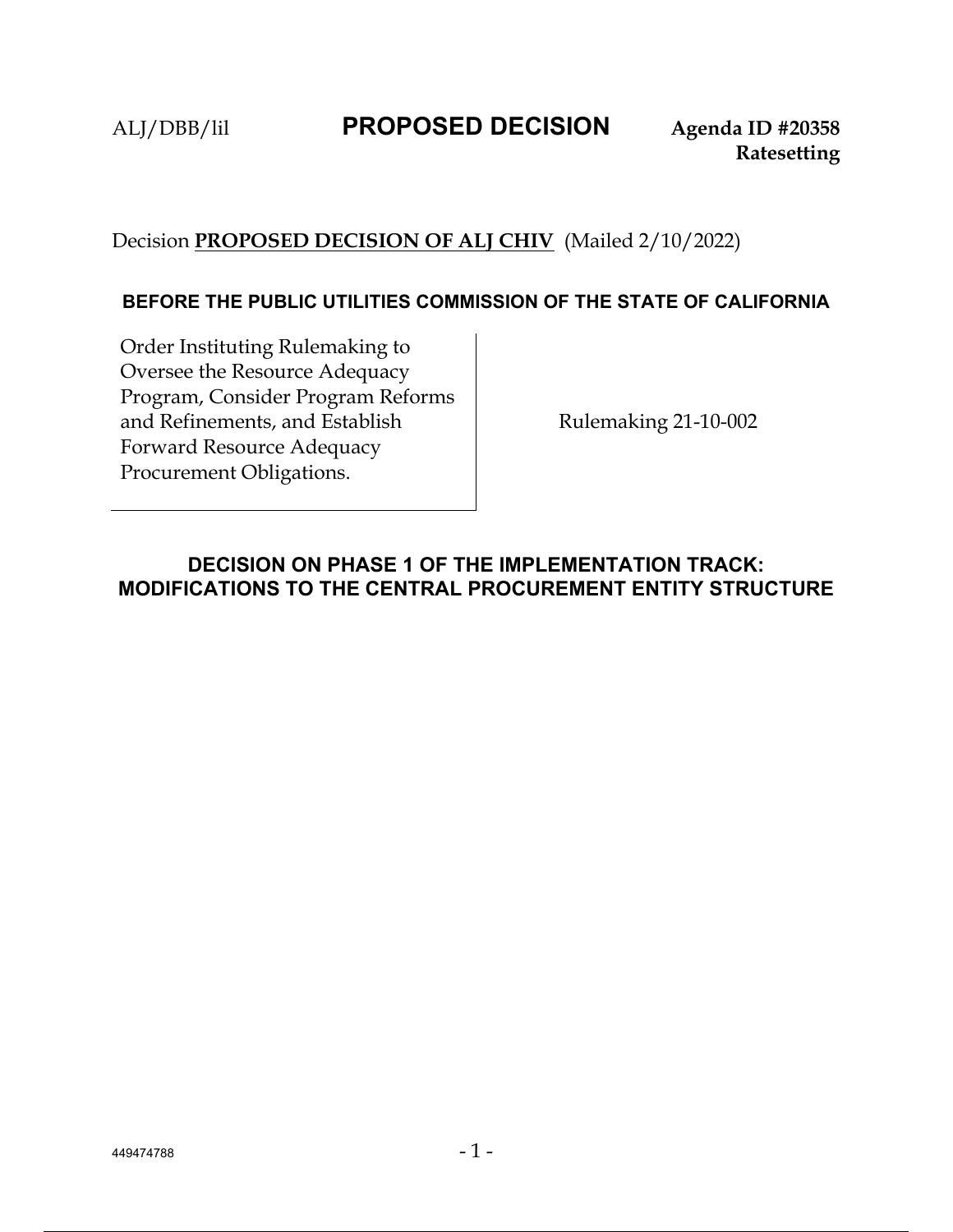ALJ/DBB/lil **PROPOSED DECISION** **Agenda ID #20358**
**Ratesetting**

Decision **PROPOSED DECISION OF ALJ CHIV** (Mailed 2/10/2022)

**BEFORE THE PUBLIC UTILITIES COMMISSION OF THE STATE OF CALIFORNIA**

| Order Instituting Rulemaking to Oversee the Resource Adequacy Program, Consider Program Reforms and Refinements, and Establish Forward Resource Adequacy Procurement Obligations. | Rulemaking 21-10-002 |
|---|---|

## DECISION ON PHASE 1 OF THE IMPLEMENTATION TRACK: MODIFICATIONS TO THE CENTRAL PROCUREMENT ENTITY STRUCTURE

449474788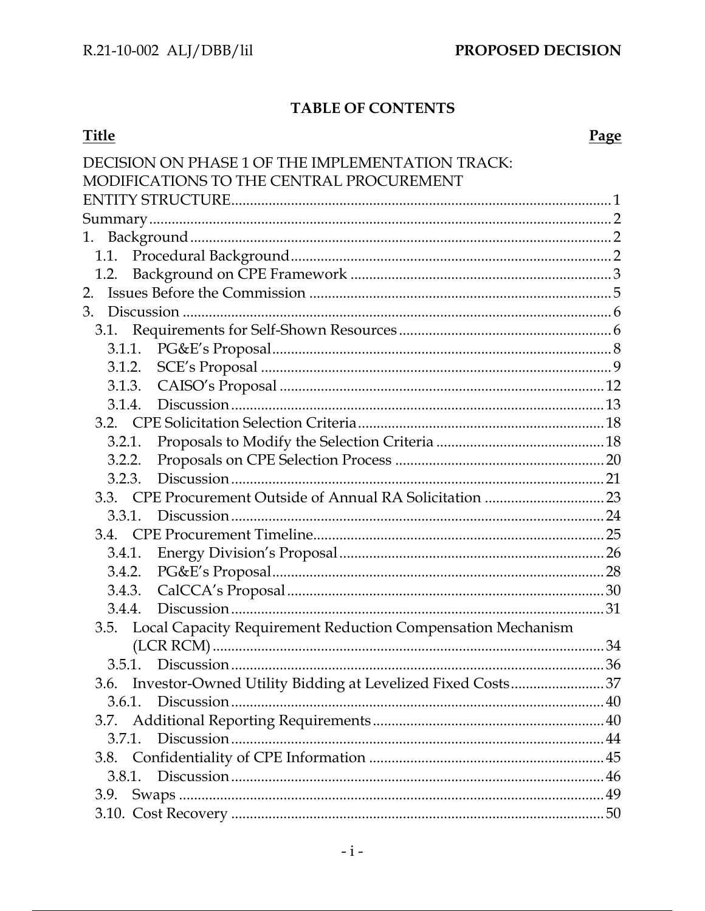## TABLE OF CONTENTS

| Title | Page |
|---|---|
| DECISION ON PHASE 1 OF THE IMPLEMENTATION TRACK: MODIFICATIONS TO THE CENTRAL PROCUREMENT ENTITY STRUCTURE | 1 |
| Summary | 2 |
| 1. Background | 2 |
| 1.1. Procedural Background | 2 |
| 1.2. Background on CPE Framework | 3 |
| 2. Issues Before the Commission | 5 |
| 3. Discussion | 6 |
| 3.1. Requirements for Self-Shown Resources | 6 |
| 3.1.1. PG&E's Proposal | 8 |
| 3.1.2. SCE's Proposal | 9 |
| 3.1.3. CAISO's Proposal | 12 |
| 3.1.4. Discussion | 13 |
| 3.2. CPE Solicitation Selection Criteria | 18 |
| 3.2.1. Proposals to Modify the Selection Criteria | 18 |
| 3.2.2. Proposals on CPE Selection Process | 20 |
| 3.2.3. Discussion | 21 |
| 3.3. CPE Procurement Outside of Annual RA Solicitation | 23 |
| 3.3.1. Discussion | 24 |
| 3.4. CPE Procurement Timeline | 25 |
| 3.4.1. Energy Division's Proposal | 26 |
| 3.4.2. PG&E's Proposal | 28 |
| 3.4.3. CalCCA's Proposal | 30 |
| 3.4.4. Discussion | 31 |
| 3.5. Local Capacity Requirement Reduction Compensation Mechanism (LCR RCM) | 34 |
| 3.5.1. Discussion | 36 |
| 3.6. Investor-Owned Utility Bidding at Levelized Fixed Costs | 37 |
| 3.6.1. Discussion | 40 |
| 3.7. Additional Reporting Requirements | 40 |
| 3.7.1. Discussion | 44 |
| 3.8. Confidentiality of CPE Information | 45 |
| 3.8.1. Discussion | 46 |
| 3.9. Swaps | 49 |
| 3.10. Cost Recovery | 50 |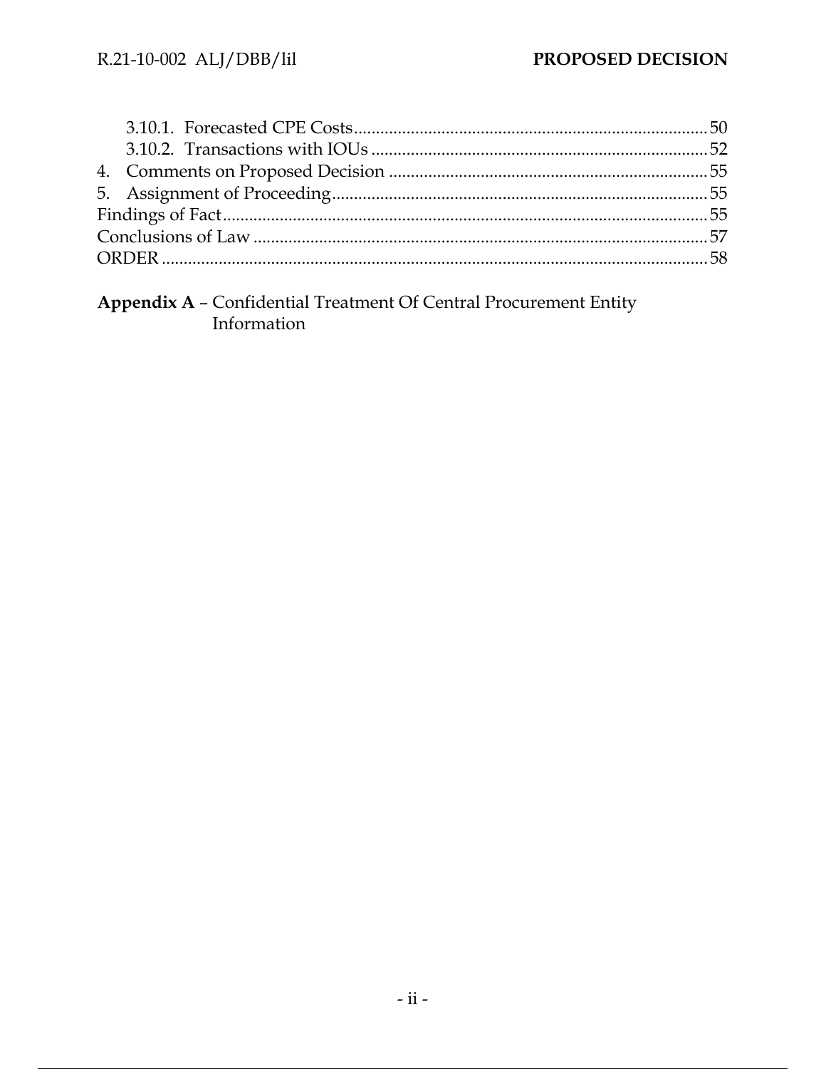3.10.1. Forecasted CPE Costs ........ 50
3.10.2. Transactions with IOUs ........ 52
4. Comments on Proposed Decision ........ 55
5. Assignment of Proceeding ........ 55
Findings of Fact ........ 55
Conclusions of Law ........ 57
ORDER ........ 58

**Appendix A** – Confidential Treatment Of Central Procurement Entity Information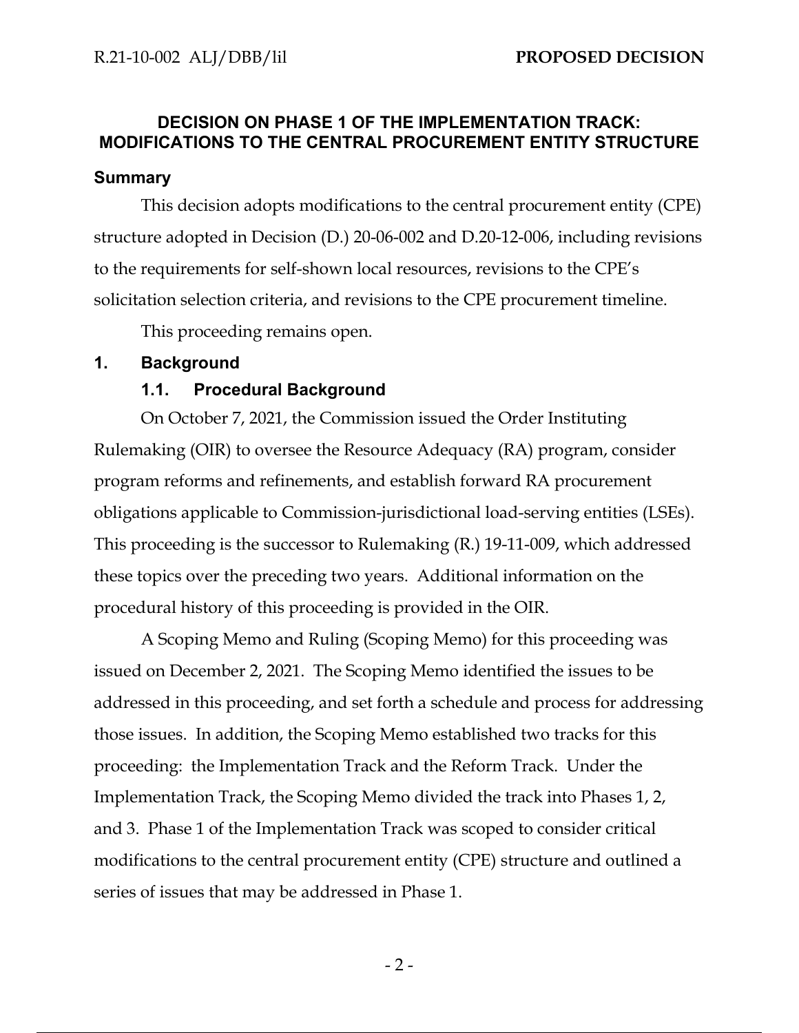## DECISION ON PHASE 1 OF THE IMPLEMENTATION TRACK: MODIFICATIONS TO THE CENTRAL PROCUREMENT ENTITY STRUCTURE

### Summary

This decision adopts modifications to the central procurement entity (CPE) structure adopted in Decision (D.) 20-06-002 and D.20-12-006, including revisions to the requirements for self-shown local resources, revisions to the CPE's solicitation selection criteria, and revisions to the CPE procurement timeline.

This proceeding remains open.

### 1. Background

#### 1.1. Procedural Background

On October 7, 2021, the Commission issued the Order Instituting Rulemaking (OIR) to oversee the Resource Adequacy (RA) program, consider program reforms and refinements, and establish forward RA procurement obligations applicable to Commission-jurisdictional load-serving entities (LSEs). This proceeding is the successor to Rulemaking (R.) 19-11-009, which addressed these topics over the preceding two years. Additional information on the procedural history of this proceeding is provided in the OIR.

A Scoping Memo and Ruling (Scoping Memo) for this proceeding was issued on December 2, 2021. The Scoping Memo identified the issues to be addressed in this proceeding, and set forth a schedule and process for addressing those issues. In addition, the Scoping Memo established two tracks for this proceeding: the Implementation Track and the Reform Track. Under the Implementation Track, the Scoping Memo divided the track into Phases 1, 2, and 3. Phase 1 of the Implementation Track was scoped to consider critical modifications to the central procurement entity (CPE) structure and outlined a series of issues that may be addressed in Phase 1.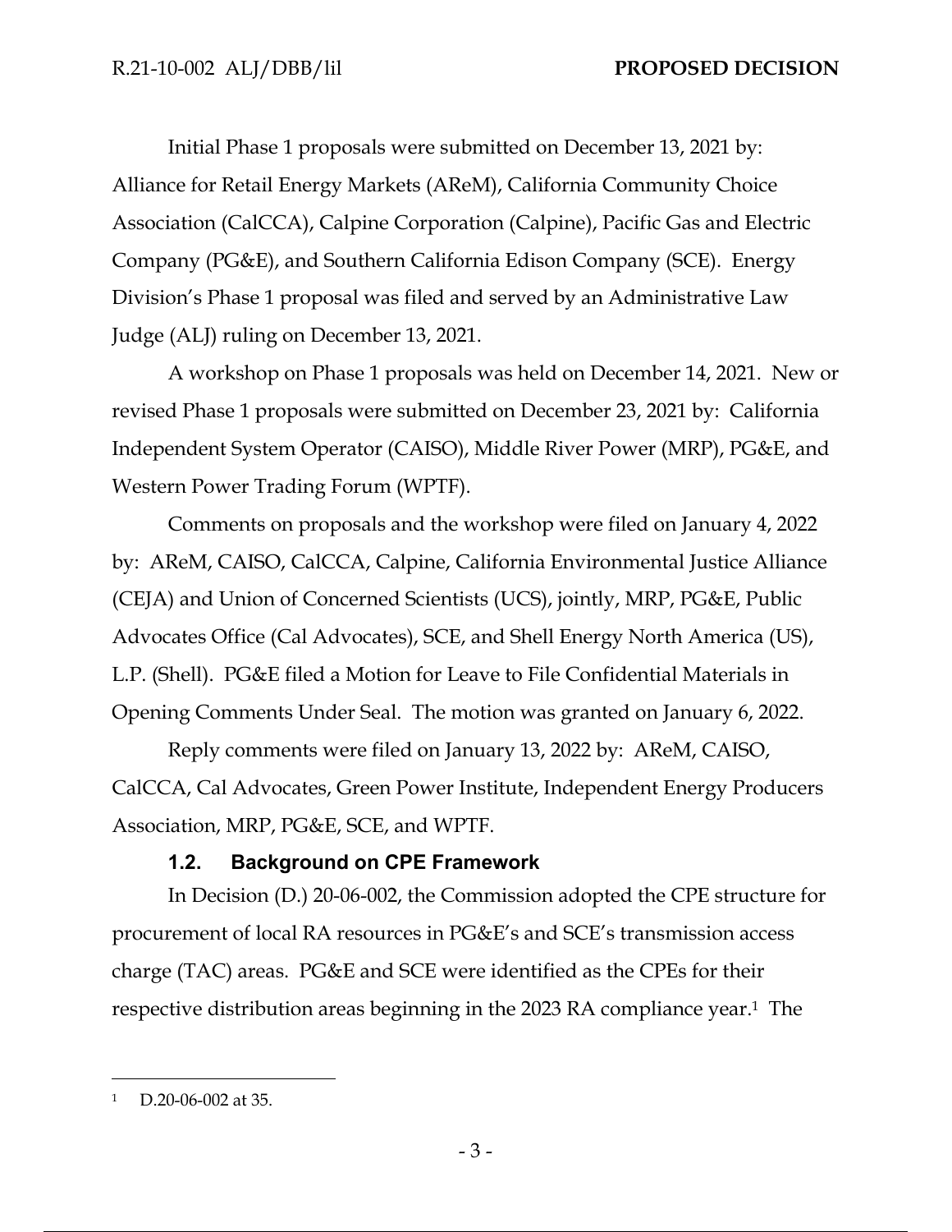Initial Phase 1 proposals were submitted on December 13, 2021 by: Alliance for Retail Energy Markets (AReM), California Community Choice Association (CalCCA), Calpine Corporation (Calpine), Pacific Gas and Electric Company (PG&E), and Southern California Edison Company (SCE). Energy Division's Phase 1 proposal was filed and served by an Administrative Law Judge (ALJ) ruling on December 13, 2021.

A workshop on Phase 1 proposals was held on December 14, 2021. New or revised Phase 1 proposals were submitted on December 23, 2021 by: California Independent System Operator (CAISO), Middle River Power (MRP), PG&E, and Western Power Trading Forum (WPTF).

Comments on proposals and the workshop were filed on January 4, 2022 by: AReM, CAISO, CalCCA, Calpine, California Environmental Justice Alliance (CEJA) and Union of Concerned Scientists (UCS), jointly, MRP, PG&E, Public Advocates Office (Cal Advocates), SCE, and Shell Energy North America (US), L.P. (Shell). PG&E filed a Motion for Leave to File Confidential Materials in Opening Comments Under Seal. The motion was granted on January 6, 2022.

Reply comments were filed on January 13, 2022 by: AReM, CAISO, CalCCA, Cal Advocates, Green Power Institute, Independent Energy Producers Association, MRP, PG&E, SCE, and WPTF.

### 1.2. Background on CPE Framework

In Decision (D.) 20-06-002, the Commission adopted the CPE structure for procurement of local RA resources in PG&E's and SCE's transmission access charge (TAC) areas. PG&E and SCE were identified as the CPEs for their respective distribution areas beginning in the 2023 RA compliance year.[1] The

[1] D.20-06-002 at 35.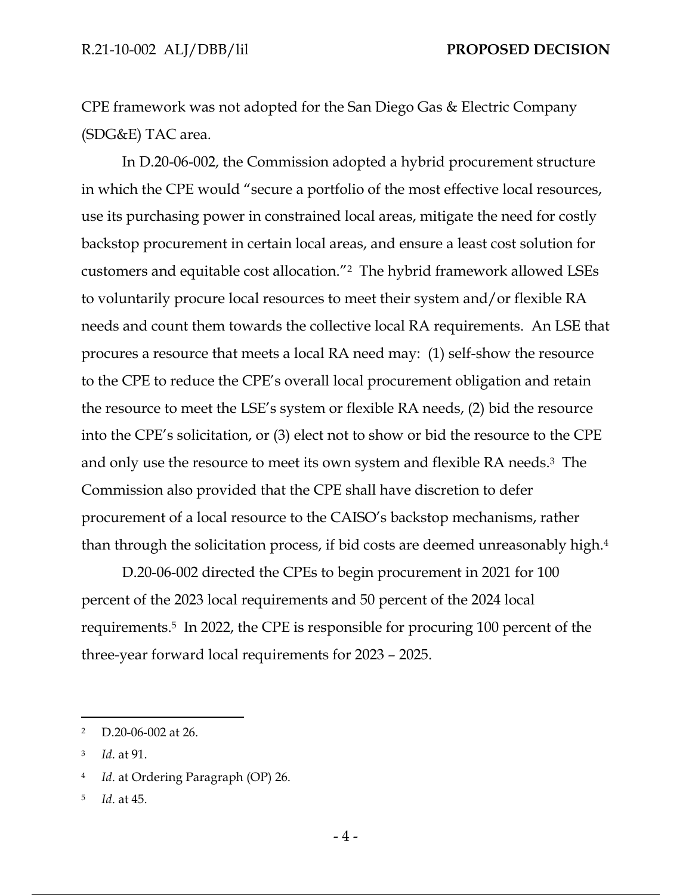CPE framework was not adopted for the San Diego Gas & Electric Company (SDG&E) TAC area.

In D.20-06-002, the Commission adopted a hybrid procurement structure in which the CPE would "secure a portfolio of the most effective local resources, use its purchasing power in constrained local areas, mitigate the need for costly backstop procurement in certain local areas, and ensure a least cost solution for customers and equitable cost allocation."[2] The hybrid framework allowed LSEs to voluntarily procure local resources to meet their system and/or flexible RA needs and count them towards the collective local RA requirements. An LSE that procures a resource that meets a local RA need may: (1) self-show the resource to the CPE to reduce the CPE's overall local procurement obligation and retain the resource to meet the LSE's system or flexible RA needs, (2) bid the resource into the CPE's solicitation, or (3) elect not to show or bid the resource to the CPE and only use the resource to meet its own system and flexible RA needs.[3] The Commission also provided that the CPE shall have discretion to defer procurement of a local resource to the CAISO's backstop mechanisms, rather than through the solicitation process, if bid costs are deemed unreasonably high.[4]

D.20-06-002 directed the CPEs to begin procurement in 2021 for 100 percent of the 2023 local requirements and 50 percent of the 2024 local requirements.[5] In 2022, the CPE is responsible for procuring 100 percent of the three-year forward local requirements for 2023 – 2025.

---

[2] D.20-06-002 at 26.

[3] *Id*. at 91.

[4] *Id*. at Ordering Paragraph (OP) 26.

[5] *Id*. at 45.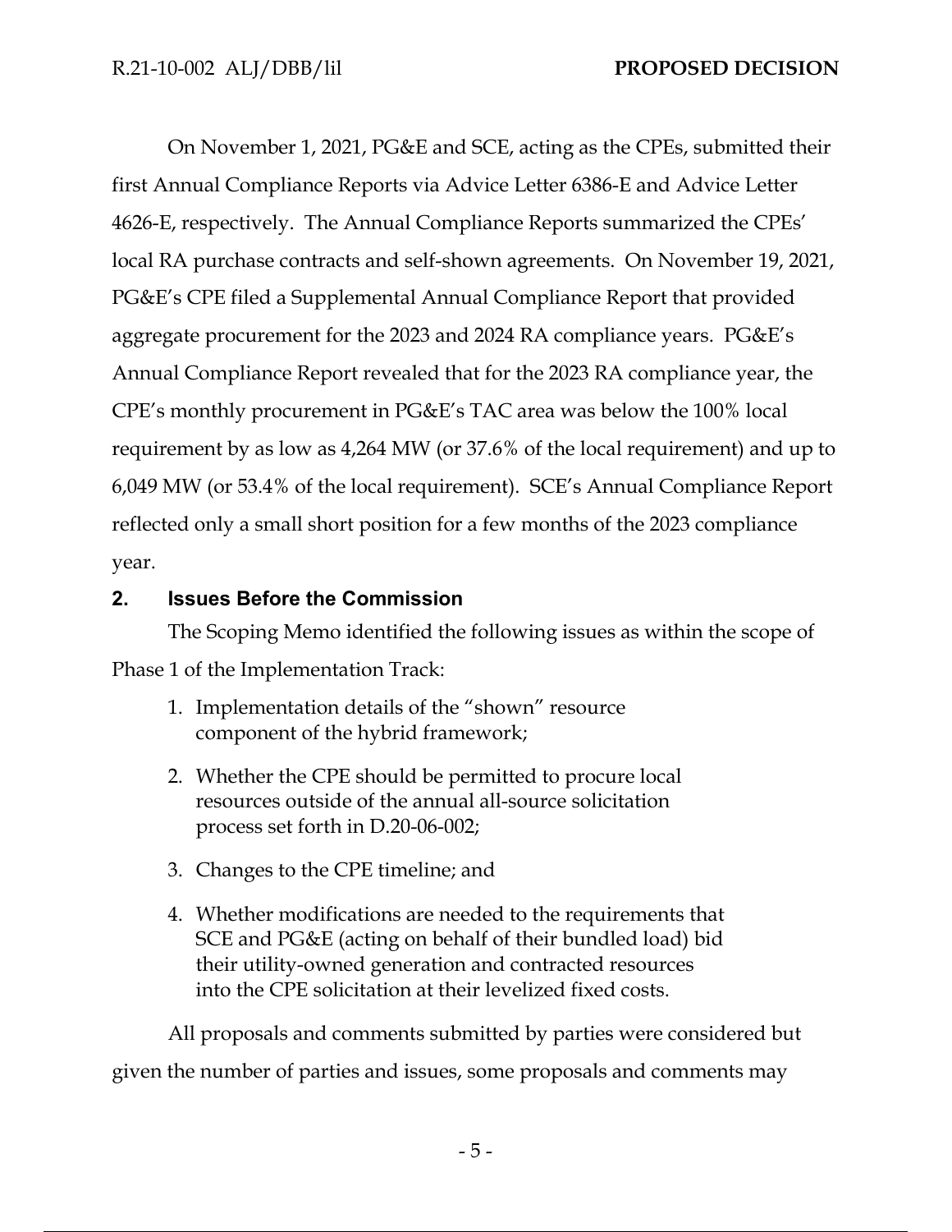On November 1, 2021, PG&E and SCE, acting as the CPEs, submitted their first Annual Compliance Reports via Advice Letter 6386-E and Advice Letter 4626-E, respectively. The Annual Compliance Reports summarized the CPEs' local RA purchase contracts and self-shown agreements. On November 19, 2021, PG&E's CPE filed a Supplemental Annual Compliance Report that provided aggregate procurement for the 2023 and 2024 RA compliance years. PG&E's Annual Compliance Report revealed that for the 2023 RA compliance year, the CPE's monthly procurement in PG&E's TAC area was below the 100% local requirement by as low as 4,264 MW (or 37.6% of the local requirement) and up to 6,049 MW (or 53.4% of the local requirement). SCE's Annual Compliance Report reflected only a small short position for a few months of the 2023 compliance year.

## 2. Issues Before the Commission

The Scoping Memo identified the following issues as within the scope of Phase 1 of the Implementation Track:

1. Implementation details of the "shown" resource component of the hybrid framework;
2. Whether the CPE should be permitted to procure local resources outside of the annual all-source solicitation process set forth in D.20-06-002;
3. Changes to the CPE timeline; and
4. Whether modifications are needed to the requirements that SCE and PG&E (acting on behalf of their bundled load) bid their utility-owned generation and contracted resources into the CPE solicitation at their levelized fixed costs.

All proposals and comments submitted by parties were considered but given the number of parties and issues, some proposals and comments may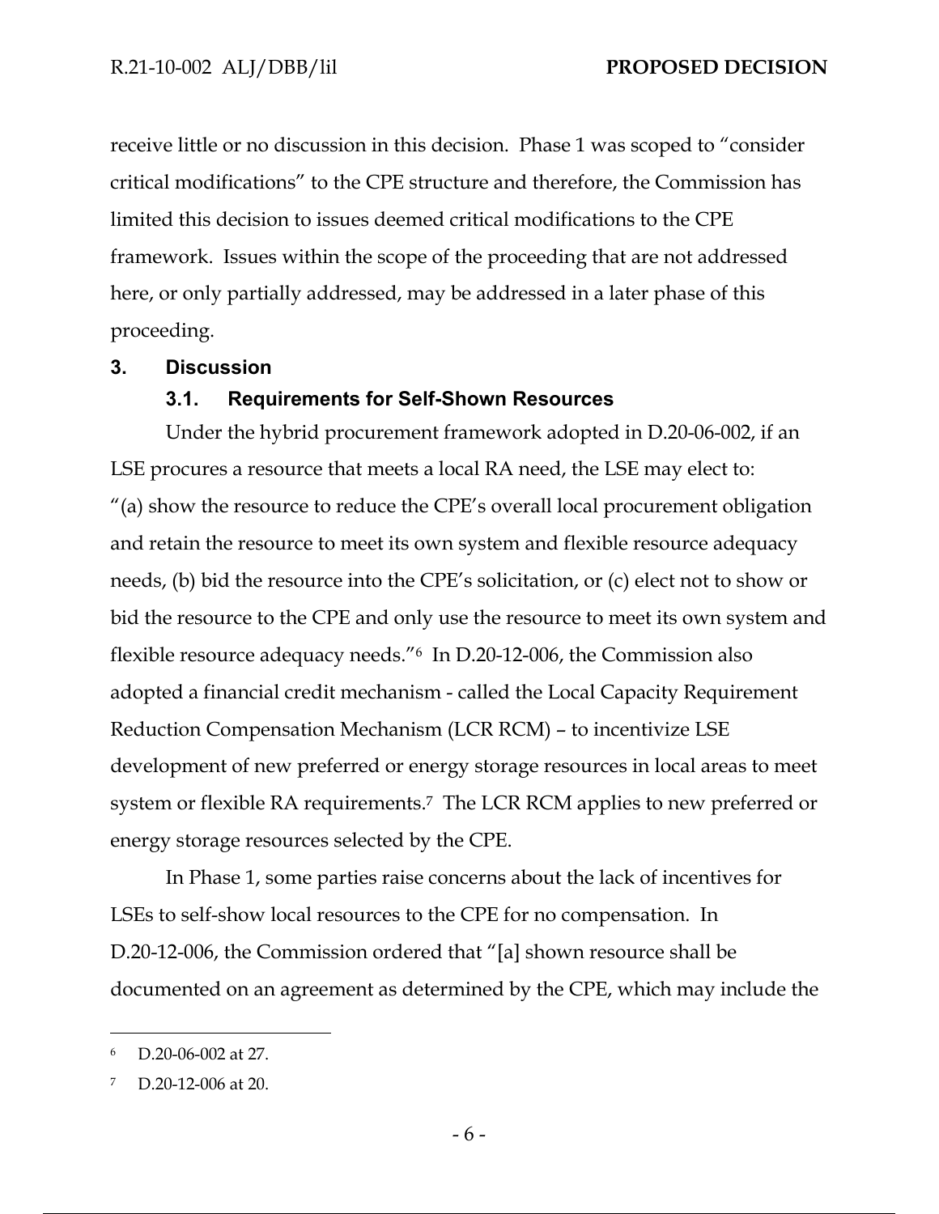receive little or no discussion in this decision. Phase 1 was scoped to "consider critical modifications" to the CPE structure and therefore, the Commission has limited this decision to issues deemed critical modifications to the CPE framework. Issues within the scope of the proceeding that are not addressed here, or only partially addressed, may be addressed in a later phase of this proceeding.

## 3. Discussion

### 3.1. Requirements for Self-Shown Resources

Under the hybrid procurement framework adopted in D.20-06-002, if an LSE procures a resource that meets a local RA need, the LSE may elect to: "(a) show the resource to reduce the CPE's overall local procurement obligation and retain the resource to meet its own system and flexible resource adequacy needs, (b) bid the resource into the CPE's solicitation, or (c) elect not to show or bid the resource to the CPE and only use the resource to meet its own system and flexible resource adequacy needs."[6] In D.20-12-006, the Commission also adopted a financial credit mechanism - called the Local Capacity Requirement Reduction Compensation Mechanism (LCR RCM) – to incentivize LSE development of new preferred or energy storage resources in local areas to meet system or flexible RA requirements.[7] The LCR RCM applies to new preferred or energy storage resources selected by the CPE.

In Phase 1, some parties raise concerns about the lack of incentives for LSEs to self-show local resources to the CPE for no compensation. In D.20-12-006, the Commission ordered that "[a] shown resource shall be documented on an agreement as determined by the CPE, which may include the

---

[6] D.20-06-002 at 27.

[7] D.20-12-006 at 20.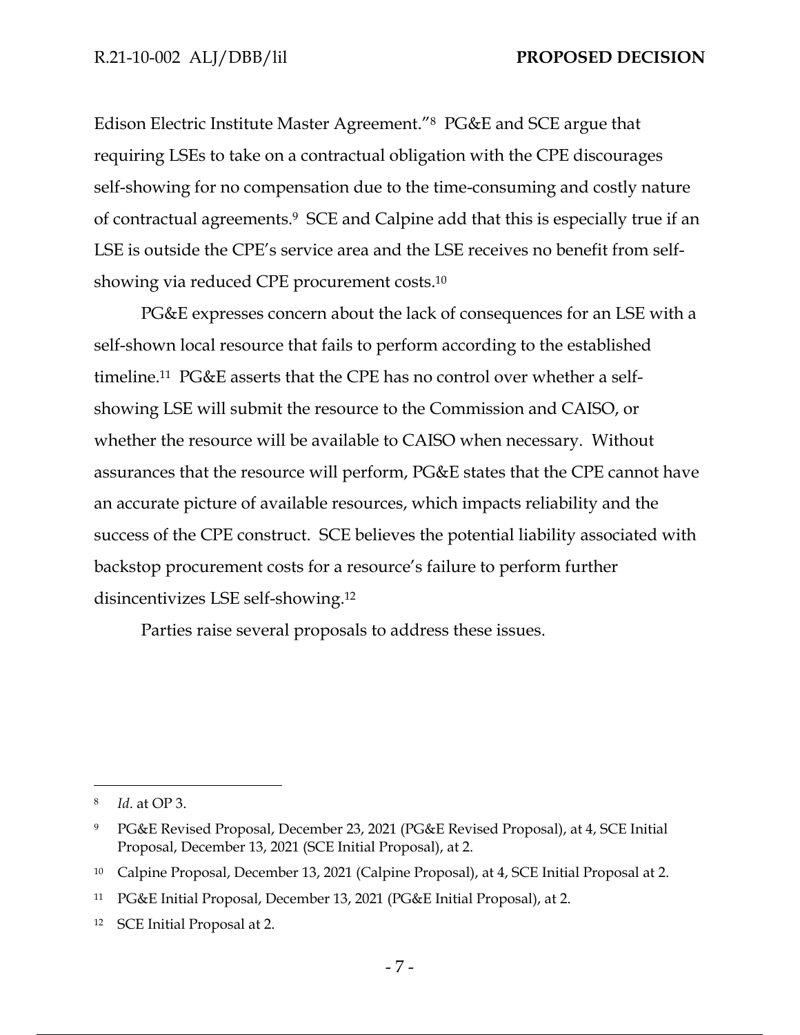Edison Electric Institute Master Agreement."[8] PG&E and SCE argue that requiring LSEs to take on a contractual obligation with the CPE discourages self-showing for no compensation due to the time-consuming and costly nature of contractual agreements.[9] SCE and Calpine add that this is especially true if an LSE is outside the CPE's service area and the LSE receives no benefit from self-showing via reduced CPE procurement costs.[10]

PG&E expresses concern about the lack of consequences for an LSE with a self-shown local resource that fails to perform according to the established timeline.[11] PG&E asserts that the CPE has no control over whether a self-showing LSE will submit the resource to the Commission and CAISO, or whether the resource will be available to CAISO when necessary. Without assurances that the resource will perform, PG&E states that the CPE cannot have an accurate picture of available resources, which impacts reliability and the success of the CPE construct. SCE believes the potential liability associated with backstop procurement costs for a resource's failure to perform further disincentivizes LSE self-showing.[12]

Parties raise several proposals to address these issues.

---

[8] *Id*. at OP 3.

[9] PG&E Revised Proposal, December 23, 2021 (PG&E Revised Proposal), at 4, SCE Initial Proposal, December 13, 2021 (SCE Initial Proposal), at 2.

[10] Calpine Proposal, December 13, 2021 (Calpine Proposal), at 4, SCE Initial Proposal at 2.

[11] PG&E Initial Proposal, December 13, 2021 (PG&E Initial Proposal), at 2.

[12] SCE Initial Proposal at 2.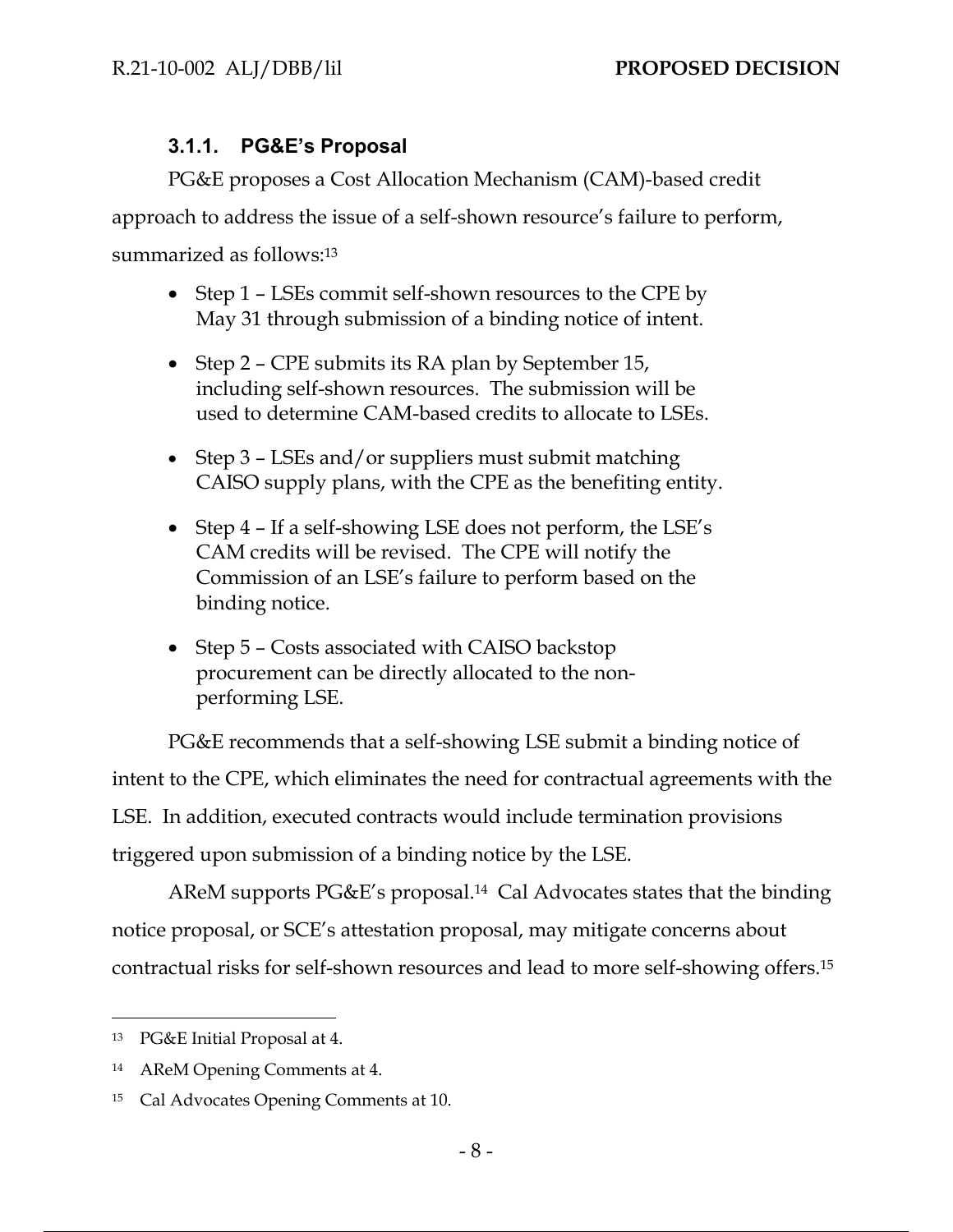### 3.1.1. PG&E's Proposal

PG&E proposes a Cost Allocation Mechanism (CAM)-based credit approach to address the issue of a self-shown resource's failure to perform, summarized as follows:[13]

- Step 1 – LSEs commit self-shown resources to the CPE by May 31 through submission of a binding notice of intent.
- Step 2 – CPE submits its RA plan by September 15, including self-shown resources. The submission will be used to determine CAM-based credits to allocate to LSEs.
- Step 3 – LSEs and/or suppliers must submit matching CAISO supply plans, with the CPE as the benefiting entity.
- Step 4 – If a self-showing LSE does not perform, the LSE's CAM credits will be revised. The CPE will notify the Commission of an LSE's failure to perform based on the binding notice.
- Step 5 – Costs associated with CAISO backstop procurement can be directly allocated to the non-performing LSE.

PG&E recommends that a self-showing LSE submit a binding notice of intent to the CPE, which eliminates the need for contractual agreements with the LSE. In addition, executed contracts would include termination provisions triggered upon submission of a binding notice by the LSE.

AReM supports PG&E's proposal.[14] Cal Advocates states that the binding notice proposal, or SCE's attestation proposal, may mitigate concerns about contractual risks for self-shown resources and lead to more self-showing offers.[15]

---

[13] PG&E Initial Proposal at 4.

[14] AReM Opening Comments at 4.

[15] Cal Advocates Opening Comments at 10.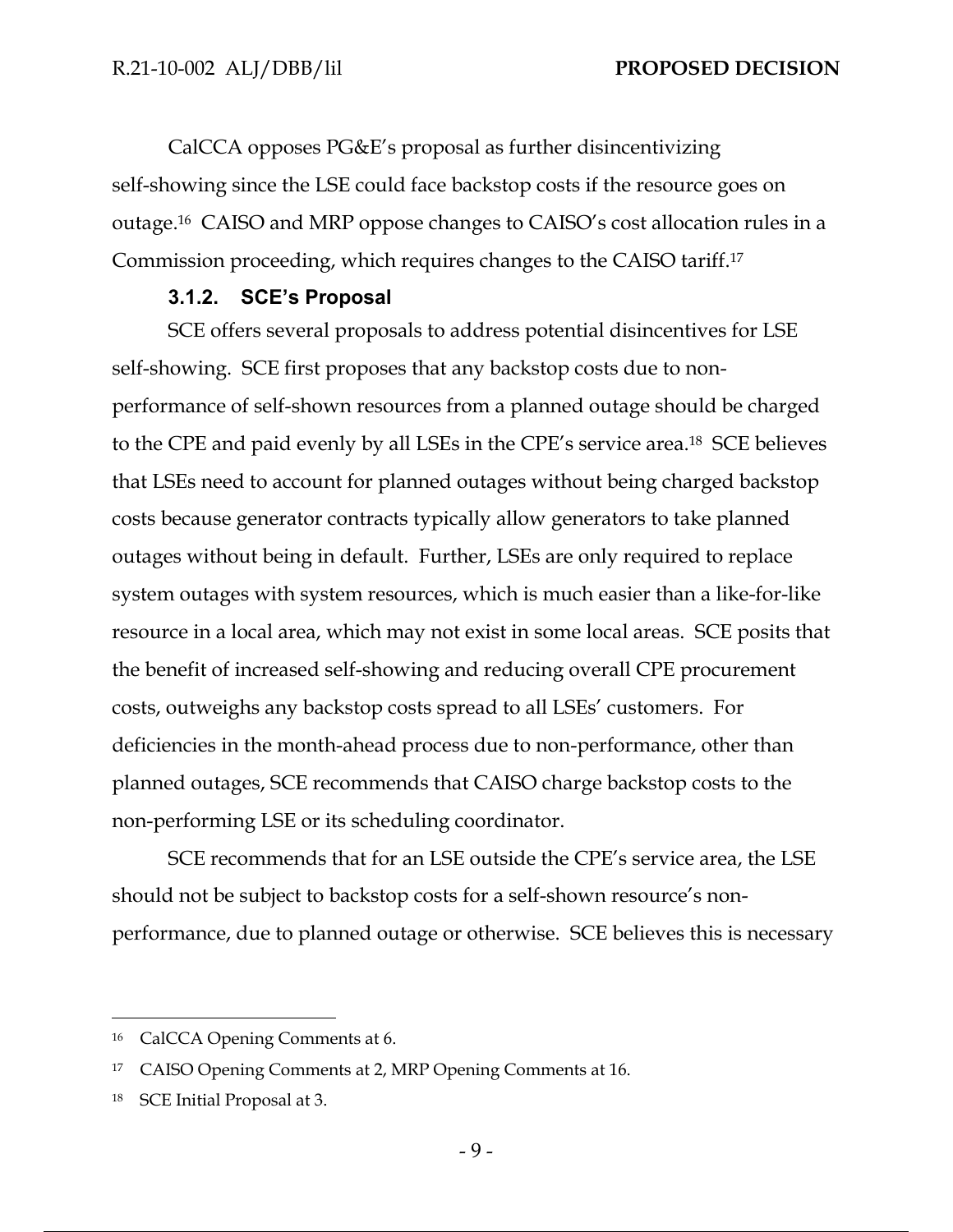CalCCA opposes PG&E's proposal as further disincentivizing self-showing since the LSE could face backstop costs if the resource goes on outage.[16] CAISO and MRP oppose changes to CAISO's cost allocation rules in a Commission proceeding, which requires changes to the CAISO tariff.[17]

#### 3.1.2. SCE's Proposal

SCE offers several proposals to address potential disincentives for LSE self-showing. SCE first proposes that any backstop costs due to non-performance of self-shown resources from a planned outage should be charged to the CPE and paid evenly by all LSEs in the CPE's service area.[18] SCE believes that LSEs need to account for planned outages without being charged backstop costs because generator contracts typically allow generators to take planned outages without being in default. Further, LSEs are only required to replace system outages with system resources, which is much easier than a like-for-like resource in a local area, which may not exist in some local areas. SCE posits that the benefit of increased self-showing and reducing overall CPE procurement costs, outweighs any backstop costs spread to all LSEs' customers. For deficiencies in the month-ahead process due to non-performance, other than planned outages, SCE recommends that CAISO charge backstop costs to the non-performing LSE or its scheduling coordinator.

SCE recommends that for an LSE outside the CPE's service area, the LSE should not be subject to backstop costs for a self-shown resource's non-performance, due to planned outage or otherwise. SCE believes this is necessary

---

[16] CalCCA Opening Comments at 6.

[17] CAISO Opening Comments at 2, MRP Opening Comments at 16.

[18] SCE Initial Proposal at 3.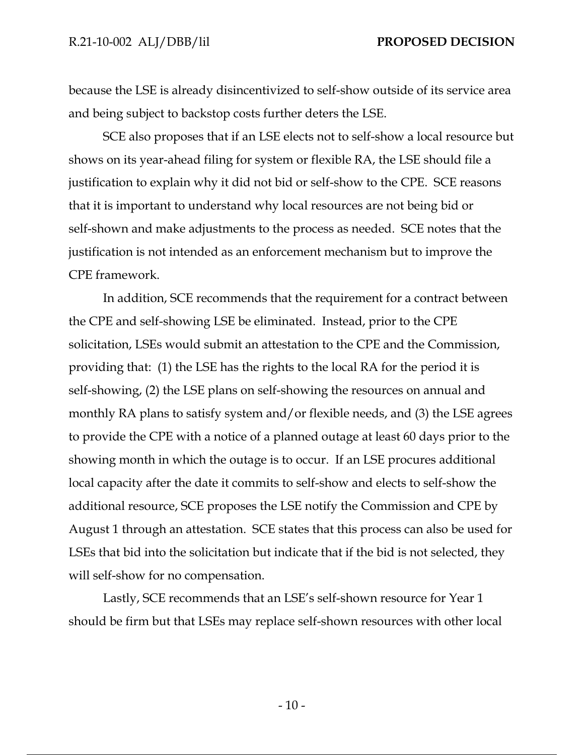because the LSE is already disincentivized to self-show outside of its service area and being subject to backstop costs further deters the LSE.

SCE also proposes that if an LSE elects not to self-show a local resource but shows on its year-ahead filing for system or flexible RA, the LSE should file a justification to explain why it did not bid or self-show to the CPE. SCE reasons that it is important to understand why local resources are not being bid or self-shown and make adjustments to the process as needed. SCE notes that the justification is not intended as an enforcement mechanism but to improve the CPE framework.

In addition, SCE recommends that the requirement for a contract between the CPE and self-showing LSE be eliminated. Instead, prior to the CPE solicitation, LSEs would submit an attestation to the CPE and the Commission, providing that: (1) the LSE has the rights to the local RA for the period it is self-showing, (2) the LSE plans on self-showing the resources on annual and monthly RA plans to satisfy system and/or flexible needs, and (3) the LSE agrees to provide the CPE with a notice of a planned outage at least 60 days prior to the showing month in which the outage is to occur. If an LSE procures additional local capacity after the date it commits to self-show and elects to self-show the additional resource, SCE proposes the LSE notify the Commission and CPE by August 1 through an attestation. SCE states that this process can also be used for LSEs that bid into the solicitation but indicate that if the bid is not selected, they will self-show for no compensation.

Lastly, SCE recommends that an LSE's self-shown resource for Year 1 should be firm but that LSEs may replace self-shown resources with other local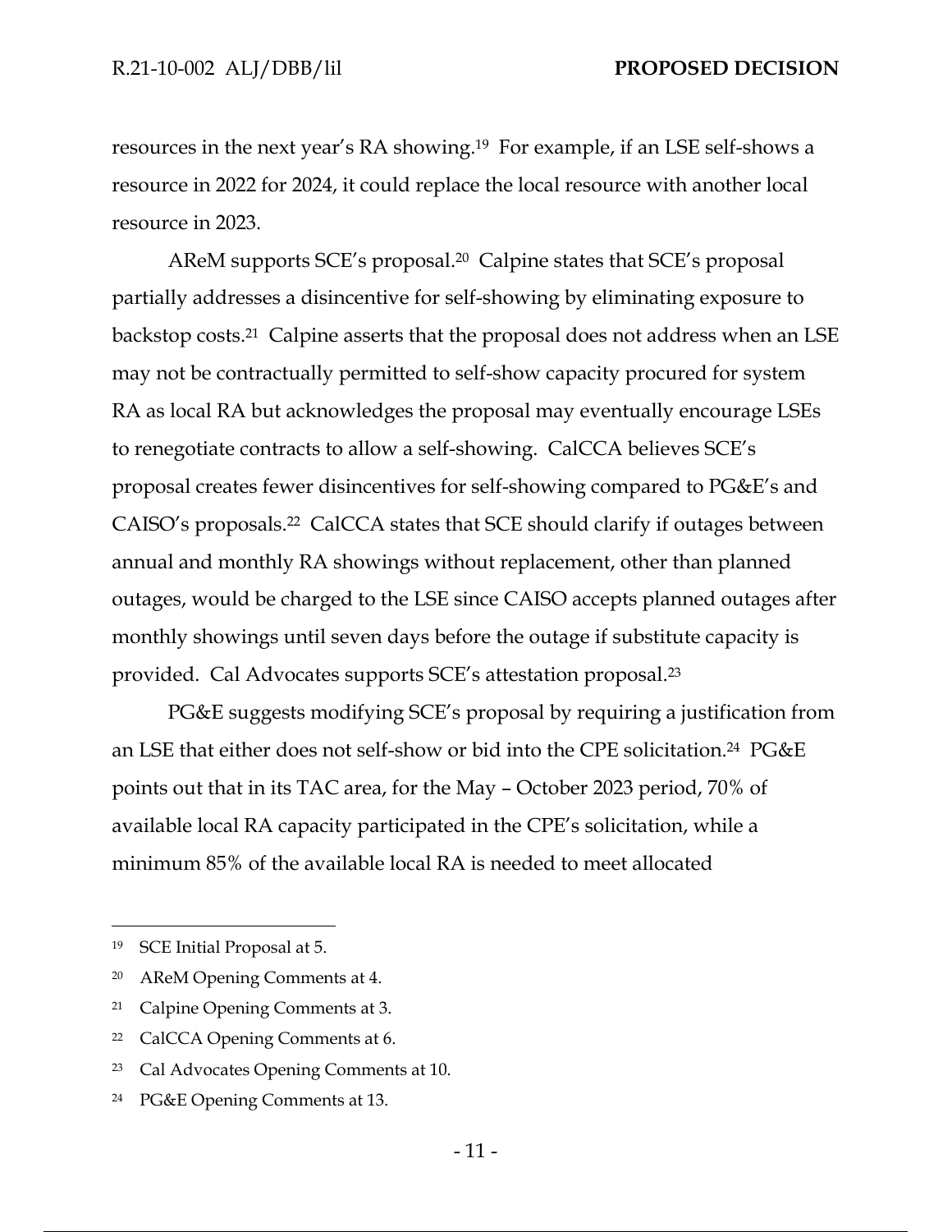resources in the next year's RA showing.[19] For example, if an LSE self-shows a resource in 2022 for 2024, it could replace the local resource with another local resource in 2023.

AReM supports SCE's proposal.[20] Calpine states that SCE's proposal partially addresses a disincentive for self-showing by eliminating exposure to backstop costs.[21] Calpine asserts that the proposal does not address when an LSE may not be contractually permitted to self-show capacity procured for system RA as local RA but acknowledges the proposal may eventually encourage LSEs to renegotiate contracts to allow a self-showing. CalCCA believes SCE's proposal creates fewer disincentives for self-showing compared to PG&E's and CAISO's proposals.[22] CalCCA states that SCE should clarify if outages between annual and monthly RA showings without replacement, other than planned outages, would be charged to the LSE since CAISO accepts planned outages after monthly showings until seven days before the outage if substitute capacity is provided. Cal Advocates supports SCE's attestation proposal.[23]

PG&E suggests modifying SCE's proposal by requiring a justification from an LSE that either does not self-show or bid into the CPE solicitation.[24] PG&E points out that in its TAC area, for the May – October 2023 period, 70% of available local RA capacity participated in the CPE's solicitation, while a minimum 85% of the available local RA is needed to meet allocated

---

[19] SCE Initial Proposal at 5.

[20] AReM Opening Comments at 4.

[21] Calpine Opening Comments at 3.

[22] CalCCA Opening Comments at 6.

[23] Cal Advocates Opening Comments at 10.

[24] PG&E Opening Comments at 13.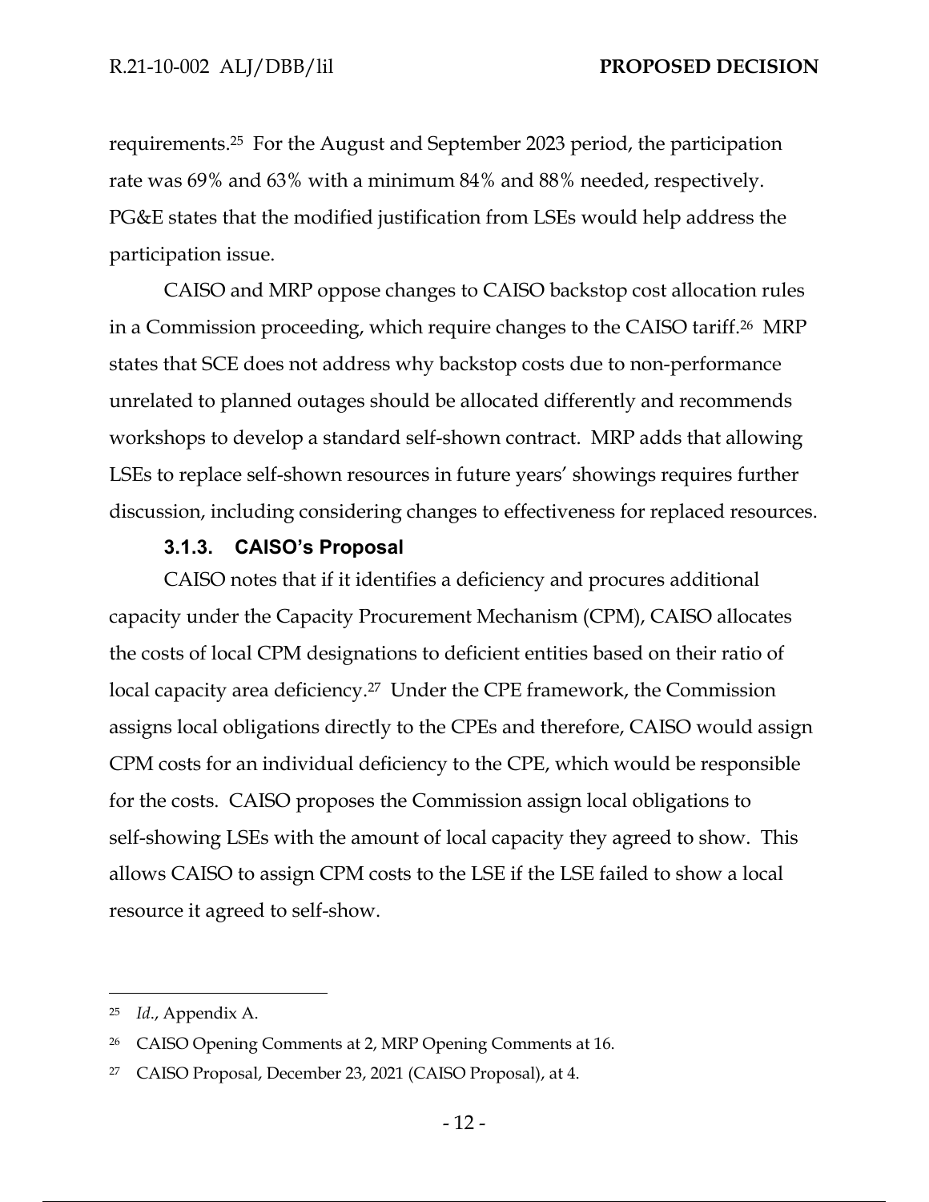requirements.[25] For the August and September 2023 period, the participation rate was 69% and 63% with a minimum 84% and 88% needed, respectively. PG&E states that the modified justification from LSEs would help address the participation issue.

CAISO and MRP oppose changes to CAISO backstop cost allocation rules in a Commission proceeding, which require changes to the CAISO tariff.[26] MRP states that SCE does not address why backstop costs due to non-performance unrelated to planned outages should be allocated differently and recommends workshops to develop a standard self-shown contract. MRP adds that allowing LSEs to replace self-shown resources in future years' showings requires further discussion, including considering changes to effectiveness for replaced resources.

### 3.1.3. CAISO's Proposal

CAISO notes that if it identifies a deficiency and procures additional capacity under the Capacity Procurement Mechanism (CPM), CAISO allocates the costs of local CPM designations to deficient entities based on their ratio of local capacity area deficiency.[27] Under the CPE framework, the Commission assigns local obligations directly to the CPEs and therefore, CAISO would assign CPM costs for an individual deficiency to the CPE, which would be responsible for the costs. CAISO proposes the Commission assign local obligations to self-showing LSEs with the amount of local capacity they agreed to show. This allows CAISO to assign CPM costs to the LSE if the LSE failed to show a local resource it agreed to self-show.

---

[25] *Id.*, Appendix A.

[26] CAISO Opening Comments at 2, MRP Opening Comments at 16.

[27] CAISO Proposal, December 23, 2021 (CAISO Proposal), at 4.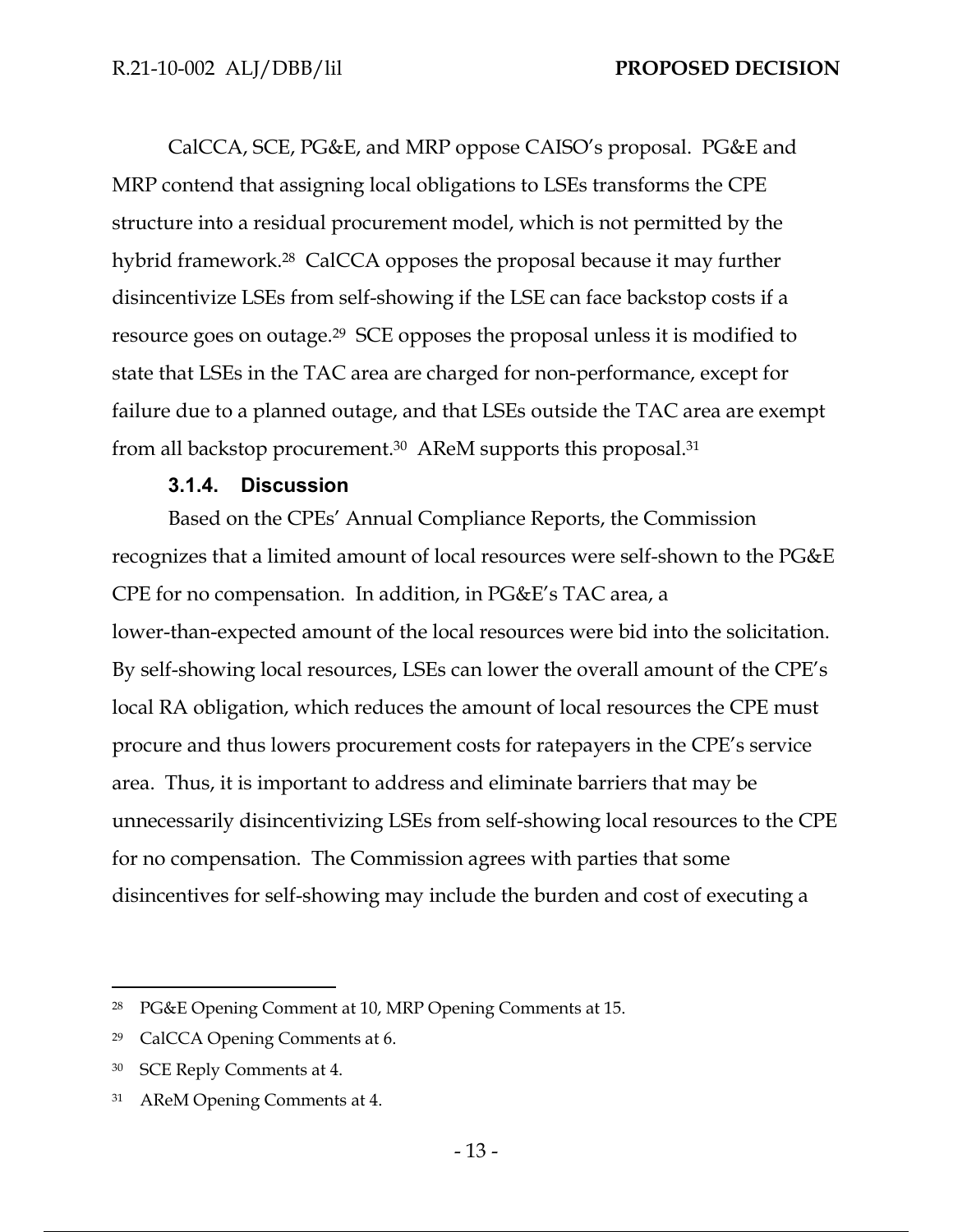CalCCA, SCE, PG&E, and MRP oppose CAISO's proposal. PG&E and MRP contend that assigning local obligations to LSEs transforms the CPE structure into a residual procurement model, which is not permitted by the hybrid framework.[28] CalCCA opposes the proposal because it may further disincentivize LSEs from self-showing if the LSE can face backstop costs if a resource goes on outage.[29] SCE opposes the proposal unless it is modified to state that LSEs in the TAC area are charged for non-performance, except for failure due to a planned outage, and that LSEs outside the TAC area are exempt from all backstop procurement.[30] AReM supports this proposal.[31]

### 3.1.4. Discussion

Based on the CPEs' Annual Compliance Reports, the Commission recognizes that a limited amount of local resources were self-shown to the PG&E CPE for no compensation. In addition, in PG&E's TAC area, a lower-than-expected amount of the local resources were bid into the solicitation. By self-showing local resources, LSEs can lower the overall amount of the CPE's local RA obligation, which reduces the amount of local resources the CPE must procure and thus lowers procurement costs for ratepayers in the CPE's service area. Thus, it is important to address and eliminate barriers that may be unnecessarily disincentivizing LSEs from self-showing local resources to the CPE for no compensation. The Commission agrees with parties that some disincentives for self-showing may include the burden and cost of executing a

---

[28] PG&E Opening Comment at 10, MRP Opening Comments at 15.

[29] CalCCA Opening Comments at 6.

[30] SCE Reply Comments at 4.

[31] AReM Opening Comments at 4.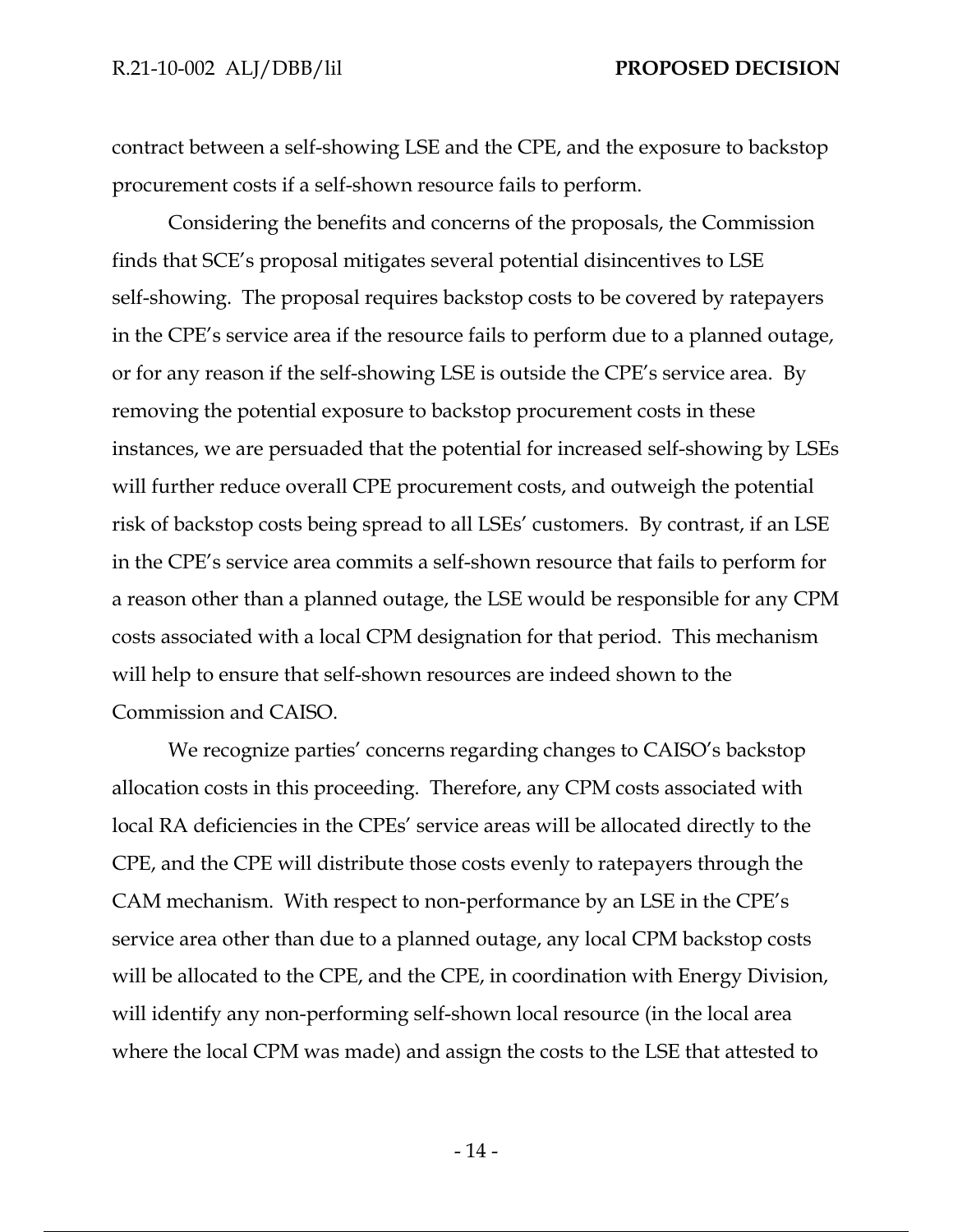contract between a self-showing LSE and the CPE, and the exposure to backstop procurement costs if a self-shown resource fails to perform.

Considering the benefits and concerns of the proposals, the Commission finds that SCE's proposal mitigates several potential disincentives to LSE self-showing. The proposal requires backstop costs to be covered by ratepayers in the CPE's service area if the resource fails to perform due to a planned outage, or for any reason if the self-showing LSE is outside the CPE's service area. By removing the potential exposure to backstop procurement costs in these instances, we are persuaded that the potential for increased self-showing by LSEs will further reduce overall CPE procurement costs, and outweigh the potential risk of backstop costs being spread to all LSEs' customers. By contrast, if an LSE in the CPE's service area commits a self-shown resource that fails to perform for a reason other than a planned outage, the LSE would be responsible for any CPM costs associated with a local CPM designation for that period. This mechanism will help to ensure that self-shown resources are indeed shown to the Commission and CAISO.

We recognize parties' concerns regarding changes to CAISO's backstop allocation costs in this proceeding. Therefore, any CPM costs associated with local RA deficiencies in the CPEs' service areas will be allocated directly to the CPE, and the CPE will distribute those costs evenly to ratepayers through the CAM mechanism. With respect to non-performance by an LSE in the CPE's service area other than due to a planned outage, any local CPM backstop costs will be allocated to the CPE, and the CPE, in coordination with Energy Division, will identify any non-performing self-shown local resource (in the local area where the local CPM was made) and assign the costs to the LSE that attested to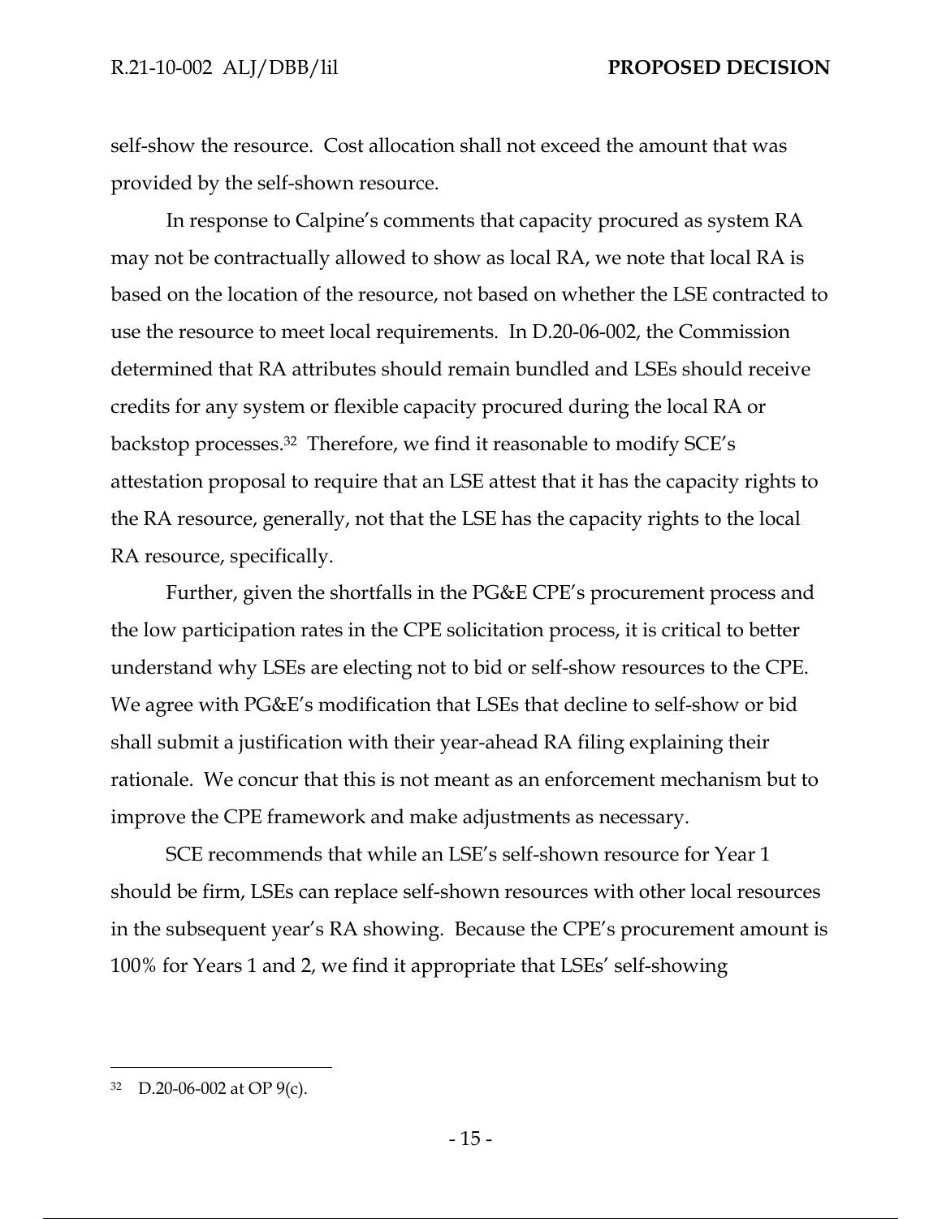self-show the resource. Cost allocation shall not exceed the amount that was provided by the self-shown resource.

In response to Calpine's comments that capacity procured as system RA may not be contractually allowed to show as local RA, we note that local RA is based on the location of the resource, not based on whether the LSE contracted to use the resource to meet local requirements. In D.20-06-002, the Commission determined that RA attributes should remain bundled and LSEs should receive credits for any system or flexible capacity procured during the local RA or backstop processes.[32] Therefore, we find it reasonable to modify SCE's attestation proposal to require that an LSE attest that it has the capacity rights to the RA resource, generally, not that the LSE has the capacity rights to the local RA resource, specifically.

Further, given the shortfalls in the PG&E CPE's procurement process and the low participation rates in the CPE solicitation process, it is critical to better understand why LSEs are electing not to bid or self-show resources to the CPE. We agree with PG&E's modification that LSEs that decline to self-show or bid shall submit a justification with their year-ahead RA filing explaining their rationale. We concur that this is not meant as an enforcement mechanism but to improve the CPE framework and make adjustments as necessary.

SCE recommends that while an LSE's self-shown resource for Year 1 should be firm, LSEs can replace self-shown resources with other local resources in the subsequent year's RA showing. Because the CPE's procurement amount is 100% for Years 1 and 2, we find it appropriate that LSEs' self-showing

---

[32] D.20-06-002 at OP 9(c).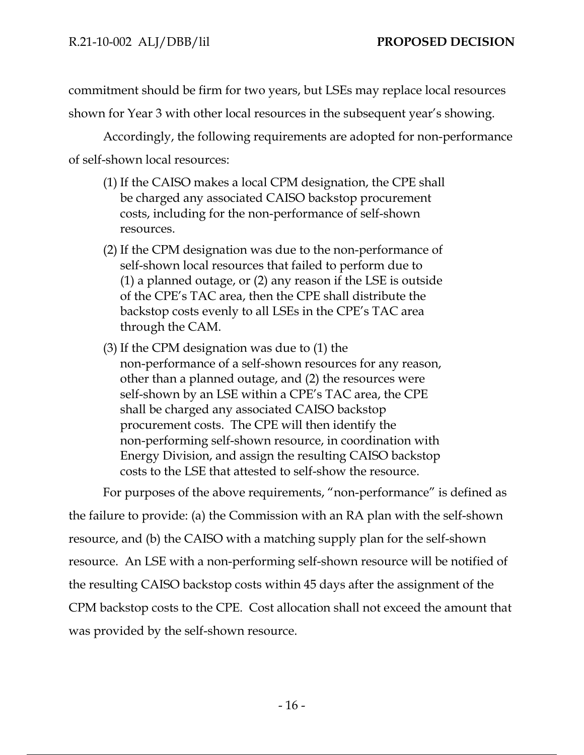commitment should be firm for two years, but LSEs may replace local resources shown for Year 3 with other local resources in the subsequent year's showing.

Accordingly, the following requirements are adopted for non-performance of self-shown local resources:

(1) If the CAISO makes a local CPM designation, the CPE shall be charged any associated CAISO backstop procurement costs, including for the non-performance of self-shown resources.

(2) If the CPM designation was due to the non-performance of self-shown local resources that failed to perform due to (1) a planned outage, or (2) any reason if the LSE is outside of the CPE's TAC area, then the CPE shall distribute the backstop costs evenly to all LSEs in the CPE's TAC area through the CAM.

(3) If the CPM designation was due to (1) the non-performance of a self-shown resources for any reason, other than a planned outage, and (2) the resources were self-shown by an LSE within a CPE's TAC area, the CPE shall be charged any associated CAISO backstop procurement costs. The CPE will then identify the non-performing self-shown resource, in coordination with Energy Division, and assign the resulting CAISO backstop costs to the LSE that attested to self-show the resource.

For purposes of the above requirements, "non-performance" is defined as the failure to provide: (a) the Commission with an RA plan with the self-shown resource, and (b) the CAISO with a matching supply plan for the self-shown resource. An LSE with a non-performing self-shown resource will be notified of the resulting CAISO backstop costs within 45 days after the assignment of the CPM backstop costs to the CPE. Cost allocation shall not exceed the amount that was provided by the self-shown resource.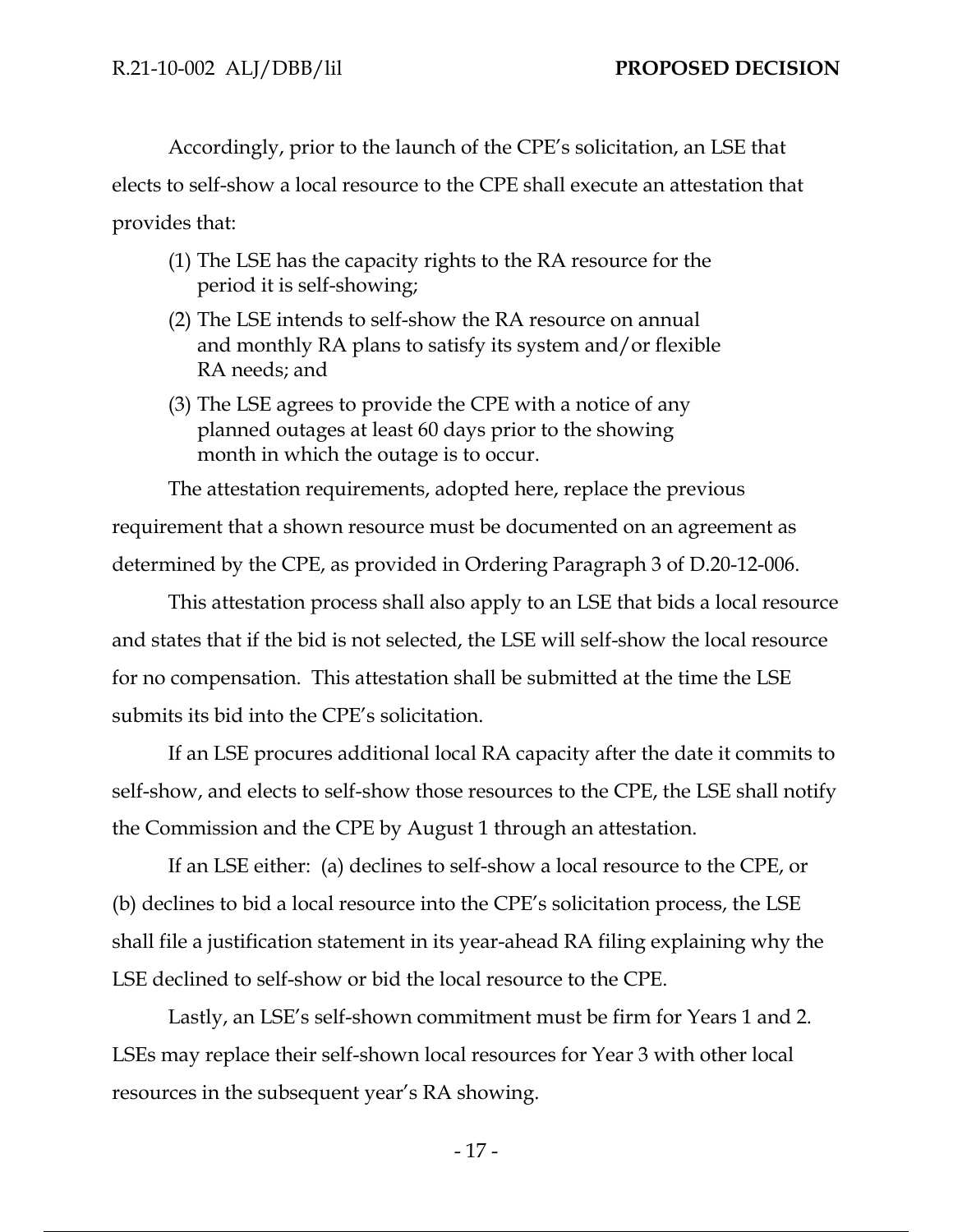Accordingly, prior to the launch of the CPE's solicitation, an LSE that elects to self-show a local resource to the CPE shall execute an attestation that provides that:

(1) The LSE has the capacity rights to the RA resource for the period it is self-showing;

(2) The LSE intends to self-show the RA resource on annual and monthly RA plans to satisfy its system and/or flexible RA needs; and

(3) The LSE agrees to provide the CPE with a notice of any planned outages at least 60 days prior to the showing month in which the outage is to occur.

The attestation requirements, adopted here, replace the previous requirement that a shown resource must be documented on an agreement as determined by the CPE, as provided in Ordering Paragraph 3 of D.20-12-006.

This attestation process shall also apply to an LSE that bids a local resource and states that if the bid is not selected, the LSE will self-show the local resource for no compensation. This attestation shall be submitted at the time the LSE submits its bid into the CPE's solicitation.

If an LSE procures additional local RA capacity after the date it commits to self-show, and elects to self-show those resources to the CPE, the LSE shall notify the Commission and the CPE by August 1 through an attestation.

If an LSE either: (a) declines to self-show a local resource to the CPE, or (b) declines to bid a local resource into the CPE's solicitation process, the LSE shall file a justification statement in its year-ahead RA filing explaining why the LSE declined to self-show or bid the local resource to the CPE.

Lastly, an LSE's self-shown commitment must be firm for Years 1 and 2. LSEs may replace their self-shown local resources for Year 3 with other local resources in the subsequent year's RA showing.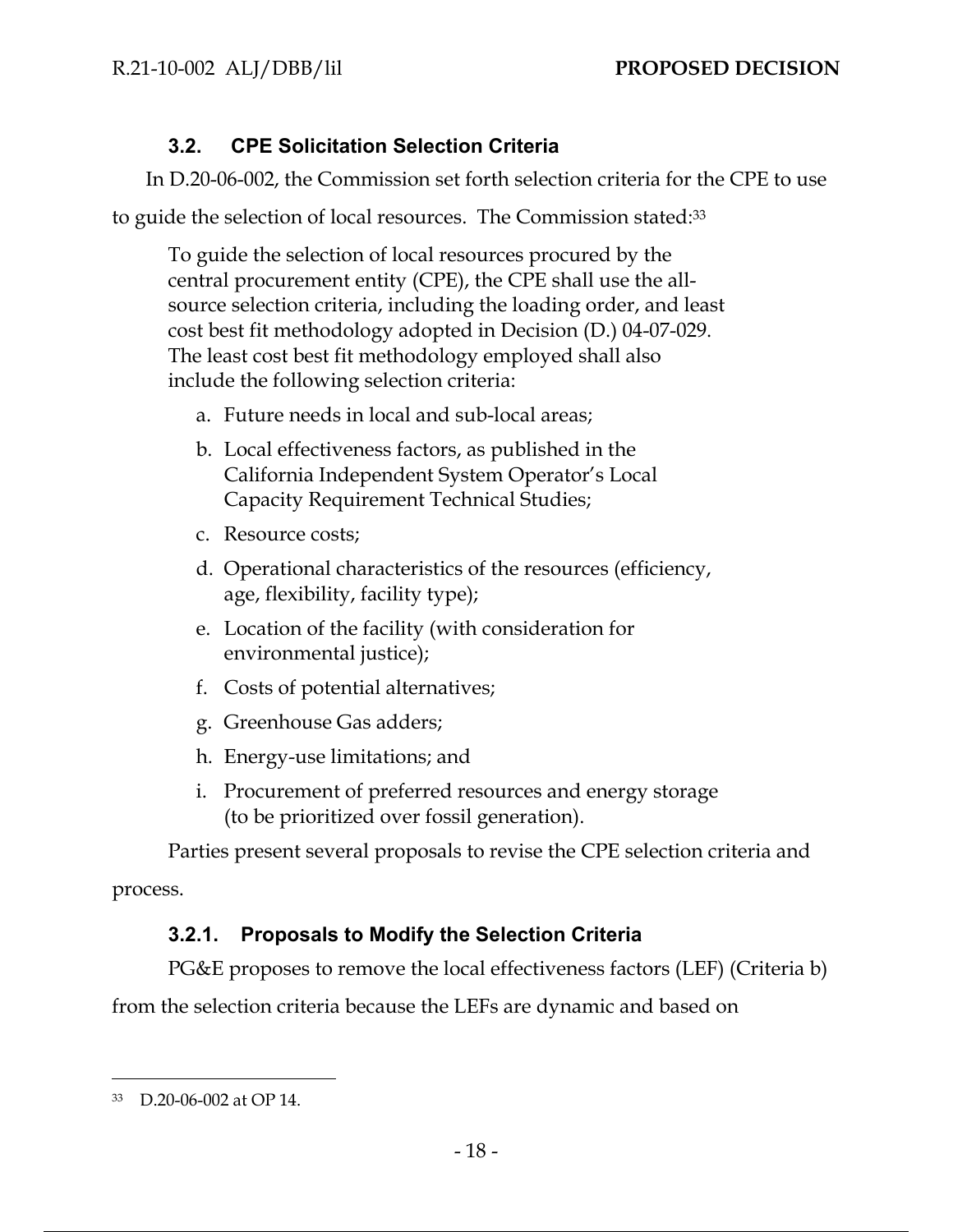### 3.2. CPE Solicitation Selection Criteria

In D.20-06-002, the Commission set forth selection criteria for the CPE to use to guide the selection of local resources. The Commission stated:[33]

> To guide the selection of local resources procured by the central procurement entity (CPE), the CPE shall use the all-source selection criteria, including the loading order, and least cost best fit methodology adopted in Decision (D.) 04-07-029. The least cost best fit methodology employed shall also include the following selection criteria:
>
> a. Future needs in local and sub-local areas;
>
> b. Local effectiveness factors, as published in the California Independent System Operator's Local Capacity Requirement Technical Studies;
>
> c. Resource costs;
>
> d. Operational characteristics of the resources (efficiency, age, flexibility, facility type);
>
> e. Location of the facility (with consideration for environmental justice);
>
> f. Costs of potential alternatives;
>
> g. Greenhouse Gas adders;
>
> h. Energy-use limitations; and
>
> i. Procurement of preferred resources and energy storage (to be prioritized over fossil generation).

Parties present several proposals to revise the CPE selection criteria and process.

#### 3.2.1. Proposals to Modify the Selection Criteria

PG&E proposes to remove the local effectiveness factors (LEF) (Criteria b) from the selection criteria because the LEFs are dynamic and based on

---

[33] D.20-06-002 at OP 14.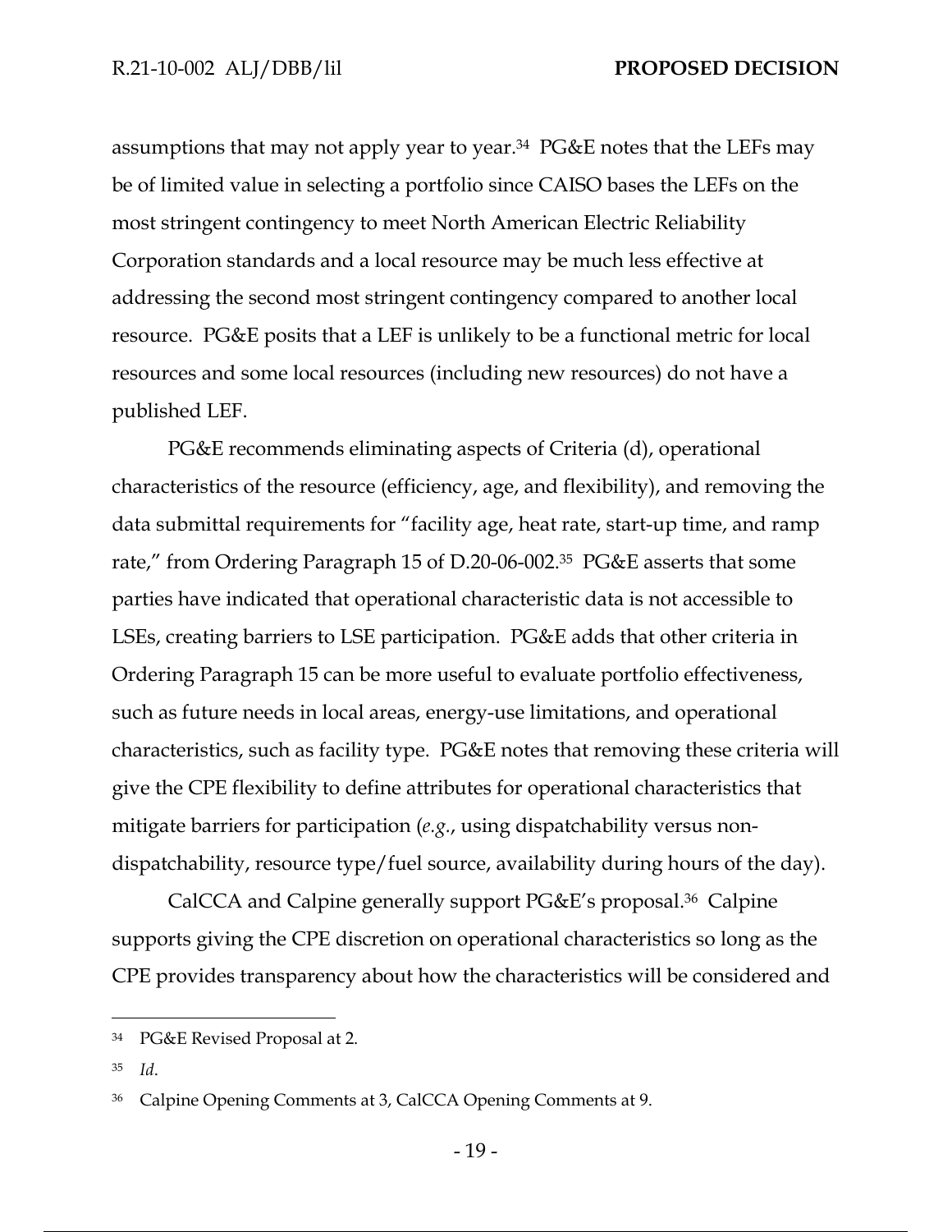assumptions that may not apply year to year.[34] PG&E notes that the LEFs may be of limited value in selecting a portfolio since CAISO bases the LEFs on the most stringent contingency to meet North American Electric Reliability Corporation standards and a local resource may be much less effective at addressing the second most stringent contingency compared to another local resource. PG&E posits that a LEF is unlikely to be a functional metric for local resources and some local resources (including new resources) do not have a published LEF.

PG&E recommends eliminating aspects of Criteria (d), operational characteristics of the resource (efficiency, age, and flexibility), and removing the data submittal requirements for "facility age, heat rate, start-up time, and ramp rate," from Ordering Paragraph 15 of D.20-06-002.[35] PG&E asserts that some parties have indicated that operational characteristic data is not accessible to LSEs, creating barriers to LSE participation. PG&E adds that other criteria in Ordering Paragraph 15 can be more useful to evaluate portfolio effectiveness, such as future needs in local areas, energy-use limitations, and operational characteristics, such as facility type. PG&E notes that removing these criteria will give the CPE flexibility to define attributes for operational characteristics that mitigate barriers for participation (*e.g.*, using dispatchability versus non-dispatchability, resource type/fuel source, availability during hours of the day).

CalCCA and Calpine generally support PG&E's proposal.[36] Calpine supports giving the CPE discretion on operational characteristics so long as the CPE provides transparency about how the characteristics will be considered and

---

[34] PG&E Revised Proposal at 2.

[35] *Id*.

[36] Calpine Opening Comments at 3, CalCCA Opening Comments at 9.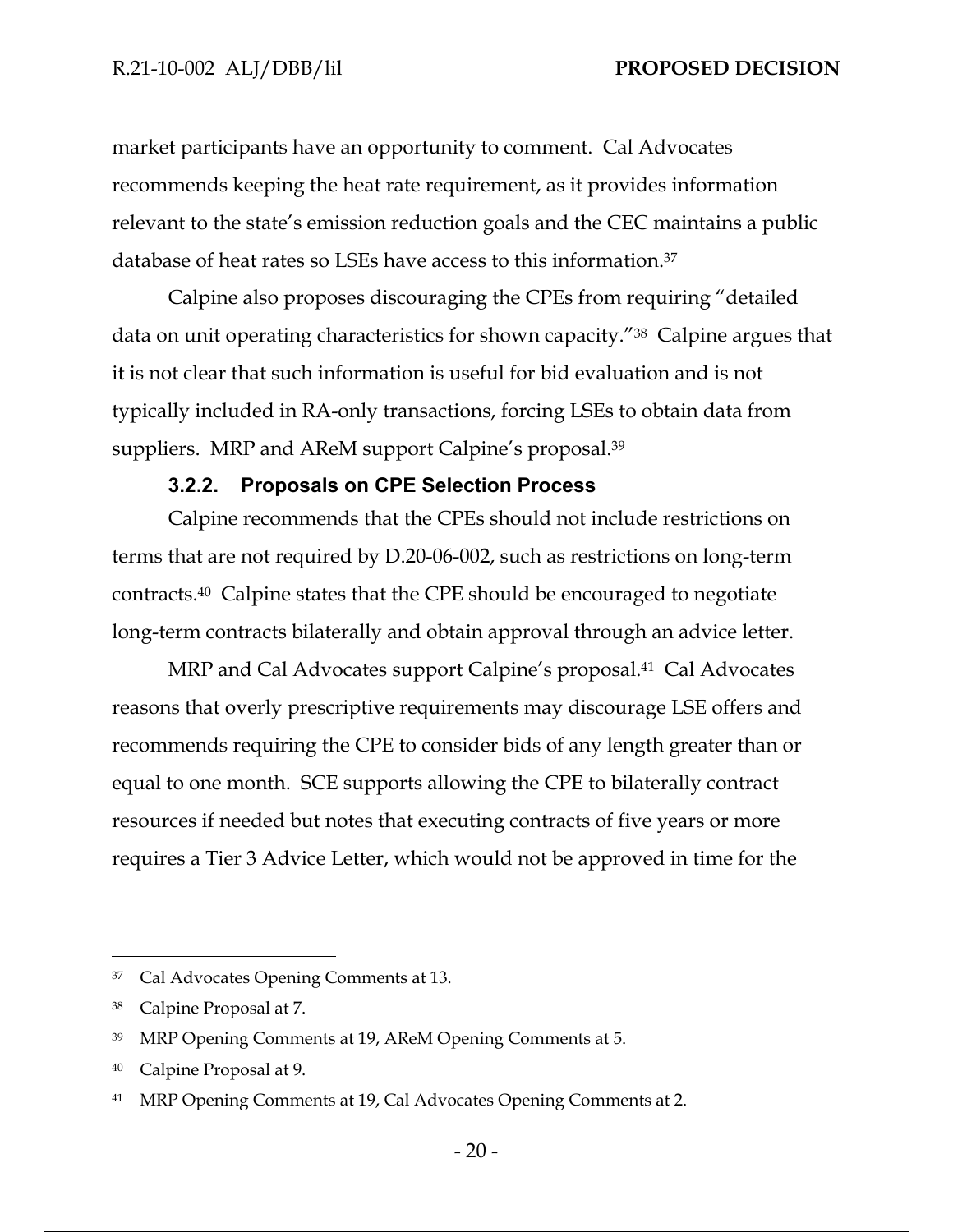market participants have an opportunity to comment. Cal Advocates recommends keeping the heat rate requirement, as it provides information relevant to the state's emission reduction goals and the CEC maintains a public database of heat rates so LSEs have access to this information.[37]

Calpine also proposes discouraging the CPEs from requiring "detailed data on unit operating characteristics for shown capacity."[38] Calpine argues that it is not clear that such information is useful for bid evaluation and is not typically included in RA-only transactions, forcing LSEs to obtain data from suppliers. MRP and AReM support Calpine's proposal.[39]

#### 3.2.2. Proposals on CPE Selection Process

Calpine recommends that the CPEs should not include restrictions on terms that are not required by D.20-06-002, such as restrictions on long-term contracts.[40] Calpine states that the CPE should be encouraged to negotiate long-term contracts bilaterally and obtain approval through an advice letter.

MRP and Cal Advocates support Calpine's proposal.[41] Cal Advocates reasons that overly prescriptive requirements may discourage LSE offers and recommends requiring the CPE to consider bids of any length greater than or equal to one month. SCE supports allowing the CPE to bilaterally contract resources if needed but notes that executing contracts of five years or more requires a Tier 3 Advice Letter, which would not be approved in time for the

---

[37] Cal Advocates Opening Comments at 13.

[38] Calpine Proposal at 7.

[39] MRP Opening Comments at 19, AReM Opening Comments at 5.

[40] Calpine Proposal at 9.

[41] MRP Opening Comments at 19, Cal Advocates Opening Comments at 2.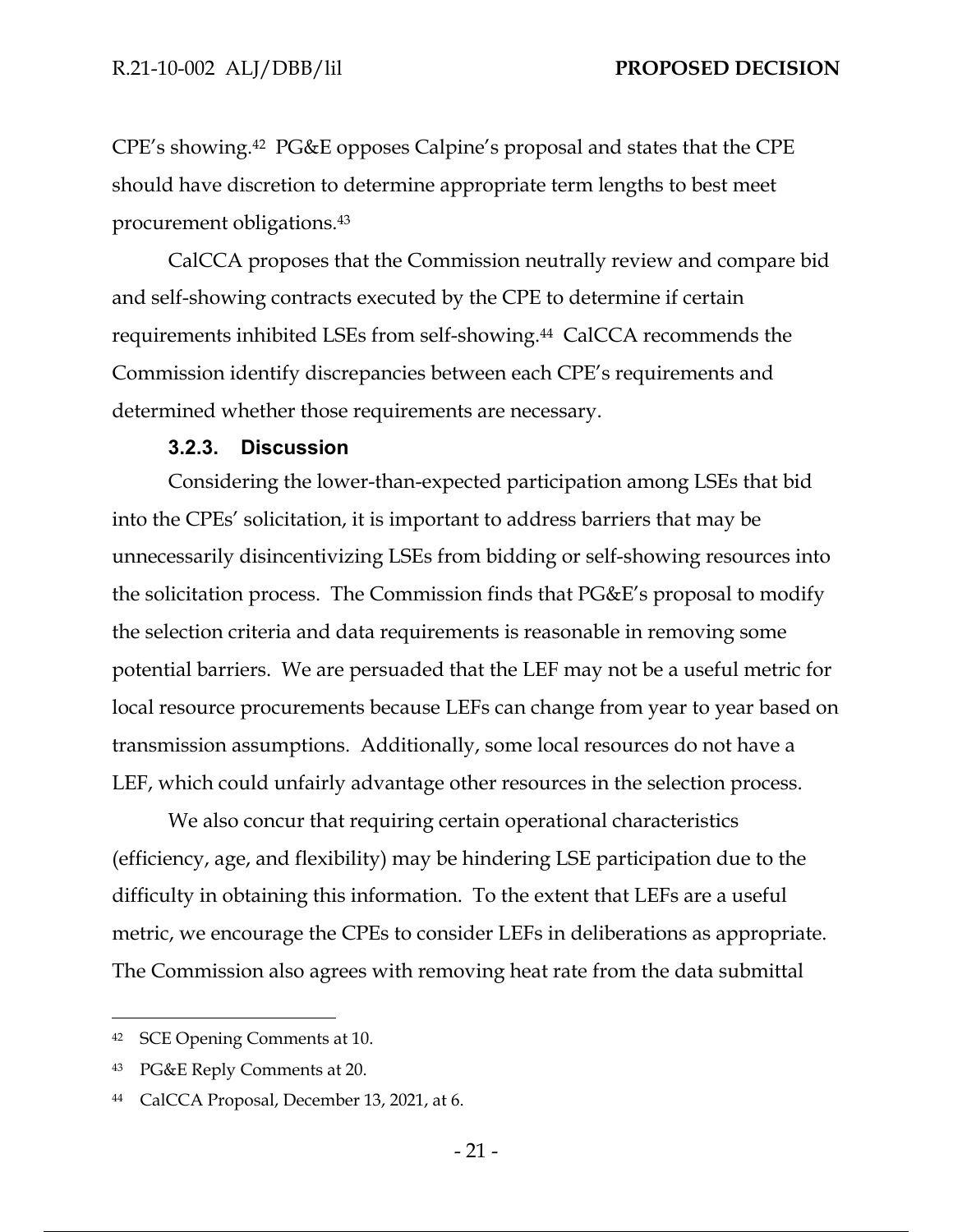CPE's showing.[42] PG&E opposes Calpine's proposal and states that the CPE should have discretion to determine appropriate term lengths to best meet procurement obligations.[43]

CalCCA proposes that the Commission neutrally review and compare bid and self-showing contracts executed by the CPE to determine if certain requirements inhibited LSEs from self-showing.[44] CalCCA recommends the Commission identify discrepancies between each CPE's requirements and determined whether those requirements are necessary.

### 3.2.3. Discussion

Considering the lower-than-expected participation among LSEs that bid into the CPEs' solicitation, it is important to address barriers that may be unnecessarily disincentivizing LSEs from bidding or self-showing resources into the solicitation process. The Commission finds that PG&E's proposal to modify the selection criteria and data requirements is reasonable in removing some potential barriers. We are persuaded that the LEF may not be a useful metric for local resource procurements because LEFs can change from year to year based on transmission assumptions. Additionally, some local resources do not have a LEF, which could unfairly advantage other resources in the selection process.

We also concur that requiring certain operational characteristics (efficiency, age, and flexibility) may be hindering LSE participation due to the difficulty in obtaining this information. To the extent that LEFs are a useful metric, we encourage the CPEs to consider LEFs in deliberations as appropriate. The Commission also agrees with removing heat rate from the data submittal

---

[42] SCE Opening Comments at 10.

[43] PG&E Reply Comments at 20.

[44] CalCCA Proposal, December 13, 2021, at 6.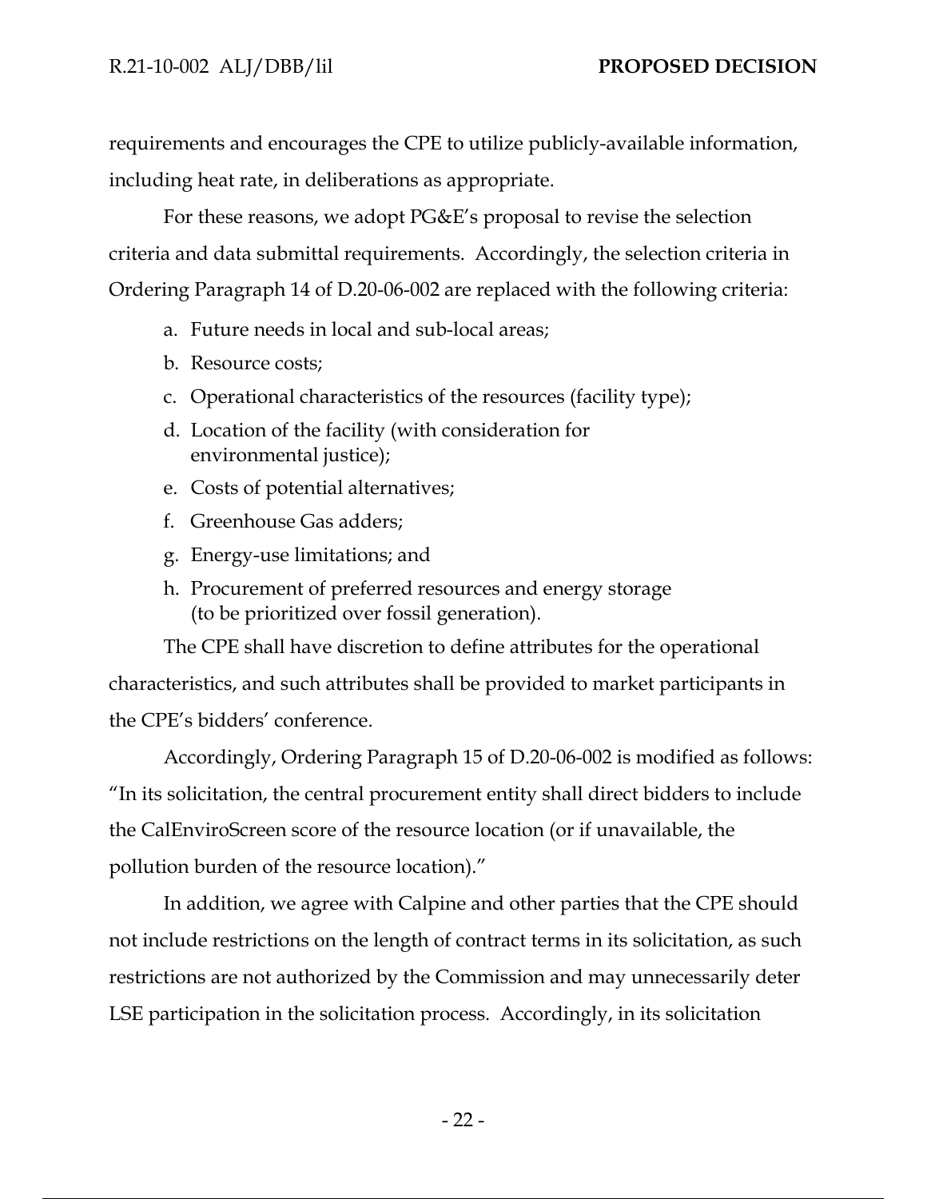requirements and encourages the CPE to utilize publicly-available information, including heat rate, in deliberations as appropriate.

For these reasons, we adopt PG&E's proposal to revise the selection criteria and data submittal requirements. Accordingly, the selection criteria in Ordering Paragraph 14 of D.20-06-002 are replaced with the following criteria:

a. Future needs in local and sub-local areas;
b. Resource costs;
c. Operational characteristics of the resources (facility type);
d. Location of the facility (with consideration for environmental justice);
e. Costs of potential alternatives;
f. Greenhouse Gas adders;
g. Energy-use limitations; and
h. Procurement of preferred resources and energy storage (to be prioritized over fossil generation).

The CPE shall have discretion to define attributes for the operational characteristics, and such attributes shall be provided to market participants in the CPE's bidders' conference.

Accordingly, Ordering Paragraph 15 of D.20-06-002 is modified as follows: "In its solicitation, the central procurement entity shall direct bidders to include the CalEnviroScreen score of the resource location (or if unavailable, the pollution burden of the resource location)."

In addition, we agree with Calpine and other parties that the CPE should not include restrictions on the length of contract terms in its solicitation, as such restrictions are not authorized by the Commission and may unnecessarily deter LSE participation in the solicitation process. Accordingly, in its solicitation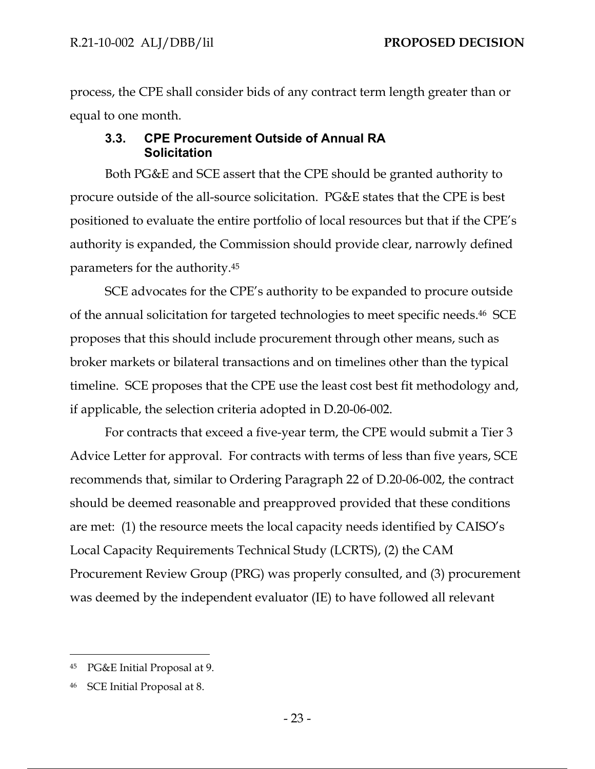process, the CPE shall consider bids of any contract term length greater than or equal to one month.

### 3.3. CPE Procurement Outside of Annual RA Solicitation

Both PG&E and SCE assert that the CPE should be granted authority to procure outside of the all-source solicitation. PG&E states that the CPE is best positioned to evaluate the entire portfolio of local resources but that if the CPE's authority is expanded, the Commission should provide clear, narrowly defined parameters for the authority.[45]

SCE advocates for the CPE's authority to be expanded to procure outside of the annual solicitation for targeted technologies to meet specific needs.[46] SCE proposes that this should include procurement through other means, such as broker markets or bilateral transactions and on timelines other than the typical timeline. SCE proposes that the CPE use the least cost best fit methodology and, if applicable, the selection criteria adopted in D.20-06-002.

For contracts that exceed a five-year term, the CPE would submit a Tier 3 Advice Letter for approval. For contracts with terms of less than five years, SCE recommends that, similar to Ordering Paragraph 22 of D.20-06-002, the contract should be deemed reasonable and preapproved provided that these conditions are met: (1) the resource meets the local capacity needs identified by CAISO's Local Capacity Requirements Technical Study (LCRTS), (2) the CAM Procurement Review Group (PRG) was properly consulted, and (3) procurement was deemed by the independent evaluator (IE) to have followed all relevant

---

[45] PG&E Initial Proposal at 9.

[46] SCE Initial Proposal at 8.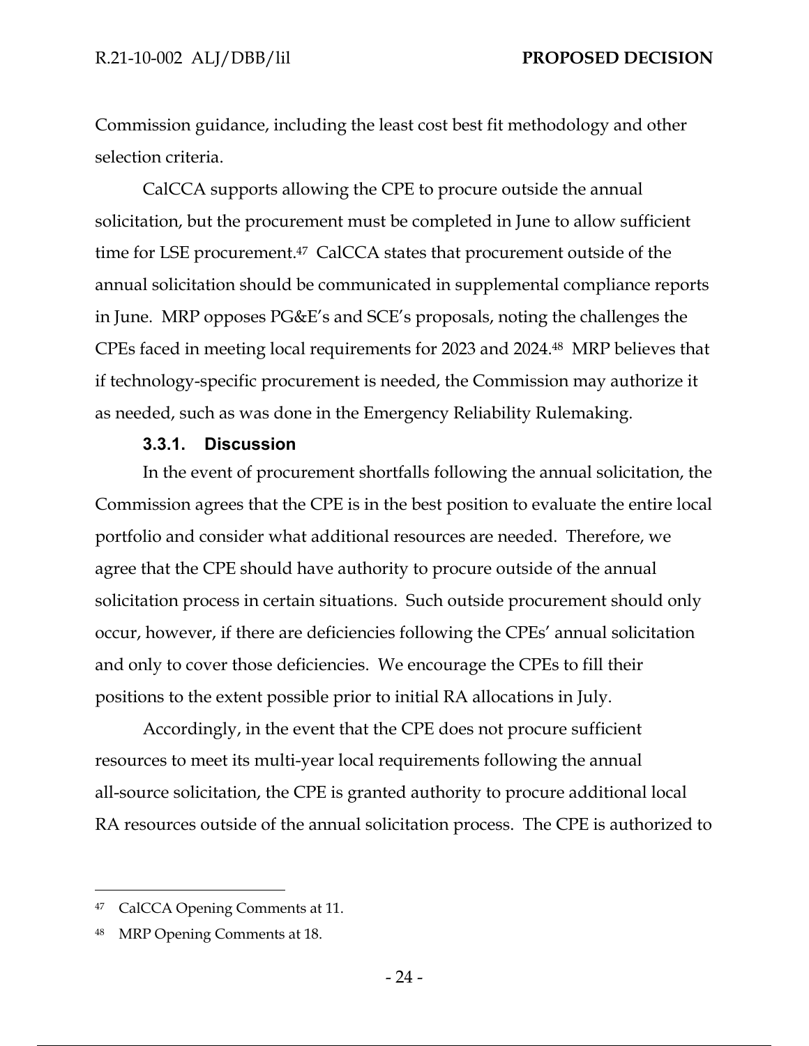Commission guidance, including the least cost best fit methodology and other selection criteria.

CalCCA supports allowing the CPE to procure outside the annual solicitation, but the procurement must be completed in June to allow sufficient time for LSE procurement.[47] CalCCA states that procurement outside of the annual solicitation should be communicated in supplemental compliance reports in June. MRP opposes PG&E's and SCE's proposals, noting the challenges the CPEs faced in meeting local requirements for 2023 and 2024.[48] MRP believes that if technology-specific procurement is needed, the Commission may authorize it as needed, such as was done in the Emergency Reliability Rulemaking.

#### 3.3.1. Discussion

In the event of procurement shortfalls following the annual solicitation, the Commission agrees that the CPE is in the best position to evaluate the entire local portfolio and consider what additional resources are needed. Therefore, we agree that the CPE should have authority to procure outside of the annual solicitation process in certain situations. Such outside procurement should only occur, however, if there are deficiencies following the CPEs' annual solicitation and only to cover those deficiencies. We encourage the CPEs to fill their positions to the extent possible prior to initial RA allocations in July.

Accordingly, in the event that the CPE does not procure sufficient resources to meet its multi-year local requirements following the annual all-source solicitation, the CPE is granted authority to procure additional local RA resources outside of the annual solicitation process. The CPE is authorized to

---

[47] CalCCA Opening Comments at 11.

[48] MRP Opening Comments at 18.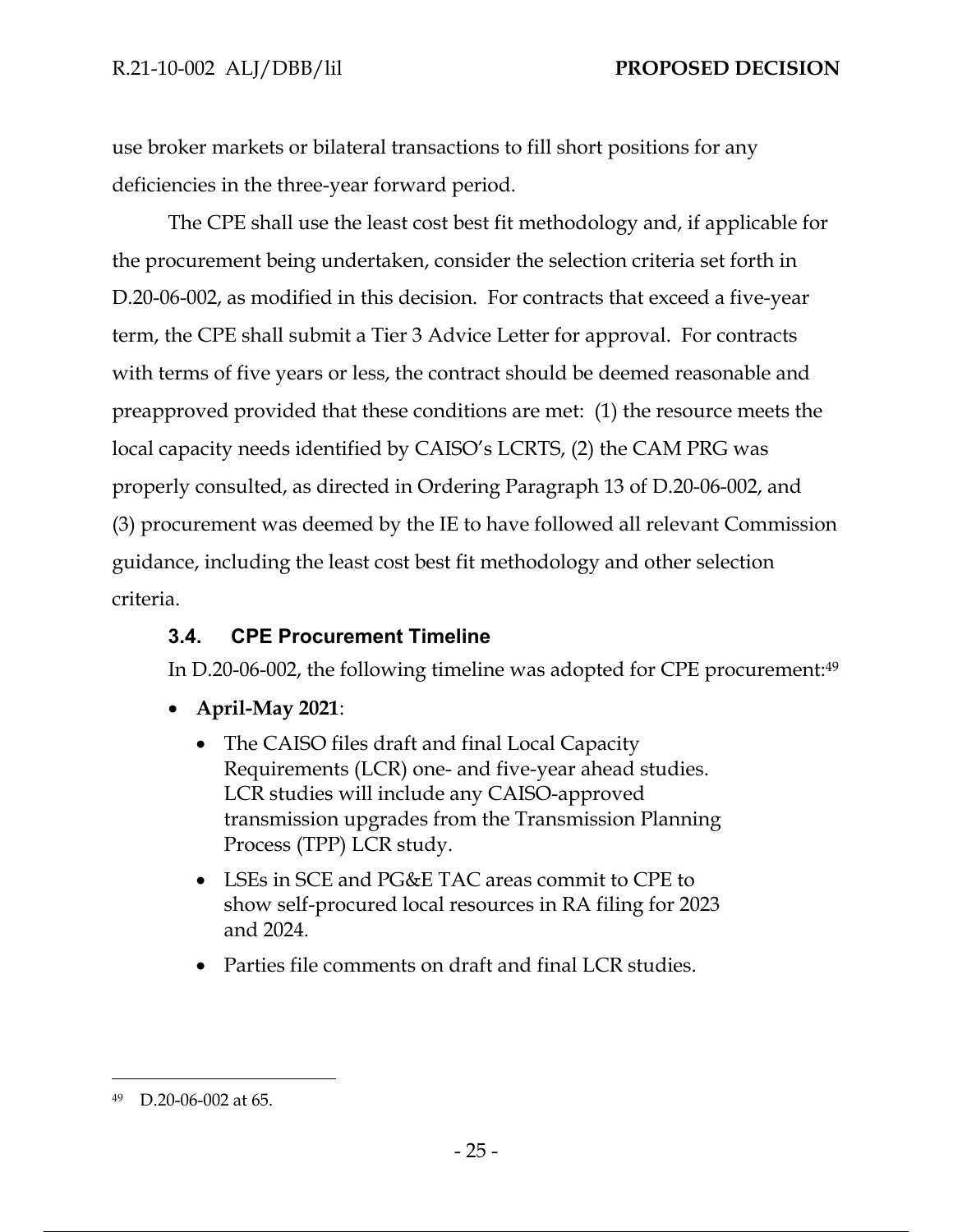use broker markets or bilateral transactions to fill short positions for any deficiencies in the three-year forward period.

The CPE shall use the least cost best fit methodology and, if applicable for the procurement being undertaken, consider the selection criteria set forth in D.20-06-002, as modified in this decision. For contracts that exceed a five-year term, the CPE shall submit a Tier 3 Advice Letter for approval. For contracts with terms of five years or less, the contract should be deemed reasonable and preapproved provided that these conditions are met: (1) the resource meets the local capacity needs identified by CAISO's LCRTS, (2) the CAM PRG was properly consulted, as directed in Ordering Paragraph 13 of D.20-06-002, and (3) procurement was deemed by the IE to have followed all relevant Commission guidance, including the least cost best fit methodology and other selection criteria.

### 3.4. CPE Procurement Timeline

In D.20-06-002, the following timeline was adopted for CPE procurement:[49]

- **April-May 2021**:
  - The CAISO files draft and final Local Capacity Requirements (LCR) one- and five-year ahead studies. LCR studies will include any CAISO-approved transmission upgrades from the Transmission Planning Process (TPP) LCR study.
  - LSEs in SCE and PG&E TAC areas commit to CPE to show self-procured local resources in RA filing for 2023 and 2024.
  - Parties file comments on draft and final LCR studies.

---

[49] D.20-06-002 at 65.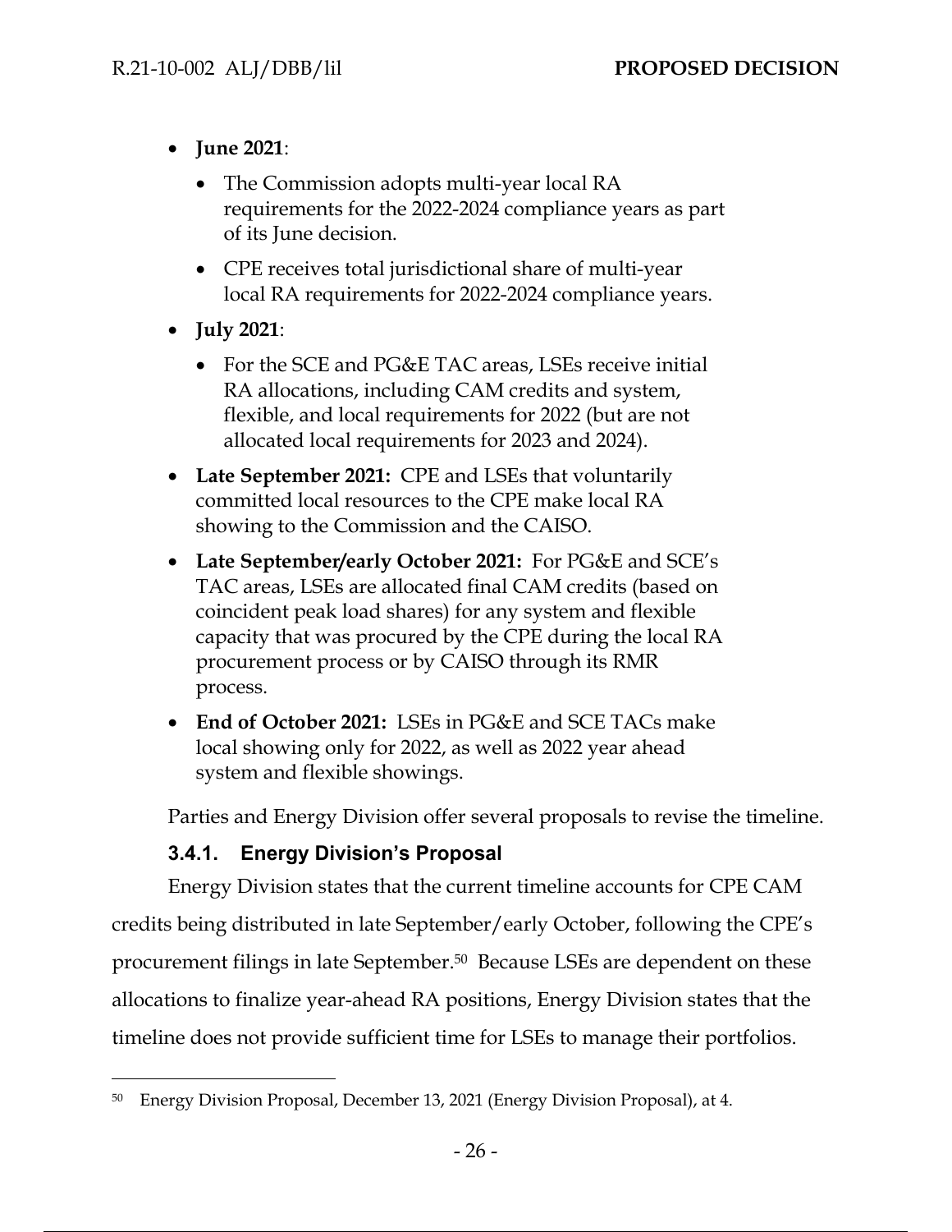- **June 2021**:
  - The Commission adopts multi-year local RA requirements for the 2022-2024 compliance years as part of its June decision.
  - CPE receives total jurisdictional share of multi-year local RA requirements for 2022-2024 compliance years.
- **July 2021**:
  - For the SCE and PG&E TAC areas, LSEs receive initial RA allocations, including CAM credits and system, flexible, and local requirements for 2022 (but are not allocated local requirements for 2023 and 2024).
- **Late September 2021:** CPE and LSEs that voluntarily committed local resources to the CPE make local RA showing to the Commission and the CAISO.
- **Late September/early October 2021:** For PG&E and SCE's TAC areas, LSEs are allocated final CAM credits (based on coincident peak load shares) for any system and flexible capacity that was procured by the CPE during the local RA procurement process or by CAISO through its RMR process.
- **End of October 2021:** LSEs in PG&E and SCE TACs make local showing only for 2022, as well as 2022 year ahead system and flexible showings.

Parties and Energy Division offer several proposals to revise the timeline.

### 3.4.1. Energy Division's Proposal

Energy Division states that the current timeline accounts for CPE CAM credits being distributed in late September/early October, following the CPE's procurement filings in late September.[50] Because LSEs are dependent on these allocations to finalize year-ahead RA positions, Energy Division states that the timeline does not provide sufficient time for LSEs to manage their portfolios.

---

[50] Energy Division Proposal, December 13, 2021 (Energy Division Proposal), at 4.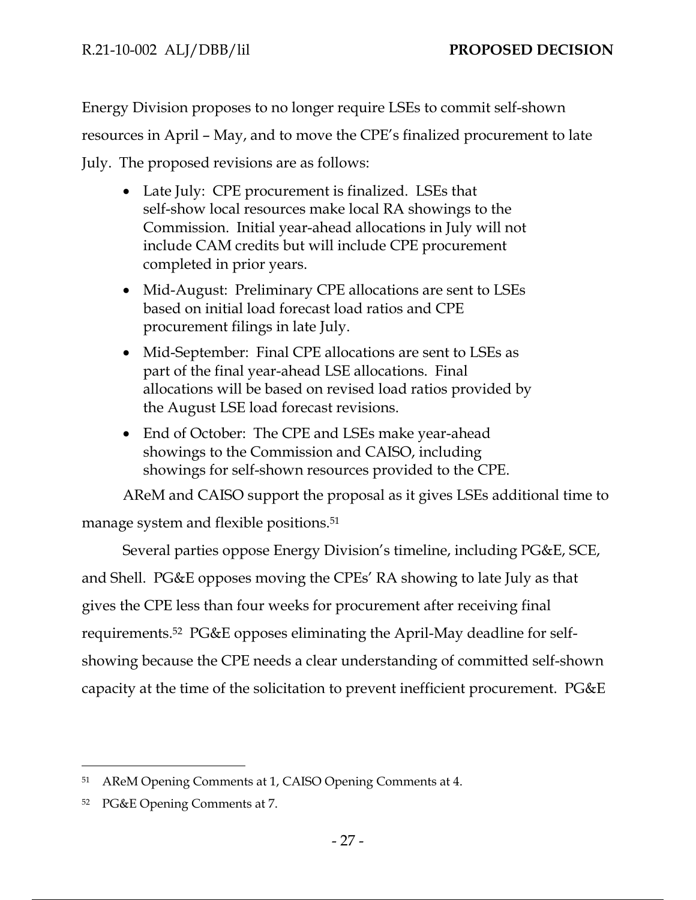Energy Division proposes to no longer require LSEs to commit self-shown resources in April – May, and to move the CPE's finalized procurement to late July. The proposed revisions are as follows:

- Late July: CPE procurement is finalized. LSEs that self-show local resources make local RA showings to the Commission. Initial year-ahead allocations in July will not include CAM credits but will include CPE procurement completed in prior years.
- Mid-August: Preliminary CPE allocations are sent to LSEs based on initial load forecast load ratios and CPE procurement filings in late July.
- Mid-September: Final CPE allocations are sent to LSEs as part of the final year-ahead LSE allocations. Final allocations will be based on revised load ratios provided by the August LSE load forecast revisions.
- End of October: The CPE and LSEs make year-ahead showings to the Commission and CAISO, including showings for self-shown resources provided to the CPE.

AReM and CAISO support the proposal as it gives LSEs additional time to manage system and flexible positions.[51]

Several parties oppose Energy Division's timeline, including PG&E, SCE, and Shell. PG&E opposes moving the CPEs' RA showing to late July as that gives the CPE less than four weeks for procurement after receiving final requirements.[52] PG&E opposes eliminating the April-May deadline for self-showing because the CPE needs a clear understanding of committed self-shown capacity at the time of the solicitation to prevent inefficient procurement. PG&E

---

[51] AReM Opening Comments at 1, CAISO Opening Comments at 4.

[52] PG&E Opening Comments at 7.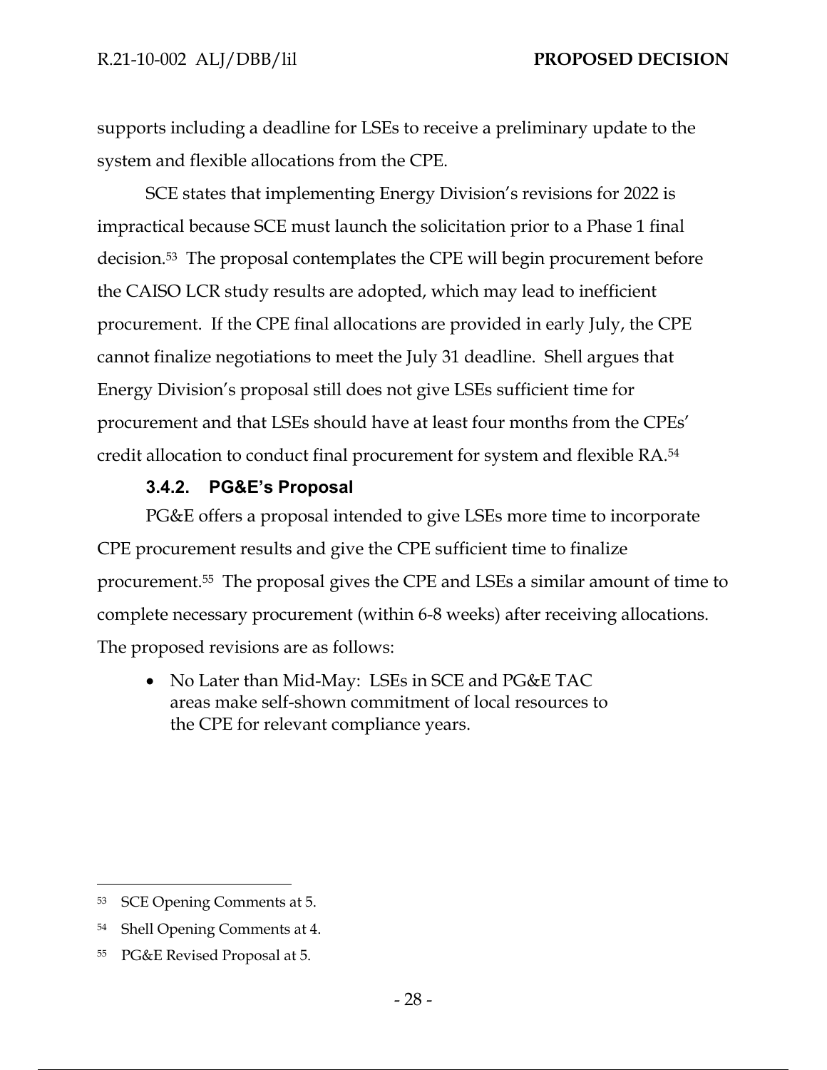supports including a deadline for LSEs to receive a preliminary update to the system and flexible allocations from the CPE.

SCE states that implementing Energy Division's revisions for 2022 is impractical because SCE must launch the solicitation prior to a Phase 1 final decision.[53] The proposal contemplates the CPE will begin procurement before the CAISO LCR study results are adopted, which may lead to inefficient procurement. If the CPE final allocations are provided in early July, the CPE cannot finalize negotiations to meet the July 31 deadline. Shell argues that Energy Division's proposal still does not give LSEs sufficient time for procurement and that LSEs should have at least four months from the CPEs' credit allocation to conduct final procurement for system and flexible RA.[54]

### 3.4.2. PG&E's Proposal

PG&E offers a proposal intended to give LSEs more time to incorporate CPE procurement results and give the CPE sufficient time to finalize procurement.[55] The proposal gives the CPE and LSEs a similar amount of time to complete necessary procurement (within 6-8 weeks) after receiving allocations. The proposed revisions are as follows:

- No Later than Mid-May: LSEs in SCE and PG&E TAC areas make self-shown commitment of local resources to the CPE for relevant compliance years.

---

[53] SCE Opening Comments at 5.

[54] Shell Opening Comments at 4.

[55] PG&E Revised Proposal at 5.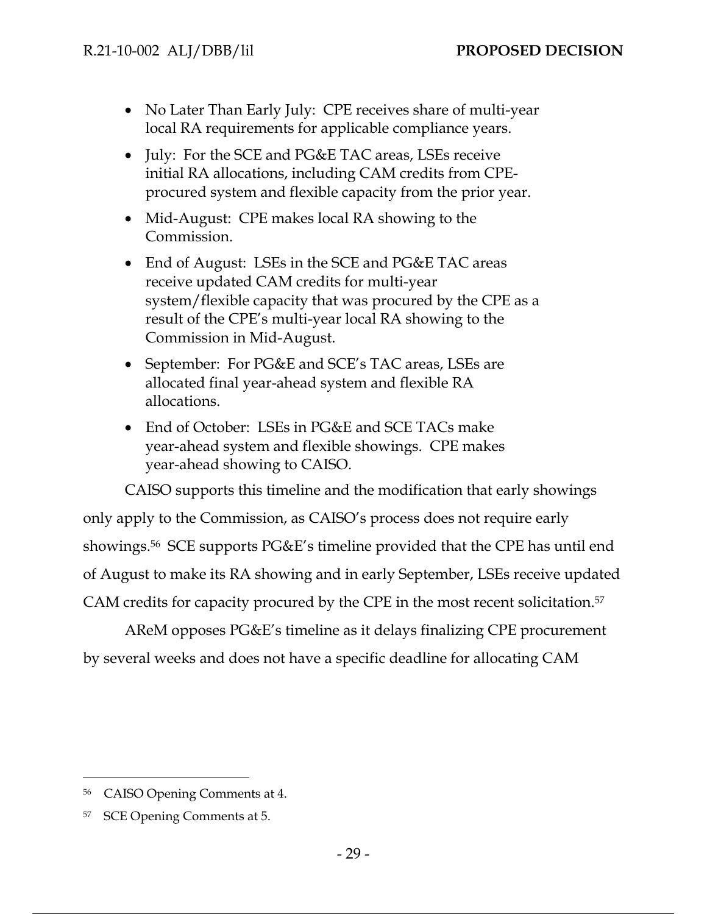- No Later Than Early July: CPE receives share of multi-year local RA requirements for applicable compliance years.
- July: For the SCE and PG&E TAC areas, LSEs receive initial RA allocations, including CAM credits from CPE-procured system and flexible capacity from the prior year.
- Mid-August: CPE makes local RA showing to the Commission.
- End of August: LSEs in the SCE and PG&E TAC areas receive updated CAM credits for multi-year system/flexible capacity that was procured by the CPE as a result of the CPE's multi-year local RA showing to the Commission in Mid-August.
- September: For PG&E and SCE's TAC areas, LSEs are allocated final year-ahead system and flexible RA allocations.
- End of October: LSEs in PG&E and SCE TACs make year-ahead system and flexible showings. CPE makes year-ahead showing to CAISO.

CAISO supports this timeline and the modification that early showings only apply to the Commission, as CAISO's process does not require early showings.[56] SCE supports PG&E's timeline provided that the CPE has until end of August to make its RA showing and in early September, LSEs receive updated CAM credits for capacity procured by the CPE in the most recent solicitation.[57]

AReM opposes PG&E's timeline as it delays finalizing CPE procurement by several weeks and does not have a specific deadline for allocating CAM

---

[56] CAISO Opening Comments at 4.

[57] SCE Opening Comments at 5.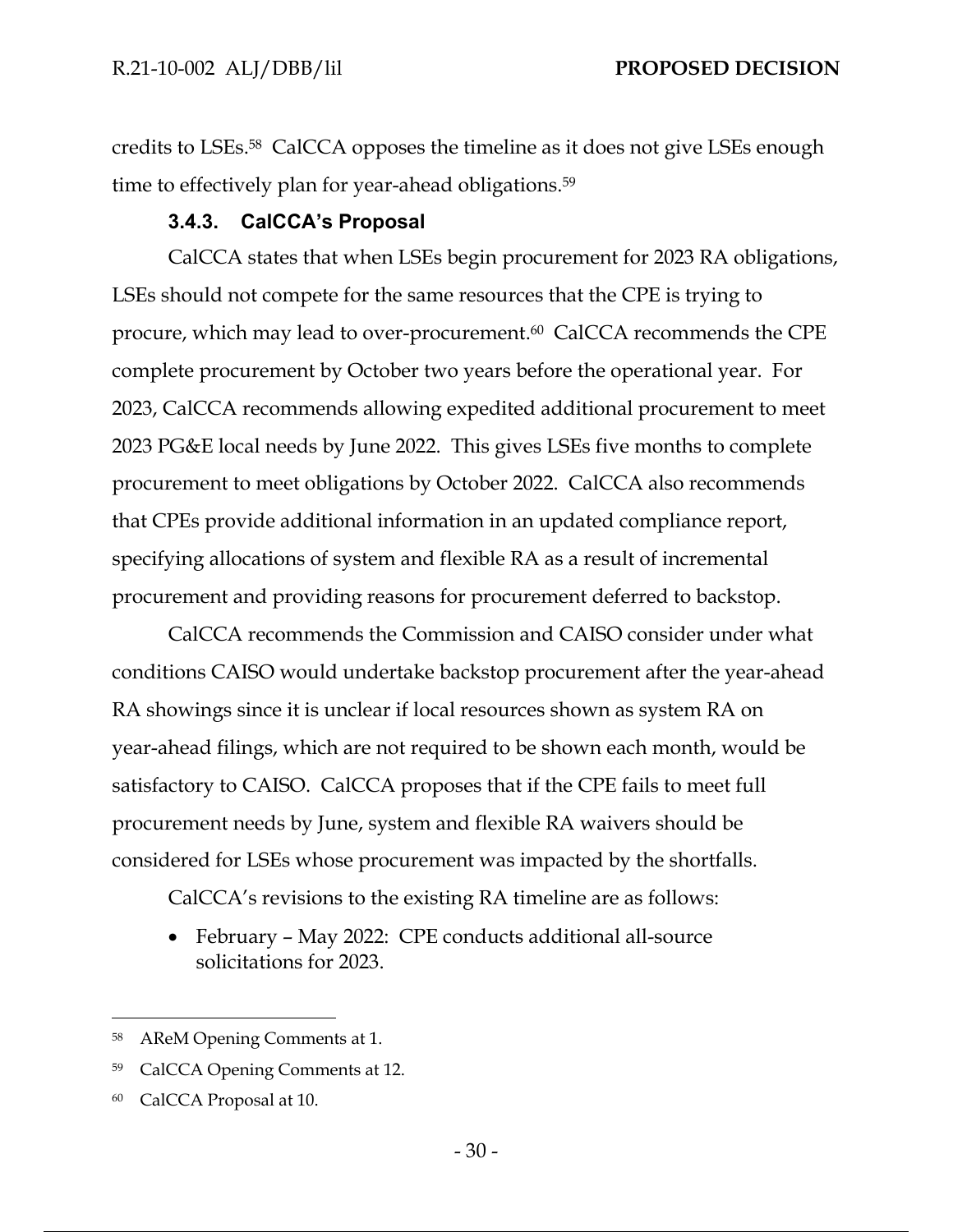credits to LSEs.[58] CalCCA opposes the timeline as it does not give LSEs enough time to effectively plan for year-ahead obligations.[59]

### 3.4.3. CalCCA's Proposal

CalCCA states that when LSEs begin procurement for 2023 RA obligations, LSEs should not compete for the same resources that the CPE is trying to procure, which may lead to over-procurement.[60] CalCCA recommends the CPE complete procurement by October two years before the operational year. For 2023, CalCCA recommends allowing expedited additional procurement to meet 2023 PG&E local needs by June 2022. This gives LSEs five months to complete procurement to meet obligations by October 2022. CalCCA also recommends that CPEs provide additional information in an updated compliance report, specifying allocations of system and flexible RA as a result of incremental procurement and providing reasons for procurement deferred to backstop.

CalCCA recommends the Commission and CAISO consider under what conditions CAISO would undertake backstop procurement after the year-ahead RA showings since it is unclear if local resources shown as system RA on year-ahead filings, which are not required to be shown each month, would be satisfactory to CAISO. CalCCA proposes that if the CPE fails to meet full procurement needs by June, system and flexible RA waivers should be considered for LSEs whose procurement was impacted by the shortfalls.

CalCCA's revisions to the existing RA timeline are as follows:

- February – May 2022: CPE conducts additional all-source solicitations for 2023.

---

[58] AReM Opening Comments at 1.

[59] CalCCA Opening Comments at 12.

[60] CalCCA Proposal at 10.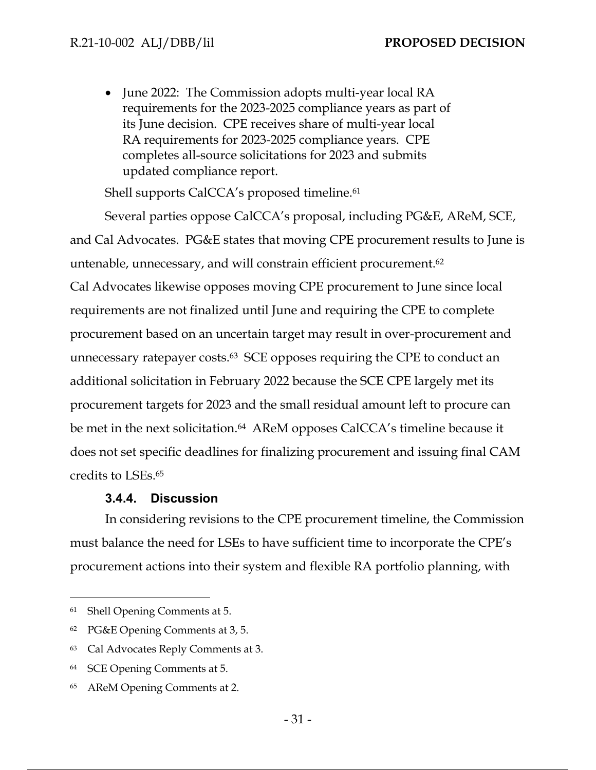- June 2022: The Commission adopts multi-year local RA requirements for the 2023-2025 compliance years as part of its June decision. CPE receives share of multi-year local RA requirements for 2023-2025 compliance years. CPE completes all-source solicitations for 2023 and submits updated compliance report.

Shell supports CalCCA's proposed timeline.[61]

Several parties oppose CalCCA's proposal, including PG&E, AReM, SCE, and Cal Advocates. PG&E states that moving CPE procurement results to June is untenable, unnecessary, and will constrain efficient procurement.[62] Cal Advocates likewise opposes moving CPE procurement to June since local requirements are not finalized until June and requiring the CPE to complete procurement based on an uncertain target may result in over-procurement and unnecessary ratepayer costs.[63] SCE opposes requiring the CPE to conduct an additional solicitation in February 2022 because the SCE CPE largely met its procurement targets for 2023 and the small residual amount left to procure can be met in the next solicitation.[64] AReM opposes CalCCA's timeline because it does not set specific deadlines for finalizing procurement and issuing final CAM credits to LSEs.[65]

### 3.4.4. Discussion

In considering revisions to the CPE procurement timeline, the Commission must balance the need for LSEs to have sufficient time to incorporate the CPE's procurement actions into their system and flexible RA portfolio planning, with

---

[61] Shell Opening Comments at 5.

[62] PG&E Opening Comments at 3, 5.

[63] Cal Advocates Reply Comments at 3.

[64] SCE Opening Comments at 5.

[65] AReM Opening Comments at 2.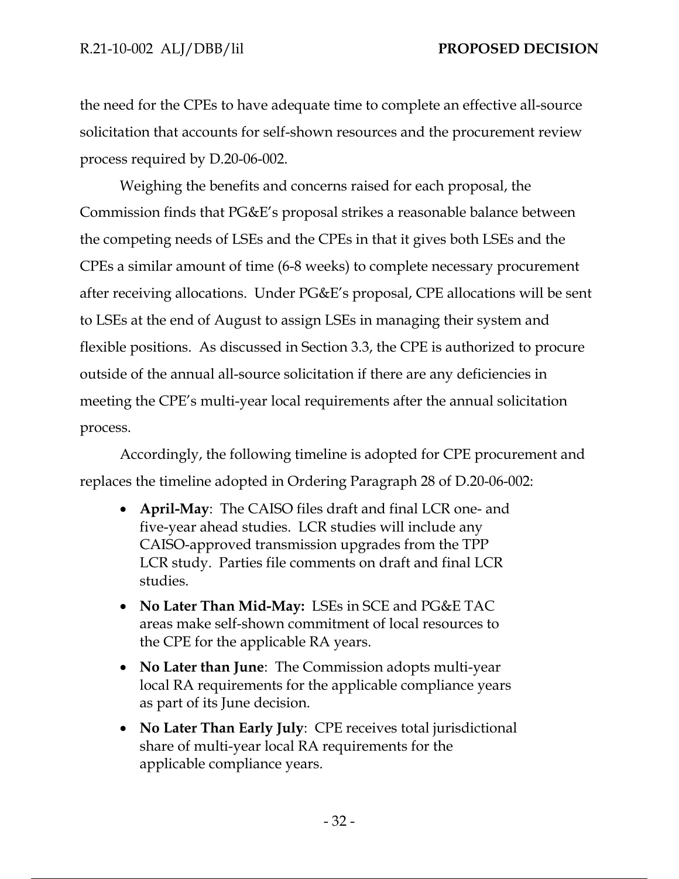the need for the CPEs to have adequate time to complete an effective all-source solicitation that accounts for self-shown resources and the procurement review process required by D.20-06-002.

Weighing the benefits and concerns raised for each proposal, the Commission finds that PG&E's proposal strikes a reasonable balance between the competing needs of LSEs and the CPEs in that it gives both LSEs and the CPEs a similar amount of time (6-8 weeks) to complete necessary procurement after receiving allocations. Under PG&E's proposal, CPE allocations will be sent to LSEs at the end of August to assign LSEs in managing their system and flexible positions. As discussed in Section 3.3, the CPE is authorized to procure outside of the annual all-source solicitation if there are any deficiencies in meeting the CPE's multi-year local requirements after the annual solicitation process.

Accordingly, the following timeline is adopted for CPE procurement and replaces the timeline adopted in Ordering Paragraph 28 of D.20-06-002:

- **April-May**: The CAISO files draft and final LCR one- and five-year ahead studies. LCR studies will include any CAISO-approved transmission upgrades from the TPP LCR study. Parties file comments on draft and final LCR studies.
- **No Later Than Mid-May:** LSEs in SCE and PG&E TAC areas make self-shown commitment of local resources to the CPE for the applicable RA years.
- **No Later than June**: The Commission adopts multi-year local RA requirements for the applicable compliance years as part of its June decision.
- **No Later Than Early July**: CPE receives total jurisdictional share of multi-year local RA requirements for the applicable compliance years.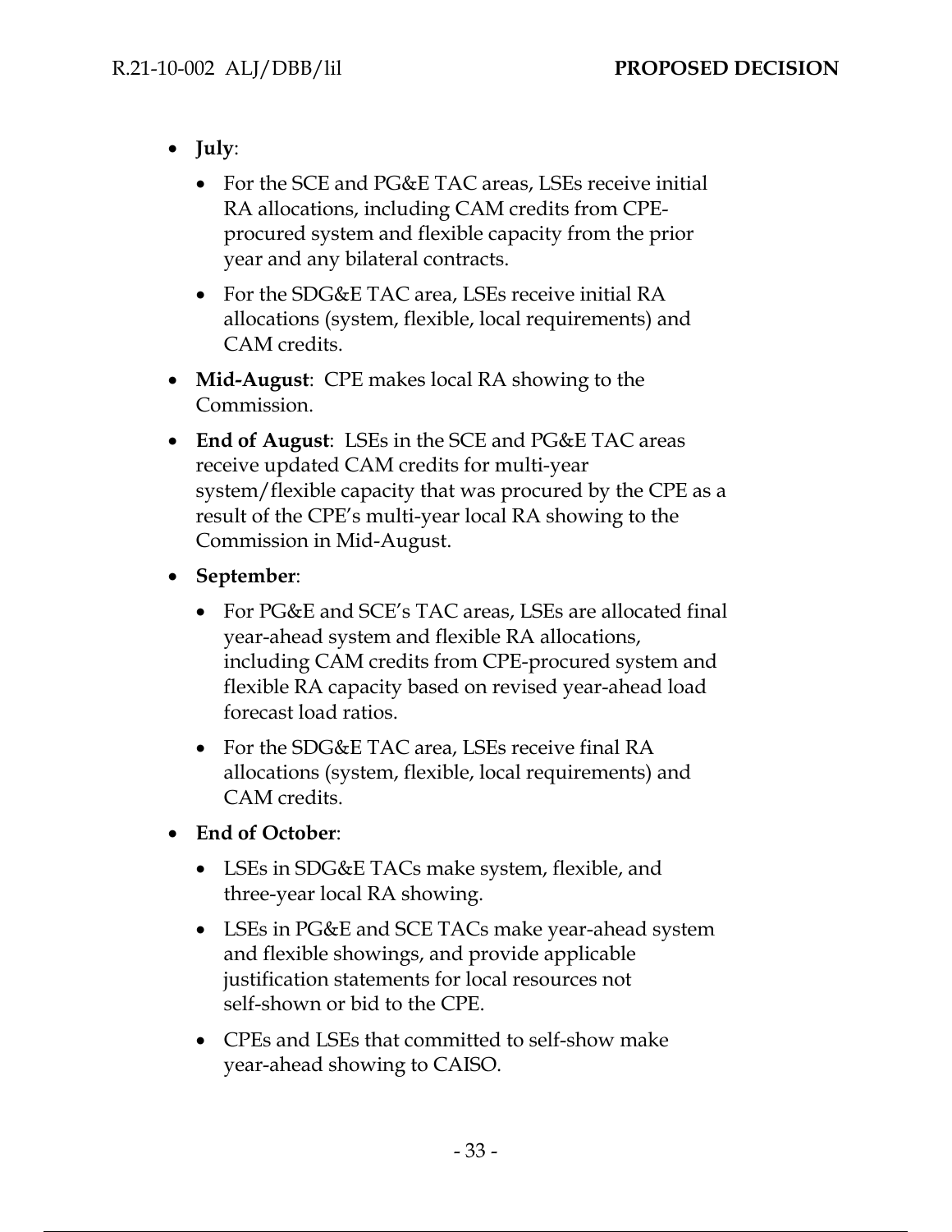- **July**:
  - For the SCE and PG&E TAC areas, LSEs receive initial RA allocations, including CAM credits from CPE-procured system and flexible capacity from the prior year and any bilateral contracts.
  - For the SDG&E TAC area, LSEs receive initial RA allocations (system, flexible, local requirements) and CAM credits.
- **Mid-August**: CPE makes local RA showing to the Commission.
- **End of August**: LSEs in the SCE and PG&E TAC areas receive updated CAM credits for multi-year system/flexible capacity that was procured by the CPE as a result of the CPE's multi-year local RA showing to the Commission in Mid-August.
- **September**:
  - For PG&E and SCE's TAC areas, LSEs are allocated final year-ahead system and flexible RA allocations, including CAM credits from CPE-procured system and flexible RA capacity based on revised year-ahead load forecast load ratios.
  - For the SDG&E TAC area, LSEs receive final RA allocations (system, flexible, local requirements) and CAM credits.
- **End of October**:
  - LSEs in SDG&E TACs make system, flexible, and three-year local RA showing.
  - LSEs in PG&E and SCE TACs make year-ahead system and flexible showings, and provide applicable justification statements for local resources not self-shown or bid to the CPE.
  - CPEs and LSEs that committed to self-show make year-ahead showing to CAISO.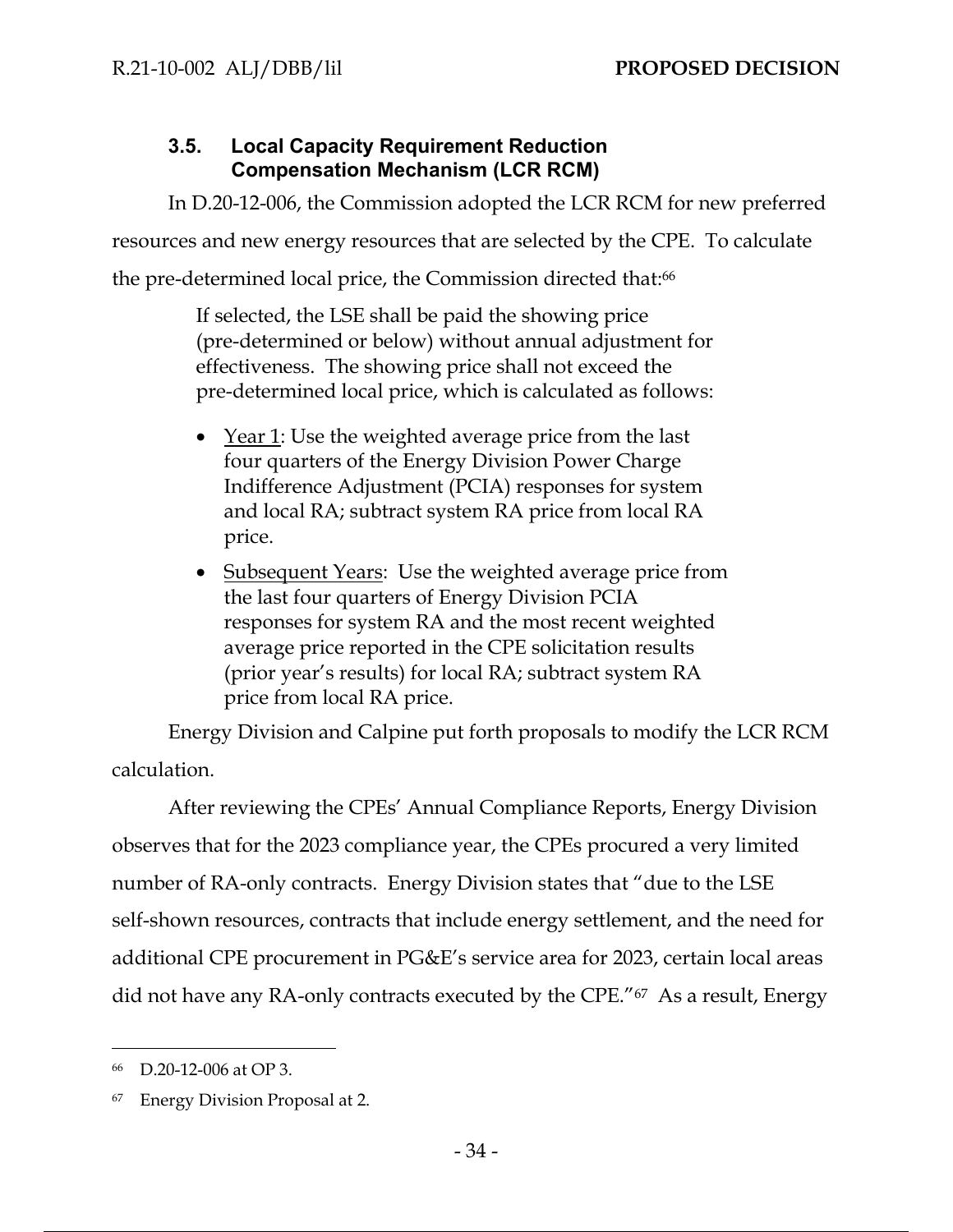### 3.5. Local Capacity Requirement Reduction Compensation Mechanism (LCR RCM)

In D.20-12-006, the Commission adopted the LCR RCM for new preferred resources and new energy resources that are selected by the CPE. To calculate the pre-determined local price, the Commission directed that:[66]

> If selected, the LSE shall be paid the showing price (pre-determined or below) without annual adjustment for effectiveness. The showing price shall not exceed the pre-determined local price, which is calculated as follows:
>
> - Year 1: Use the weighted average price from the last four quarters of the Energy Division Power Charge Indifference Adjustment (PCIA) responses for system and local RA; subtract system RA price from local RA price.
> - Subsequent Years: Use the weighted average price from the last four quarters of Energy Division PCIA responses for system RA and the most recent weighted average price reported in the CPE solicitation results (prior year's results) for local RA; subtract system RA price from local RA price.

Energy Division and Calpine put forth proposals to modify the LCR RCM calculation.

After reviewing the CPEs' Annual Compliance Reports, Energy Division observes that for the 2023 compliance year, the CPEs procured a very limited number of RA-only contracts. Energy Division states that "due to the LSE self-shown resources, contracts that include energy settlement, and the need for additional CPE procurement in PG&E's service area for 2023, certain local areas did not have any RA-only contracts executed by the CPE."[67] As a result, Energy

---

[66] D.20-12-006 at OP 3.

[67] Energy Division Proposal at 2.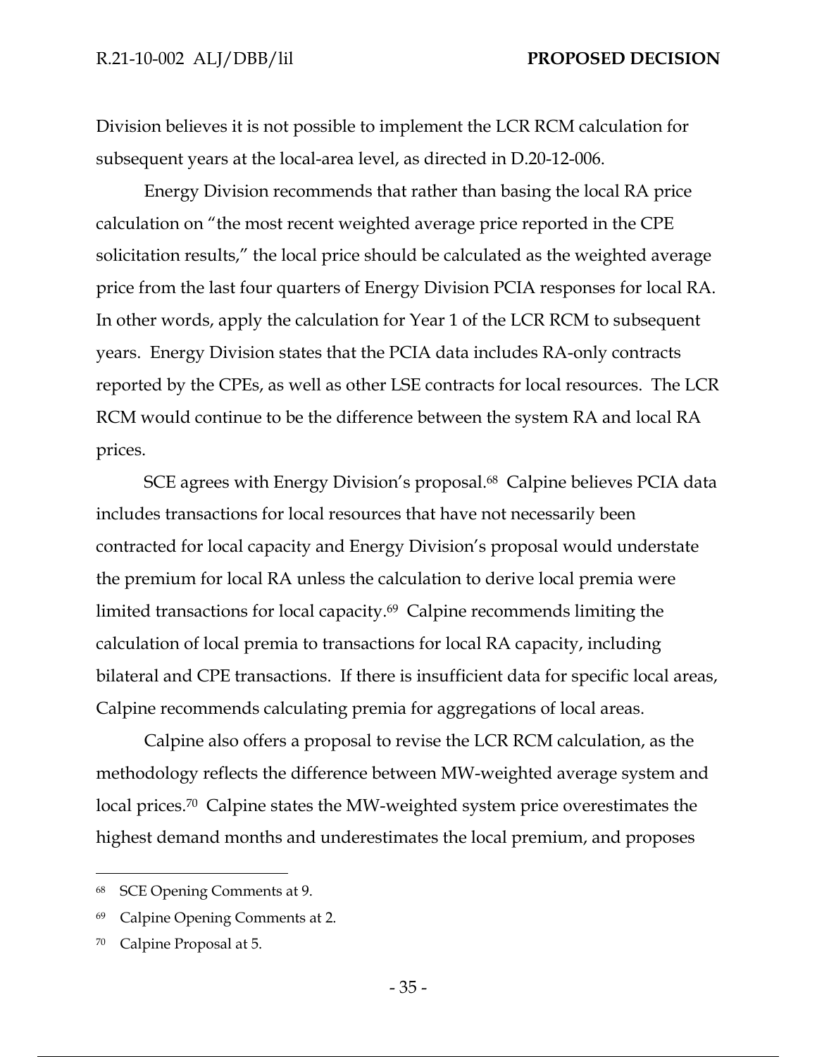Division believes it is not possible to implement the LCR RCM calculation for subsequent years at the local-area level, as directed in D.20-12-006.

Energy Division recommends that rather than basing the local RA price calculation on "the most recent weighted average price reported in the CPE solicitation results," the local price should be calculated as the weighted average price from the last four quarters of Energy Division PCIA responses for local RA. In other words, apply the calculation for Year 1 of the LCR RCM to subsequent years. Energy Division states that the PCIA data includes RA-only contracts reported by the CPEs, as well as other LSE contracts for local resources. The LCR RCM would continue to be the difference between the system RA and local RA prices.

SCE agrees with Energy Division's proposal.[68] Calpine believes PCIA data includes transactions for local resources that have not necessarily been contracted for local capacity and Energy Division's proposal would understate the premium for local RA unless the calculation to derive local premia were limited transactions for local capacity.[69] Calpine recommends limiting the calculation of local premia to transactions for local RA capacity, including bilateral and CPE transactions. If there is insufficient data for specific local areas, Calpine recommends calculating premia for aggregations of local areas.

Calpine also offers a proposal to revise the LCR RCM calculation, as the methodology reflects the difference between MW-weighted average system and local prices.[70] Calpine states the MW-weighted system price overestimates the highest demand months and underestimates the local premium, and proposes

---

[68] SCE Opening Comments at 9.

[69] Calpine Opening Comments at 2.

[70] Calpine Proposal at 5.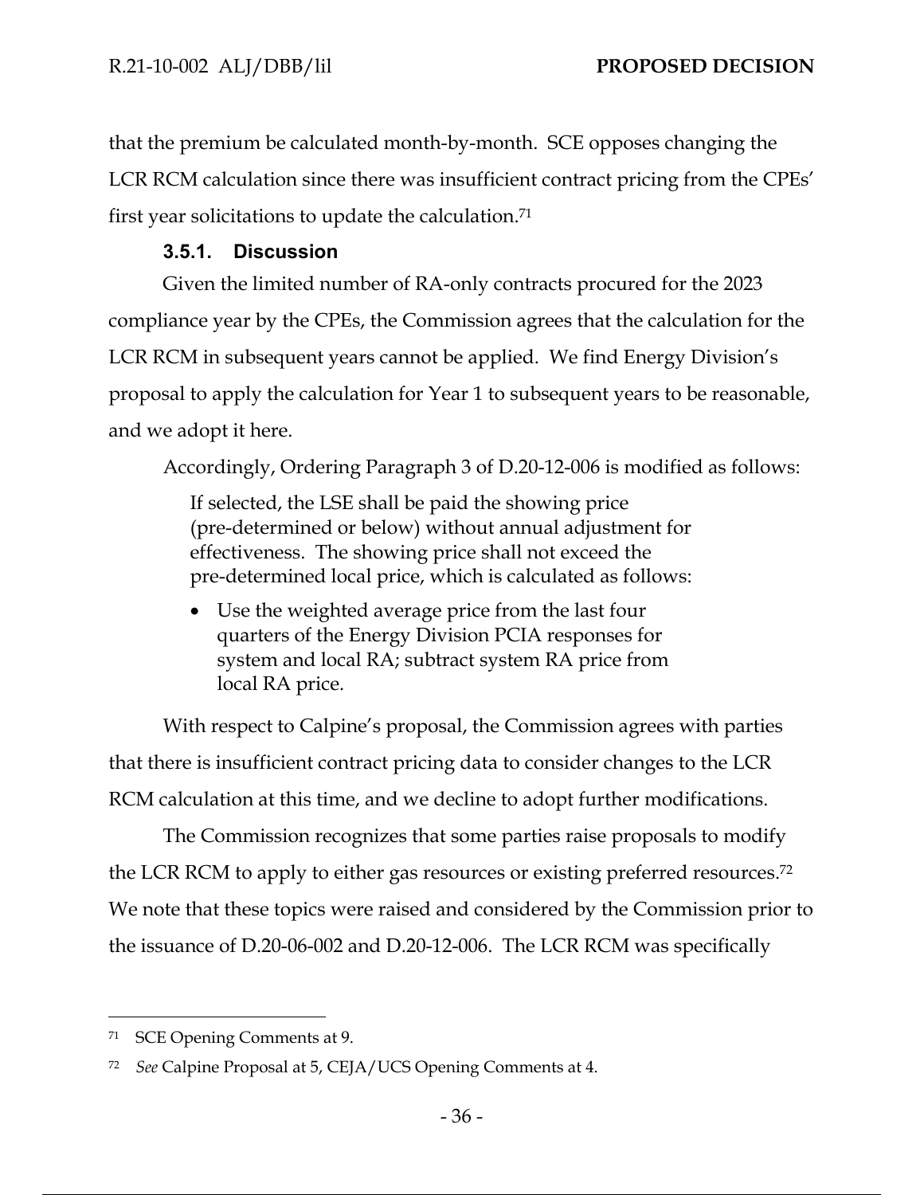that the premium be calculated month-by-month. SCE opposes changing the LCR RCM calculation since there was insufficient contract pricing from the CPEs' first year solicitations to update the calculation.[71]

### 3.5.1. Discussion

Given the limited number of RA-only contracts procured for the 2023 compliance year by the CPEs, the Commission agrees that the calculation for the LCR RCM in subsequent years cannot be applied. We find Energy Division's proposal to apply the calculation for Year 1 to subsequent years to be reasonable, and we adopt it here.

Accordingly, Ordering Paragraph 3 of D.20-12-006 is modified as follows:

> If selected, the LSE shall be paid the showing price (pre-determined or below) without annual adjustment for effectiveness. The showing price shall not exceed the pre-determined local price, which is calculated as follows:
>
> - Use the weighted average price from the last four quarters of the Energy Division PCIA responses for system and local RA; subtract system RA price from local RA price.

With respect to Calpine's proposal, the Commission agrees with parties that there is insufficient contract pricing data to consider changes to the LCR RCM calculation at this time, and we decline to adopt further modifications.

The Commission recognizes that some parties raise proposals to modify the LCR RCM to apply to either gas resources or existing preferred resources.[72] We note that these topics were raised and considered by the Commission prior to the issuance of D.20-06-002 and D.20-12-006. The LCR RCM was specifically

---

[71] SCE Opening Comments at 9.

[72] *See* Calpine Proposal at 5, CEJA/UCS Opening Comments at 4.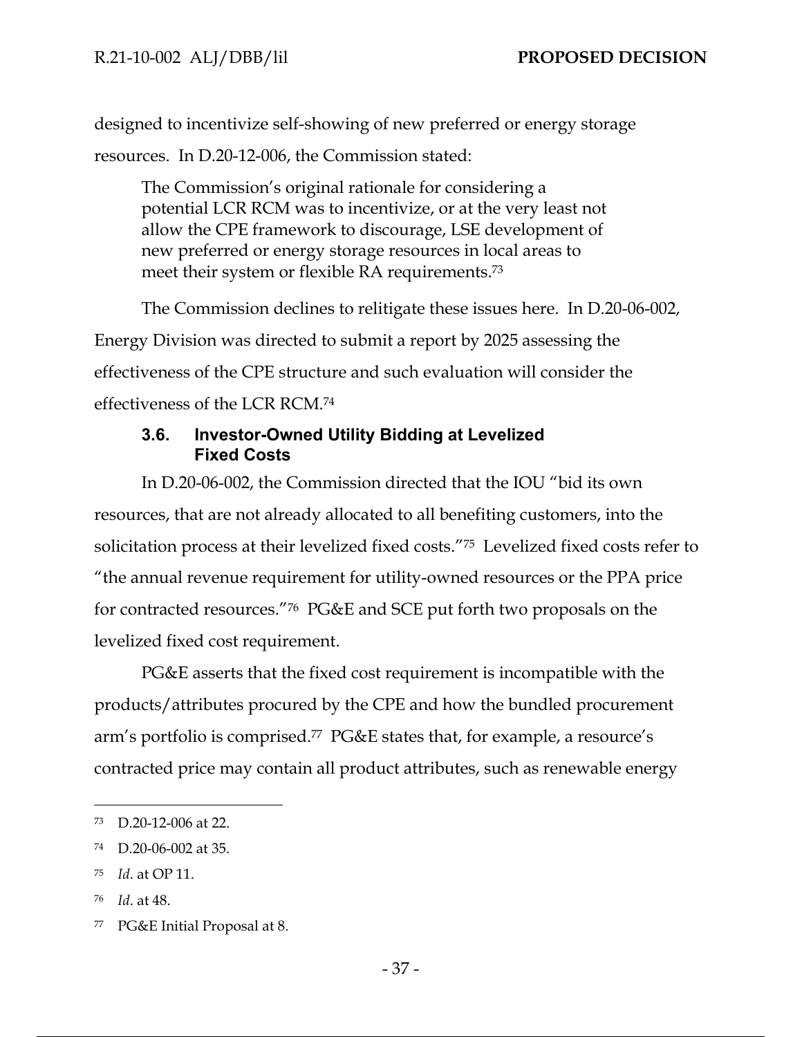designed to incentivize self-showing of new preferred or energy storage resources. In D.20-12-006, the Commission stated:

> The Commission's original rationale for considering a potential LCR RCM was to incentivize, or at the very least not allow the CPE framework to discourage, LSE development of new preferred or energy storage resources in local areas to meet their system or flexible RA requirements.[73]

The Commission declines to relitigate these issues here. In D.20-06-002, Energy Division was directed to submit a report by 2025 assessing the effectiveness of the CPE structure and such evaluation will consider the effectiveness of the LCR RCM.[74]

### 3.6. Investor-Owned Utility Bidding at Levelized Fixed Costs

In D.20-06-002, the Commission directed that the IOU "bid its own resources, that are not already allocated to all benefiting customers, into the solicitation process at their levelized fixed costs."[75] Levelized fixed costs refer to "the annual revenue requirement for utility-owned resources or the PPA price for contracted resources."[76] PG&E and SCE put forth two proposals on the levelized fixed cost requirement.

PG&E asserts that the fixed cost requirement is incompatible with the products/attributes procured by the CPE and how the bundled procurement arm's portfolio is comprised.[77] PG&E states that, for example, a resource's contracted price may contain all product attributes, such as renewable energy

---

[73] D.20-12-006 at 22.

[74] D.20-06-002 at 35.

[75] *Id*. at OP 11.

[76] *Id*. at 48.

[77] PG&E Initial Proposal at 8.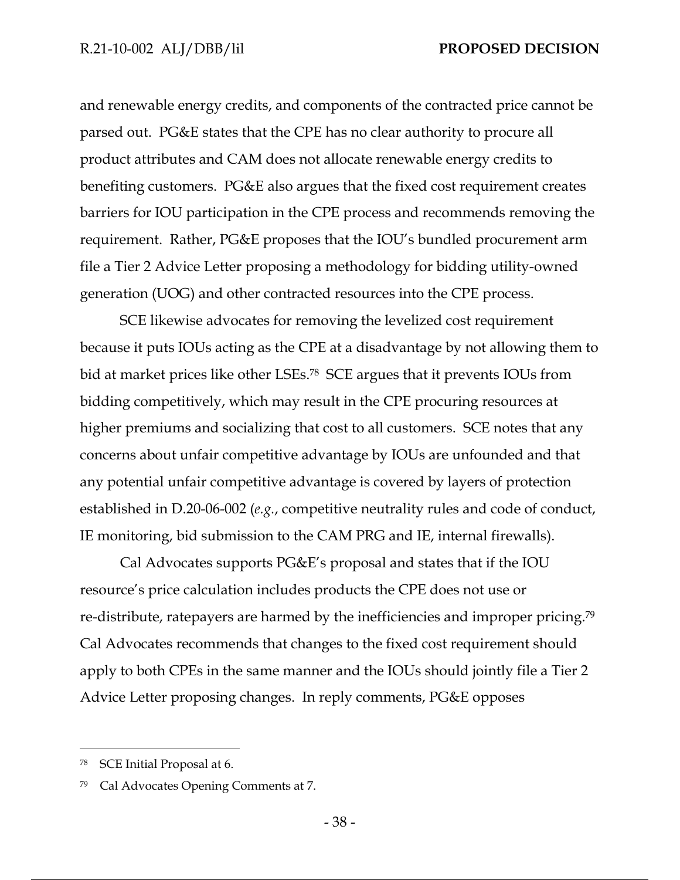and renewable energy credits, and components of the contracted price cannot be parsed out. PG&E states that the CPE has no clear authority to procure all product attributes and CAM does not allocate renewable energy credits to benefiting customers. PG&E also argues that the fixed cost requirement creates barriers for IOU participation in the CPE process and recommends removing the requirement. Rather, PG&E proposes that the IOU's bundled procurement arm file a Tier 2 Advice Letter proposing a methodology for bidding utility-owned generation (UOG) and other contracted resources into the CPE process.

SCE likewise advocates for removing the levelized cost requirement because it puts IOUs acting as the CPE at a disadvantage by not allowing them to bid at market prices like other LSEs.[78] SCE argues that it prevents IOUs from bidding competitively, which may result in the CPE procuring resources at higher premiums and socializing that cost to all customers. SCE notes that any concerns about unfair competitive advantage by IOUs are unfounded and that any potential unfair competitive advantage is covered by layers of protection established in D.20-06-002 (*e.g.*, competitive neutrality rules and code of conduct, IE monitoring, bid submission to the CAM PRG and IE, internal firewalls).

Cal Advocates supports PG&E's proposal and states that if the IOU resource's price calculation includes products the CPE does not use or re-distribute, ratepayers are harmed by the inefficiencies and improper pricing.[79] Cal Advocates recommends that changes to the fixed cost requirement should apply to both CPEs in the same manner and the IOUs should jointly file a Tier 2 Advice Letter proposing changes. In reply comments, PG&E opposes

---

[78] SCE Initial Proposal at 6.

[79] Cal Advocates Opening Comments at 7.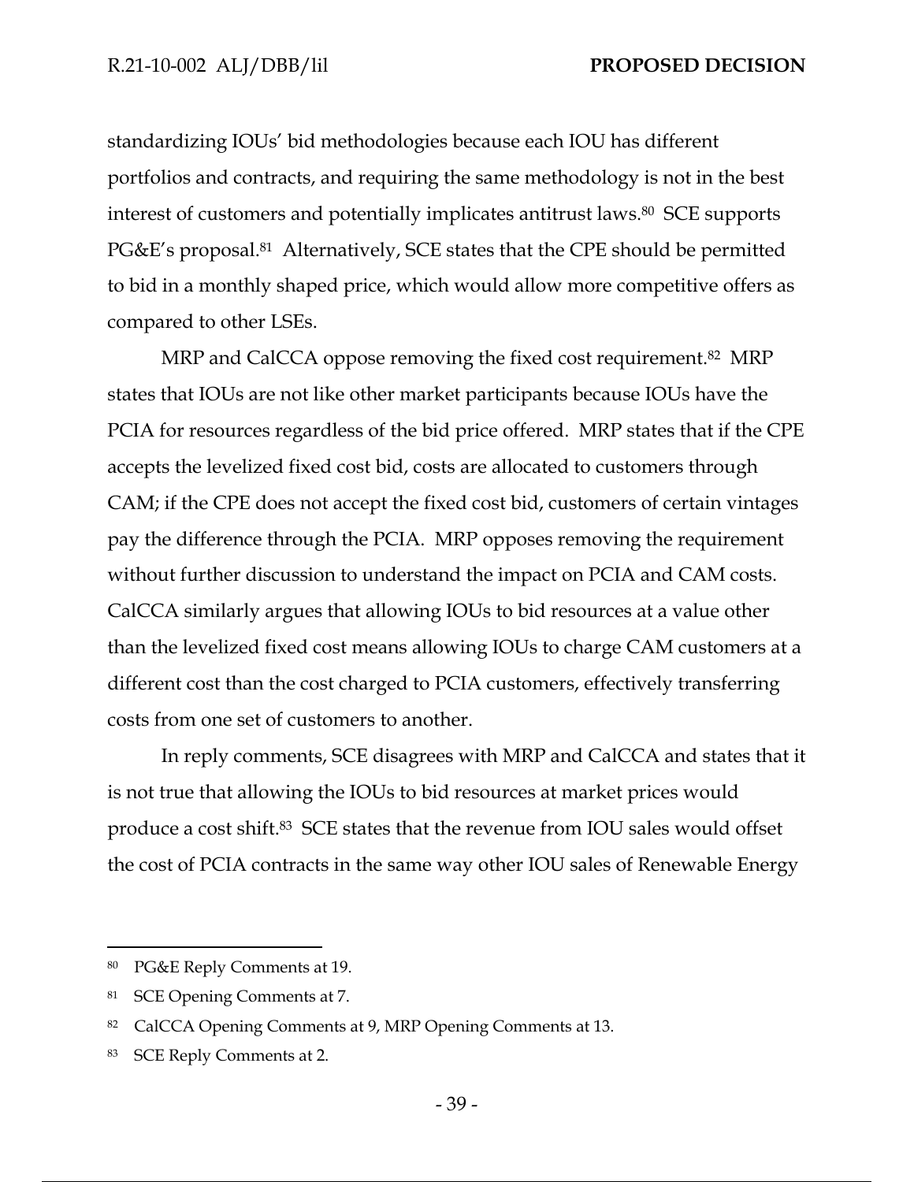standardizing IOUs' bid methodologies because each IOU has different portfolios and contracts, and requiring the same methodology is not in the best interest of customers and potentially implicates antitrust laws.[80] SCE supports PG&E's proposal.[81] Alternatively, SCE states that the CPE should be permitted to bid in a monthly shaped price, which would allow more competitive offers as compared to other LSEs.

MRP and CalCCA oppose removing the fixed cost requirement.[82] MRP states that IOUs are not like other market participants because IOUs have the PCIA for resources regardless of the bid price offered. MRP states that if the CPE accepts the levelized fixed cost bid, costs are allocated to customers through CAM; if the CPE does not accept the fixed cost bid, customers of certain vintages pay the difference through the PCIA. MRP opposes removing the requirement without further discussion to understand the impact on PCIA and CAM costs. CalCCA similarly argues that allowing IOUs to bid resources at a value other than the levelized fixed cost means allowing IOUs to charge CAM customers at a different cost than the cost charged to PCIA customers, effectively transferring costs from one set of customers to another.

In reply comments, SCE disagrees with MRP and CalCCA and states that it is not true that allowing the IOUs to bid resources at market prices would produce a cost shift.[83] SCE states that the revenue from IOU sales would offset the cost of PCIA contracts in the same way other IOU sales of Renewable Energy

---

[80] PG&E Reply Comments at 19.

[81] SCE Opening Comments at 7.

[82] CalCCA Opening Comments at 9, MRP Opening Comments at 13.

[83] SCE Reply Comments at 2.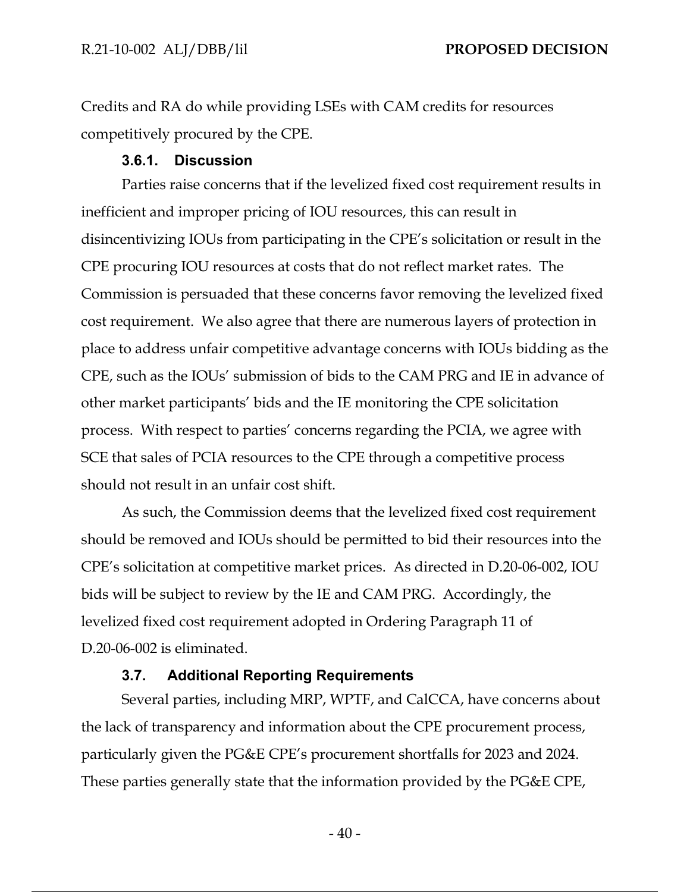Credits and RA do while providing LSEs with CAM credits for resources competitively procured by the CPE.

#### 3.6.1. Discussion

Parties raise concerns that if the levelized fixed cost requirement results in inefficient and improper pricing of IOU resources, this can result in disincentivizing IOUs from participating in the CPE's solicitation or result in the CPE procuring IOU resources at costs that do not reflect market rates. The Commission is persuaded that these concerns favor removing the levelized fixed cost requirement. We also agree that there are numerous layers of protection in place to address unfair competitive advantage concerns with IOUs bidding as the CPE, such as the IOUs' submission of bids to the CAM PRG and IE in advance of other market participants' bids and the IE monitoring the CPE solicitation process. With respect to parties' concerns regarding the PCIA, we agree with SCE that sales of PCIA resources to the CPE through a competitive process should not result in an unfair cost shift.

As such, the Commission deems that the levelized fixed cost requirement should be removed and IOUs should be permitted to bid their resources into the CPE's solicitation at competitive market prices. As directed in D.20-06-002, IOU bids will be subject to review by the IE and CAM PRG. Accordingly, the levelized fixed cost requirement adopted in Ordering Paragraph 11 of D.20-06-002 is eliminated.

### 3.7. Additional Reporting Requirements

Several parties, including MRP, WPTF, and CalCCA, have concerns about the lack of transparency and information about the CPE procurement process, particularly given the PG&E CPE's procurement shortfalls for 2023 and 2024. These parties generally state that the information provided by the PG&E CPE,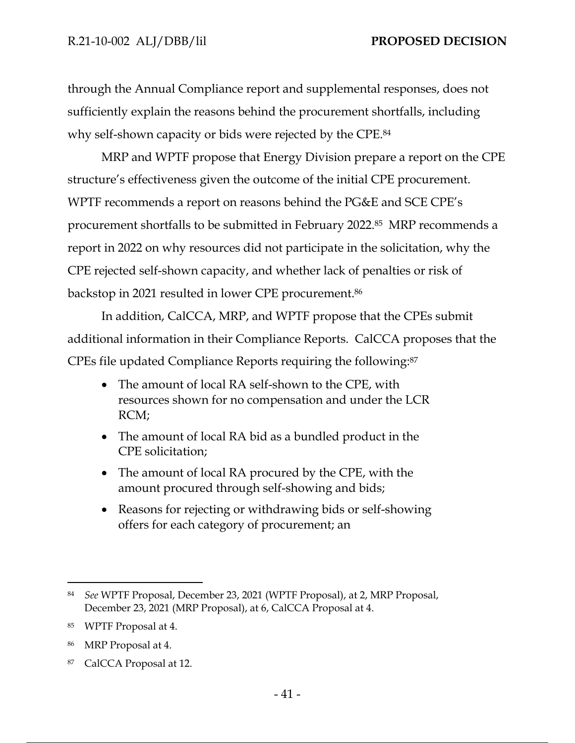through the Annual Compliance report and supplemental responses, does not sufficiently explain the reasons behind the procurement shortfalls, including why self-shown capacity or bids were rejected by the CPE.[84]

MRP and WPTF propose that Energy Division prepare a report on the CPE structure's effectiveness given the outcome of the initial CPE procurement. WPTF recommends a report on reasons behind the PG&E and SCE CPE's procurement shortfalls to be submitted in February 2022.[85] MRP recommends a report in 2022 on why resources did not participate in the solicitation, why the CPE rejected self-shown capacity, and whether lack of penalties or risk of backstop in 2021 resulted in lower CPE procurement.[86]

In addition, CalCCA, MRP, and WPTF propose that the CPEs submit additional information in their Compliance Reports. CalCCA proposes that the CPEs file updated Compliance Reports requiring the following:[87]

- The amount of local RA self-shown to the CPE, with resources shown for no compensation and under the LCR RCM;
- The amount of local RA bid as a bundled product in the CPE solicitation;
- The amount of local RA procured by the CPE, with the amount procured through self-showing and bids;
- Reasons for rejecting or withdrawing bids or self-showing offers for each category of procurement; an

---

[84] *See* WPTF Proposal, December 23, 2021 (WPTF Proposal), at 2, MRP Proposal, December 23, 2021 (MRP Proposal), at 6, CalCCA Proposal at 4.

[85] WPTF Proposal at 4.

[86] MRP Proposal at 4.

[87] CalCCA Proposal at 12.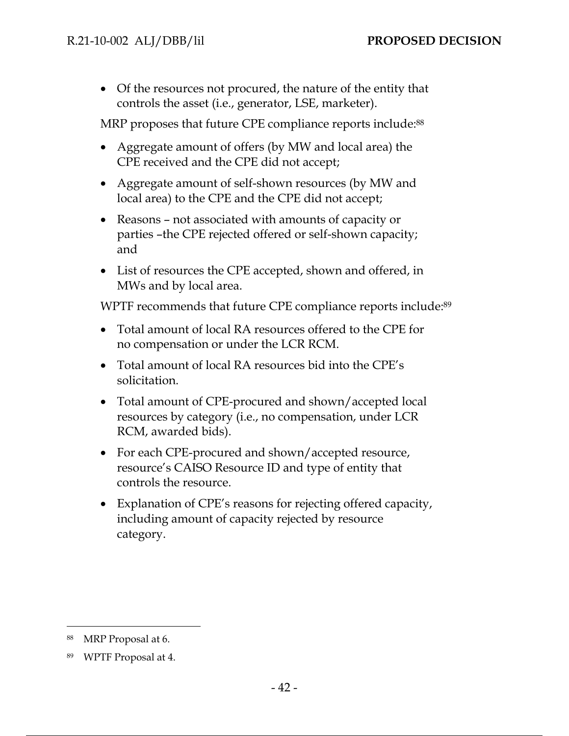- Of the resources not procured, the nature of the entity that controls the asset (i.e., generator, LSE, marketer).

MRP proposes that future CPE compliance reports include:[88]

- Aggregate amount of offers (by MW and local area) the CPE received and the CPE did not accept;
- Aggregate amount of self-shown resources (by MW and local area) to the CPE and the CPE did not accept;
- Reasons – not associated with amounts of capacity or parties –the CPE rejected offered or self-shown capacity; and
- List of resources the CPE accepted, shown and offered, in MWs and by local area.

WPTF recommends that future CPE compliance reports include:[89]

- Total amount of local RA resources offered to the CPE for no compensation or under the LCR RCM.
- Total amount of local RA resources bid into the CPE's solicitation.
- Total amount of CPE-procured and shown/accepted local resources by category (i.e., no compensation, under LCR RCM, awarded bids).
- For each CPE-procured and shown/accepted resource, resource's CAISO Resource ID and type of entity that controls the resource.
- Explanation of CPE's reasons for rejecting offered capacity, including amount of capacity rejected by resource category.

---

[88] MRP Proposal at 6.

[89] WPTF Proposal at 4.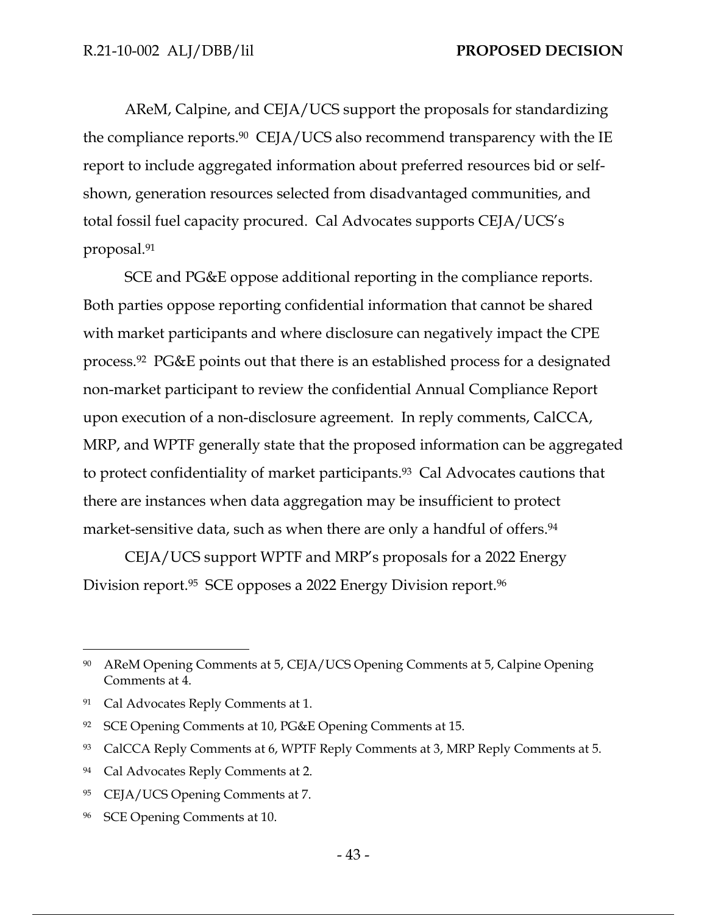AReM, Calpine, and CEJA/UCS support the proposals for standardizing the compliance reports.[90] CEJA/UCS also recommend transparency with the IE report to include aggregated information about preferred resources bid or self-shown, generation resources selected from disadvantaged communities, and total fossil fuel capacity procured. Cal Advocates supports CEJA/UCS's proposal.[91]

SCE and PG&E oppose additional reporting in the compliance reports. Both parties oppose reporting confidential information that cannot be shared with market participants and where disclosure can negatively impact the CPE process.[92] PG&E points out that there is an established process for a designated non-market participant to review the confidential Annual Compliance Report upon execution of a non-disclosure agreement. In reply comments, CalCCA, MRP, and WPTF generally state that the proposed information can be aggregated to protect confidentiality of market participants.[93] Cal Advocates cautions that there are instances when data aggregation may be insufficient to protect market-sensitive data, such as when there are only a handful of offers.[94]

CEJA/UCS support WPTF and MRP's proposals for a 2022 Energy Division report.[95] SCE opposes a 2022 Energy Division report.[96]

---

[90] AReM Opening Comments at 5, CEJA/UCS Opening Comments at 5, Calpine Opening Comments at 4.

[91] Cal Advocates Reply Comments at 1.

[92] SCE Opening Comments at 10, PG&E Opening Comments at 15.

[93] CalCCA Reply Comments at 6, WPTF Reply Comments at 3, MRP Reply Comments at 5.

[94] Cal Advocates Reply Comments at 2.

[95] CEJA/UCS Opening Comments at 7.

[96] SCE Opening Comments at 10.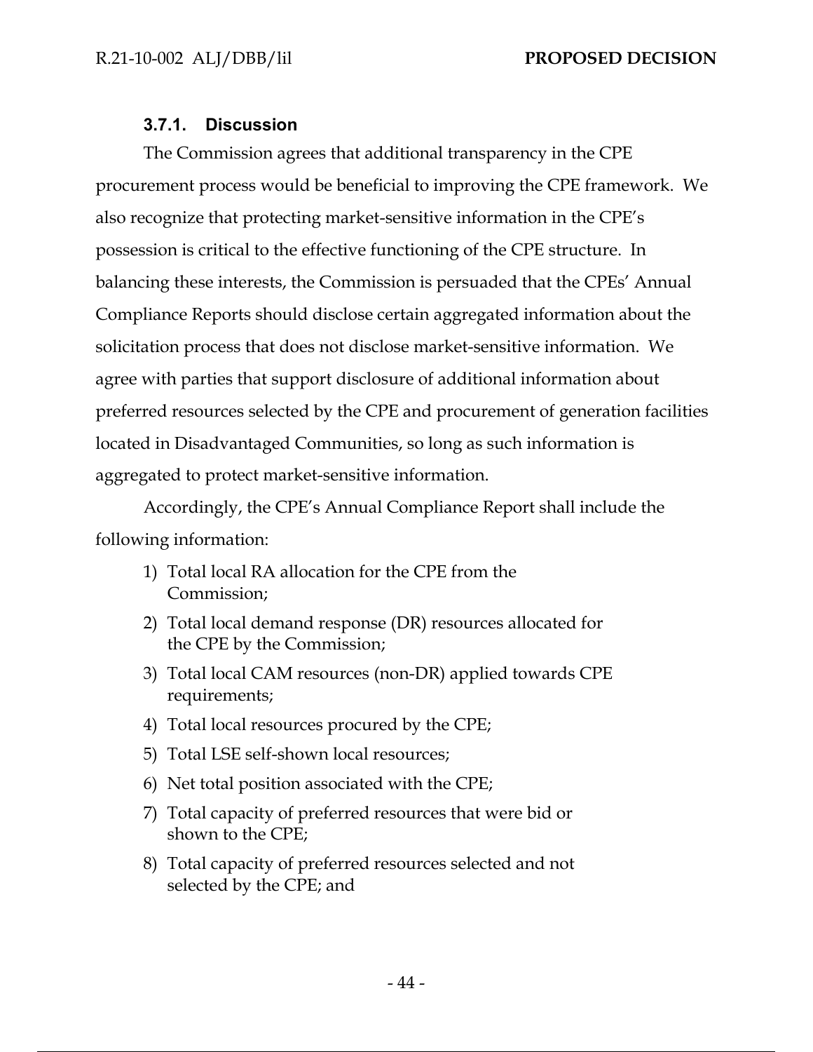### 3.7.1. Discussion

The Commission agrees that additional transparency in the CPE procurement process would be beneficial to improving the CPE framework. We also recognize that protecting market-sensitive information in the CPE's possession is critical to the effective functioning of the CPE structure. In balancing these interests, the Commission is persuaded that the CPEs' Annual Compliance Reports should disclose certain aggregated information about the solicitation process that does not disclose market-sensitive information. We agree with parties that support disclosure of additional information about preferred resources selected by the CPE and procurement of generation facilities located in Disadvantaged Communities, so long as such information is aggregated to protect market-sensitive information.

Accordingly, the CPE's Annual Compliance Report shall include the following information:

1) Total local RA allocation for the CPE from the Commission;
2) Total local demand response (DR) resources allocated for the CPE by the Commission;
3) Total local CAM resources (non-DR) applied towards CPE requirements;
4) Total local resources procured by the CPE;
5) Total LSE self-shown local resources;
6) Net total position associated with the CPE;
7) Total capacity of preferred resources that were bid or shown to the CPE;
8) Total capacity of preferred resources selected and not selected by the CPE; and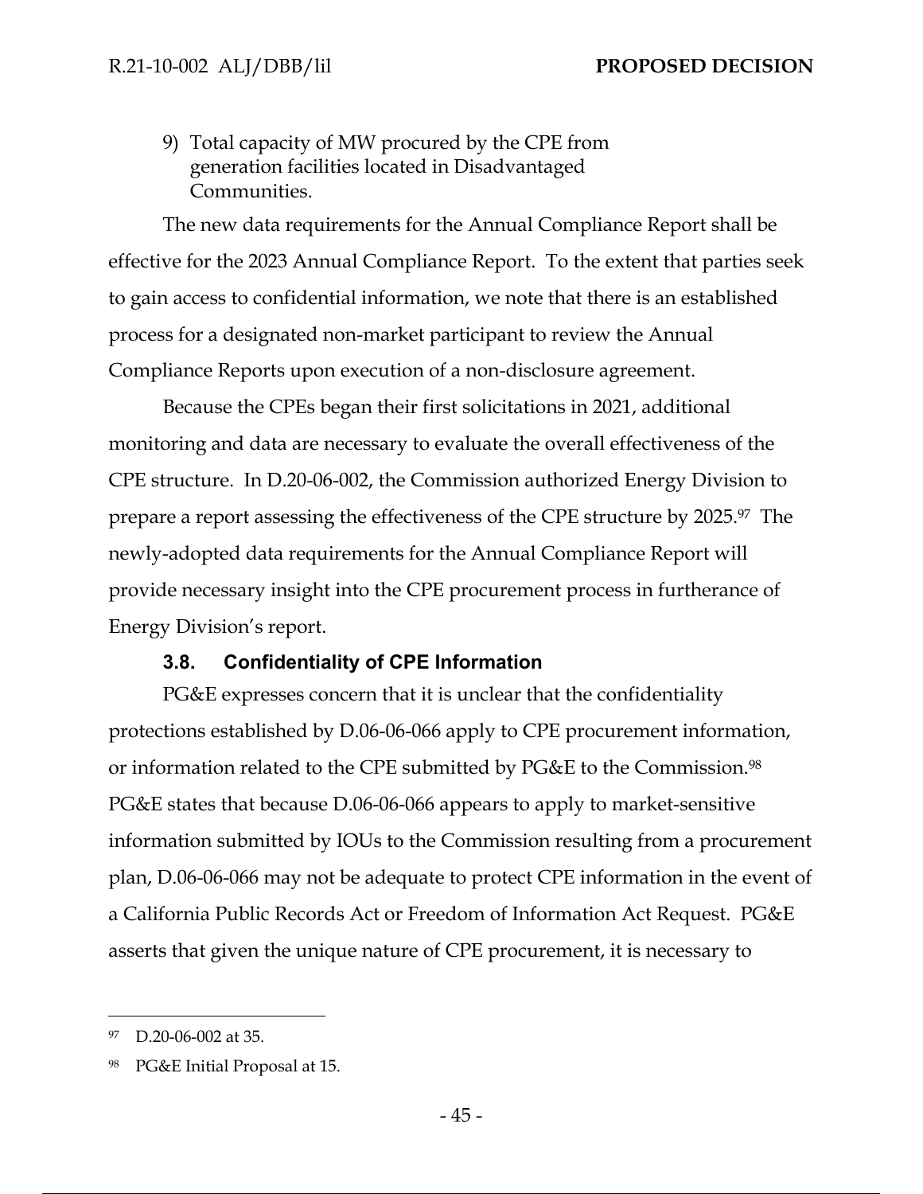9) Total capacity of MW procured by the CPE from generation facilities located in Disadvantaged Communities.

The new data requirements for the Annual Compliance Report shall be effective for the 2023 Annual Compliance Report. To the extent that parties seek to gain access to confidential information, we note that there is an established process for a designated non-market participant to review the Annual Compliance Reports upon execution of a non-disclosure agreement.

Because the CPEs began their first solicitations in 2021, additional monitoring and data are necessary to evaluate the overall effectiveness of the CPE structure. In D.20-06-002, the Commission authorized Energy Division to prepare a report assessing the effectiveness of the CPE structure by 2025.[97] The newly-adopted data requirements for the Annual Compliance Report will provide necessary insight into the CPE procurement process in furtherance of Energy Division's report.

### 3.8. Confidentiality of CPE Information

PG&E expresses concern that it is unclear that the confidentiality protections established by D.06-06-066 apply to CPE procurement information, or information related to the CPE submitted by PG&E to the Commission.[98] PG&E states that because D.06-06-066 appears to apply to market-sensitive information submitted by IOUs to the Commission resulting from a procurement plan, D.06-06-066 may not be adequate to protect CPE information in the event of a California Public Records Act or Freedom of Information Act Request. PG&E asserts that given the unique nature of CPE procurement, it is necessary to

---

[97] D.20-06-002 at 35.

[98] PG&E Initial Proposal at 15.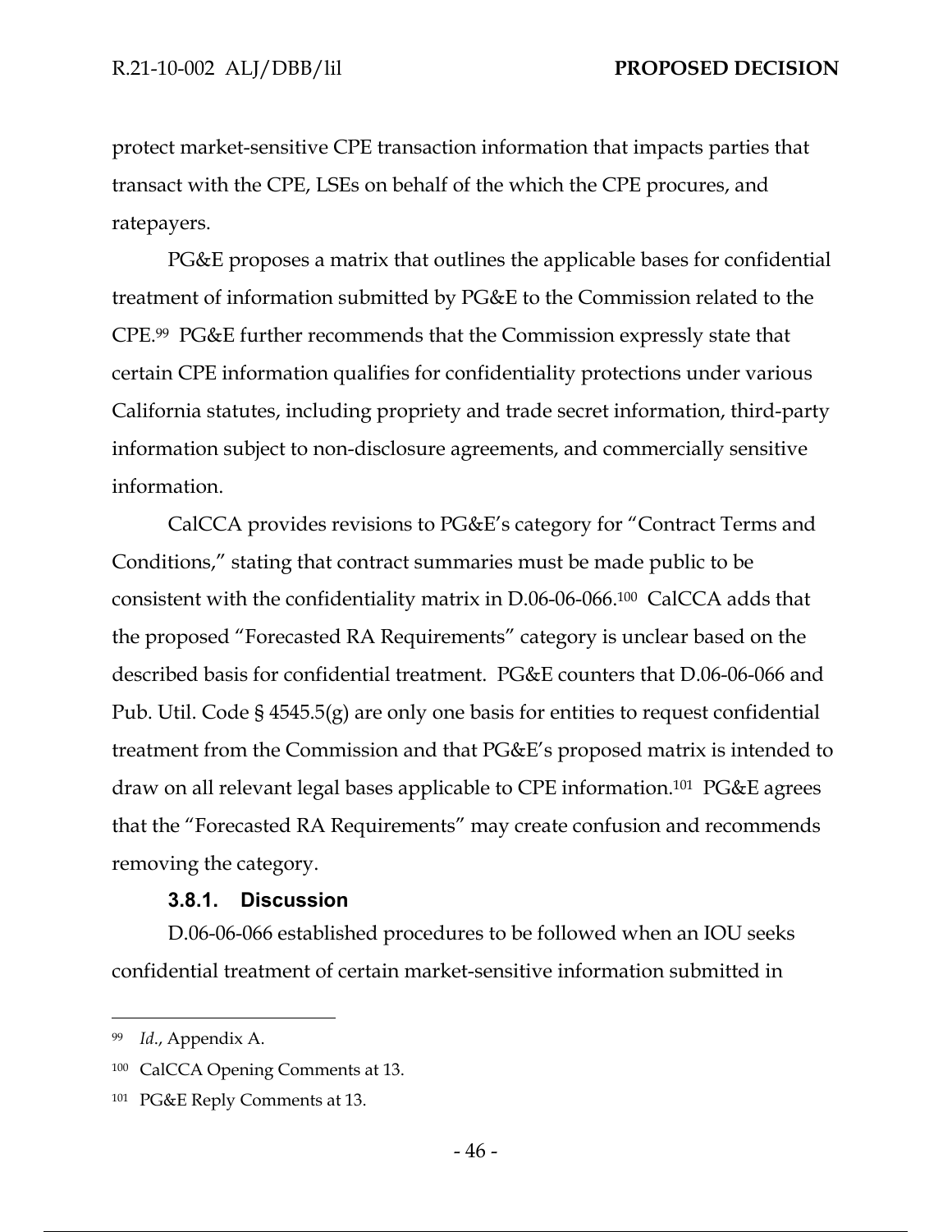protect market-sensitive CPE transaction information that impacts parties that transact with the CPE, LSEs on behalf of the which the CPE procures, and ratepayers.

PG&E proposes a matrix that outlines the applicable bases for confidential treatment of information submitted by PG&E to the Commission related to the CPE.[99] PG&E further recommends that the Commission expressly state that certain CPE information qualifies for confidentiality protections under various California statutes, including propriety and trade secret information, third-party information subject to non-disclosure agreements, and commercially sensitive information.

CalCCA provides revisions to PG&E's category for "Contract Terms and Conditions," stating that contract summaries must be made public to be consistent with the confidentiality matrix in D.06-06-066.[100] CalCCA adds that the proposed "Forecasted RA Requirements" category is unclear based on the described basis for confidential treatment. PG&E counters that D.06-06-066 and Pub. Util. Code § 4545.5(g) are only one basis for entities to request confidential treatment from the Commission and that PG&E's proposed matrix is intended to draw on all relevant legal bases applicable to CPE information.[101] PG&E agrees that the "Forecasted RA Requirements" may create confusion and recommends removing the category.

#### 3.8.1. Discussion

D.06-06-066 established procedures to be followed when an IOU seeks confidential treatment of certain market-sensitive information submitted in

---

[99] *Id*., Appendix A.

[100] CalCCA Opening Comments at 13.

[101] PG&E Reply Comments at 13.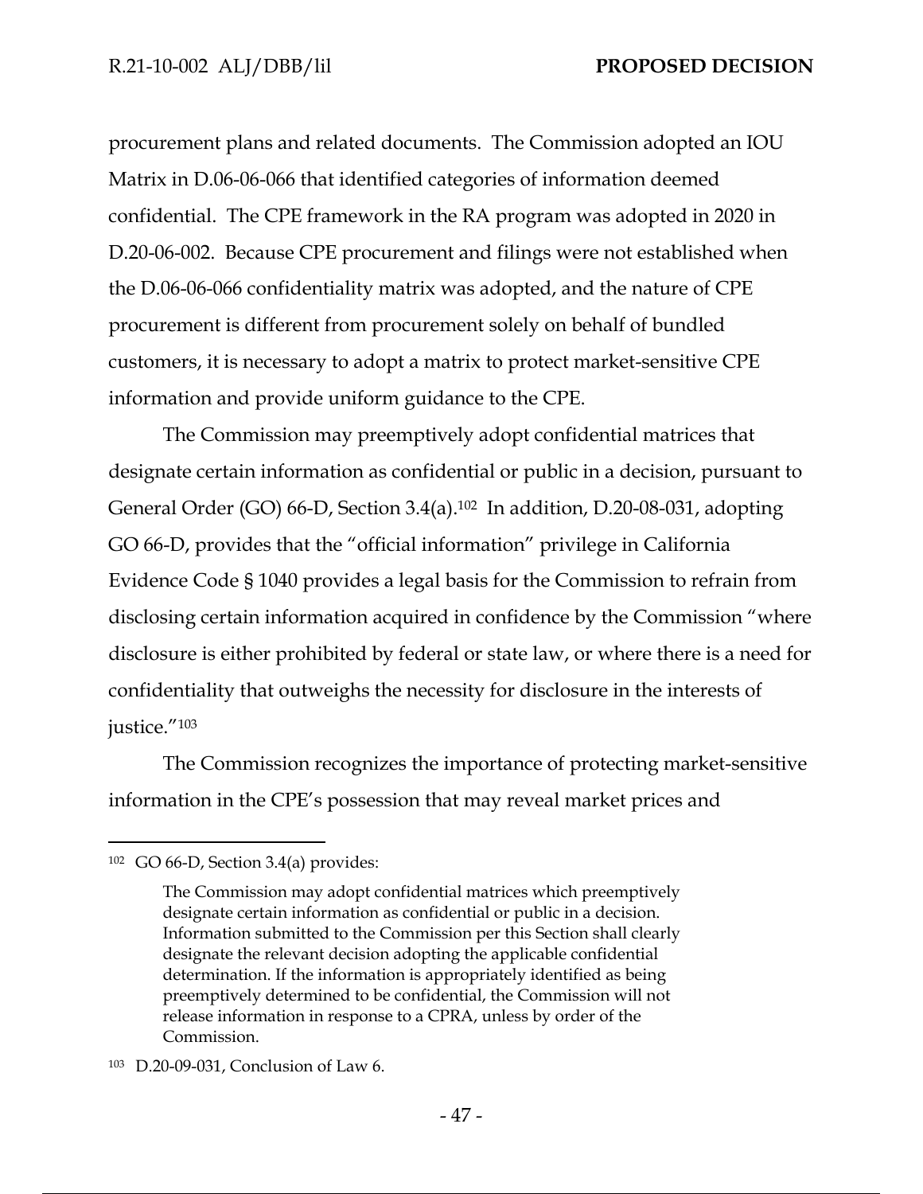procurement plans and related documents. The Commission adopted an IOU Matrix in D.06-06-066 that identified categories of information deemed confidential. The CPE framework in the RA program was adopted in 2020 in D.20-06-002. Because CPE procurement and filings were not established when the D.06-06-066 confidentiality matrix was adopted, and the nature of CPE procurement is different from procurement solely on behalf of bundled customers, it is necessary to adopt a matrix to protect market-sensitive CPE information and provide uniform guidance to the CPE.

The Commission may preemptively adopt confidential matrices that designate certain information as confidential or public in a decision, pursuant to General Order (GO) 66-D, Section 3.4(a).[102] In addition, D.20-08-031, adopting GO 66-D, provides that the "official information" privilege in California Evidence Code § 1040 provides a legal basis for the Commission to refrain from disclosing certain information acquired in confidence by the Commission "where disclosure is either prohibited by federal or state law, or where there is a need for confidentiality that outweighs the necessity for disclosure in the interests of justice."[103]

The Commission recognizes the importance of protecting market-sensitive information in the CPE's possession that may reveal market prices and

---

[102] GO 66-D, Section 3.4(a) provides:

> The Commission may adopt confidential matrices which preemptively designate certain information as confidential or public in a decision. Information submitted to the Commission per this Section shall clearly designate the relevant decision adopting the applicable confidential determination. If the information is appropriately identified as being preemptively determined to be confidential, the Commission will not release information in response to a CPRA, unless by order of the Commission.

[103] D.20-09-031, Conclusion of Law 6.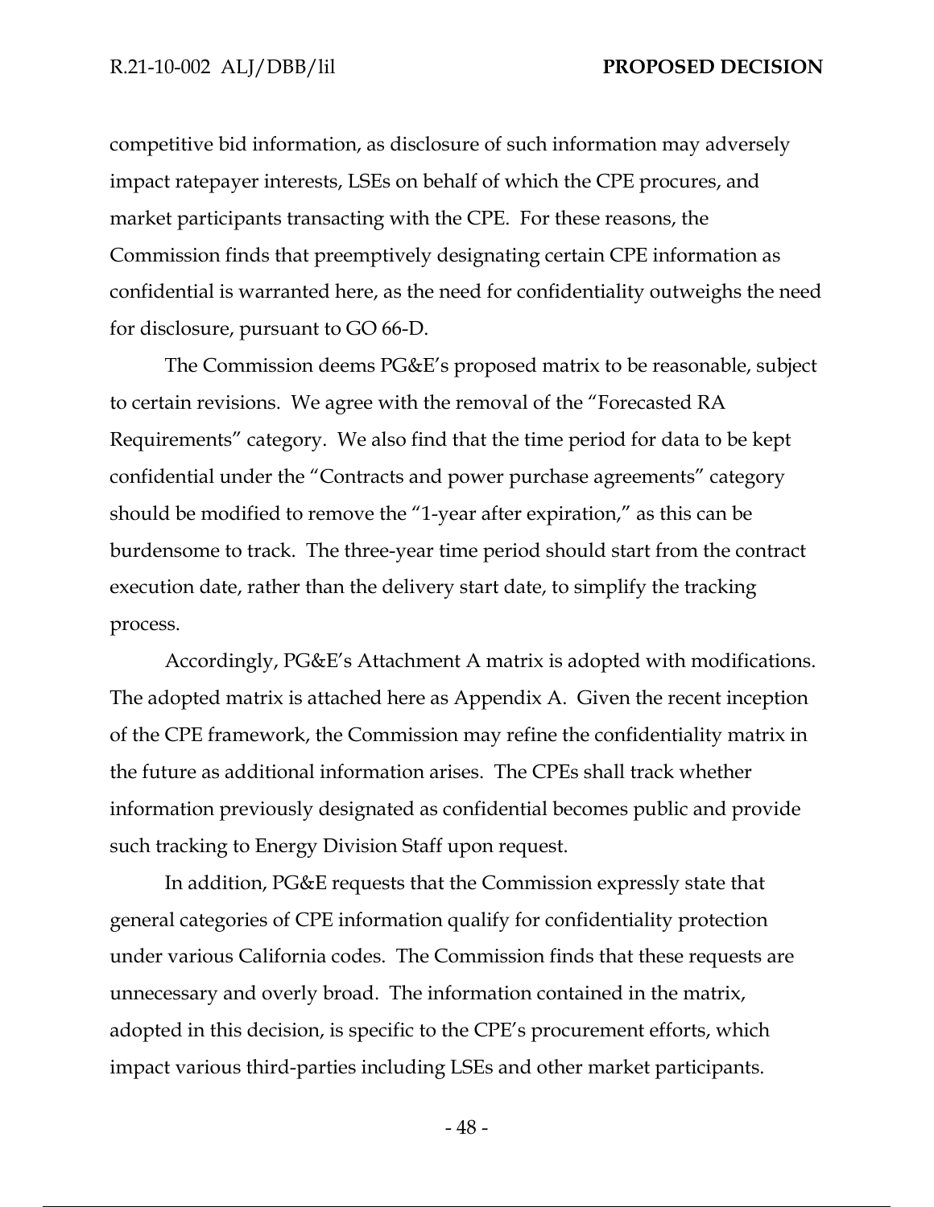competitive bid information, as disclosure of such information may adversely impact ratepayer interests, LSEs on behalf of which the CPE procures, and market participants transacting with the CPE. For these reasons, the Commission finds that preemptively designating certain CPE information as confidential is warranted here, as the need for confidentiality outweighs the need for disclosure, pursuant to GO 66-D.

The Commission deems PG&E's proposed matrix to be reasonable, subject to certain revisions. We agree with the removal of the "Forecasted RA Requirements" category. We also find that the time period for data to be kept confidential under the "Contracts and power purchase agreements" category should be modified to remove the "1-year after expiration," as this can be burdensome to track. The three-year time period should start from the contract execution date, rather than the delivery start date, to simplify the tracking process.

Accordingly, PG&E's Attachment A matrix is adopted with modifications. The adopted matrix is attached here as Appendix A. Given the recent inception of the CPE framework, the Commission may refine the confidentiality matrix in the future as additional information arises. The CPEs shall track whether information previously designated as confidential becomes public and provide such tracking to Energy Division Staff upon request.

In addition, PG&E requests that the Commission expressly state that general categories of CPE information qualify for confidentiality protection under various California codes. The Commission finds that these requests are unnecessary and overly broad. The information contained in the matrix, adopted in this decision, is specific to the CPE's procurement efforts, which impact various third-parties including LSEs and other market participants.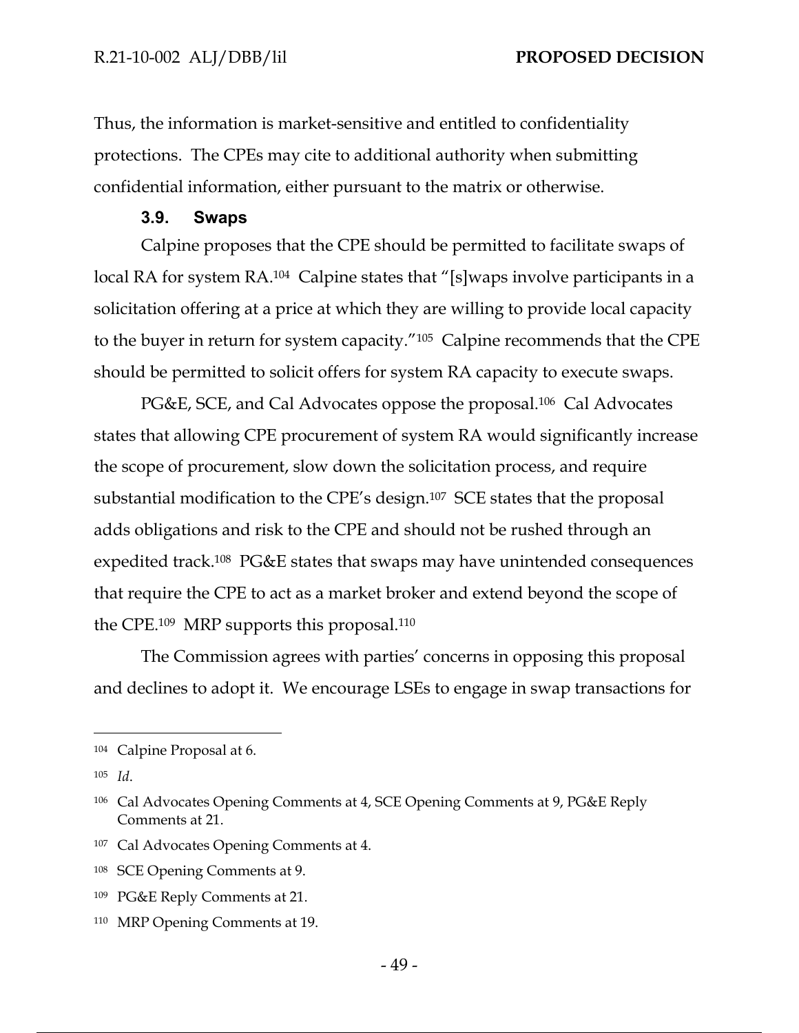Thus, the information is market-sensitive and entitled to confidentiality protections. The CPEs may cite to additional authority when submitting confidential information, either pursuant to the matrix or otherwise.

### 3.9. Swaps

Calpine proposes that the CPE should be permitted to facilitate swaps of local RA for system RA.[104] Calpine states that "[s]waps involve participants in a solicitation offering at a price at which they are willing to provide local capacity to the buyer in return for system capacity."[105] Calpine recommends that the CPE should be permitted to solicit offers for system RA capacity to execute swaps.

PG&E, SCE, and Cal Advocates oppose the proposal.[106] Cal Advocates states that allowing CPE procurement of system RA would significantly increase the scope of procurement, slow down the solicitation process, and require substantial modification to the CPE's design.[107] SCE states that the proposal adds obligations and risk to the CPE and should not be rushed through an expedited track.[108] PG&E states that swaps may have unintended consequences that require the CPE to act as a market broker and extend beyond the scope of the CPE.[109] MRP supports this proposal.[110]

The Commission agrees with parties' concerns in opposing this proposal and declines to adopt it. We encourage LSEs to engage in swap transactions for

---

[104] Calpine Proposal at 6.

[105] *Id*.

[106] Cal Advocates Opening Comments at 4, SCE Opening Comments at 9, PG&E Reply Comments at 21.

[107] Cal Advocates Opening Comments at 4.

[108] SCE Opening Comments at 9.

[109] PG&E Reply Comments at 21.

[110] MRP Opening Comments at 19.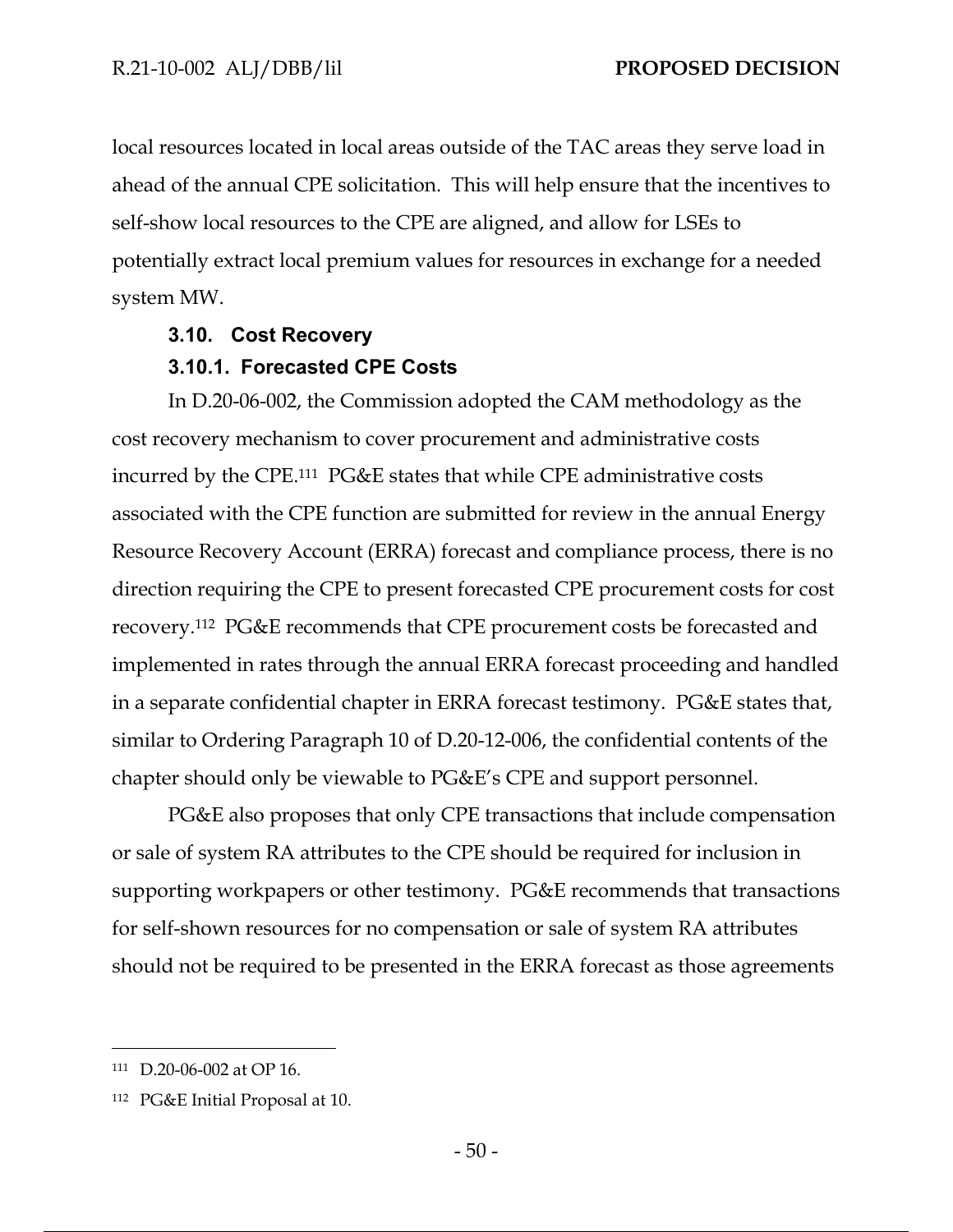local resources located in local areas outside of the TAC areas they serve load in ahead of the annual CPE solicitation. This will help ensure that the incentives to self-show local resources to the CPE are aligned, and allow for LSEs to potentially extract local premium values for resources in exchange for a needed system MW.

### 3.10. Cost Recovery

#### 3.10.1. Forecasted CPE Costs

In D.20-06-002, the Commission adopted the CAM methodology as the cost recovery mechanism to cover procurement and administrative costs incurred by the CPE.[111] PG&E states that while CPE administrative costs associated with the CPE function are submitted for review in the annual Energy Resource Recovery Account (ERRA) forecast and compliance process, there is no direction requiring the CPE to present forecasted CPE procurement costs for cost recovery.[112] PG&E recommends that CPE procurement costs be forecasted and implemented in rates through the annual ERRA forecast proceeding and handled in a separate confidential chapter in ERRA forecast testimony. PG&E states that, similar to Ordering Paragraph 10 of D.20-12-006, the confidential contents of the chapter should only be viewable to PG&E's CPE and support personnel.

PG&E also proposes that only CPE transactions that include compensation or sale of system RA attributes to the CPE should be required for inclusion in supporting workpapers or other testimony. PG&E recommends that transactions for self-shown resources for no compensation or sale of system RA attributes should not be required to be presented in the ERRA forecast as those agreements

---

[111] D.20-06-002 at OP 16.

[112] PG&E Initial Proposal at 10.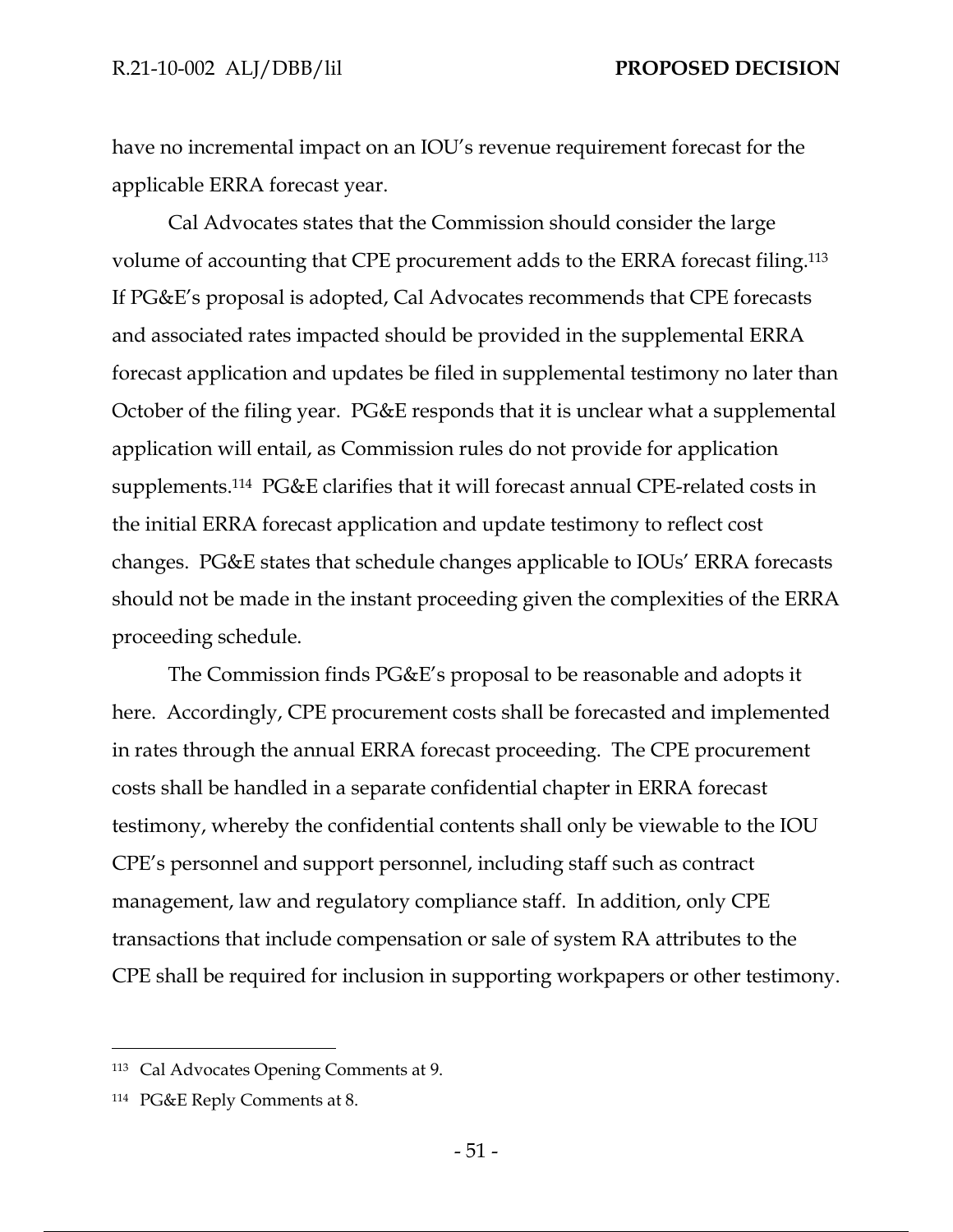have no incremental impact on an IOU's revenue requirement forecast for the applicable ERRA forecast year.

Cal Advocates states that the Commission should consider the large volume of accounting that CPE procurement adds to the ERRA forecast filing.[113] If PG&E's proposal is adopted, Cal Advocates recommends that CPE forecasts and associated rates impacted should be provided in the supplemental ERRA forecast application and updates be filed in supplemental testimony no later than October of the filing year. PG&E responds that it is unclear what a supplemental application will entail, as Commission rules do not provide for application supplements.[114] PG&E clarifies that it will forecast annual CPE-related costs in the initial ERRA forecast application and update testimony to reflect cost changes. PG&E states that schedule changes applicable to IOUs' ERRA forecasts should not be made in the instant proceeding given the complexities of the ERRA proceeding schedule.

The Commission finds PG&E's proposal to be reasonable and adopts it here. Accordingly, CPE procurement costs shall be forecasted and implemented in rates through the annual ERRA forecast proceeding. The CPE procurement costs shall be handled in a separate confidential chapter in ERRA forecast testimony, whereby the confidential contents shall only be viewable to the IOU CPE's personnel and support personnel, including staff such as contract management, law and regulatory compliance staff. In addition, only CPE transactions that include compensation or sale of system RA attributes to the CPE shall be required for inclusion in supporting workpapers or other testimony.

---

[113] Cal Advocates Opening Comments at 9.

[114] PG&E Reply Comments at 8.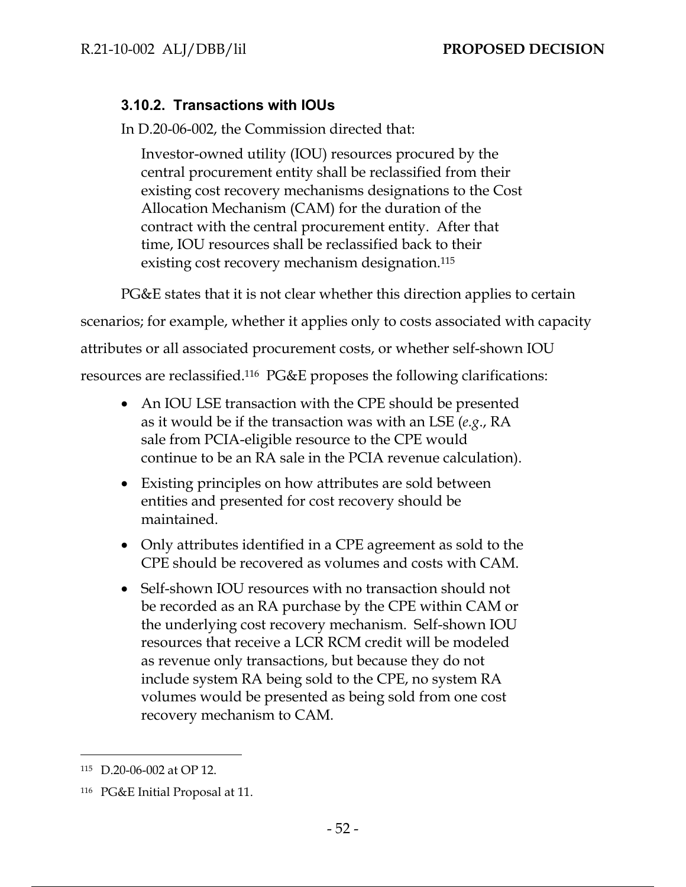### 3.10.2. Transactions with IOUs

In D.20-06-002, the Commission directed that:

> Investor-owned utility (IOU) resources procured by the central procurement entity shall be reclassified from their existing cost recovery mechanisms designations to the Cost Allocation Mechanism (CAM) for the duration of the contract with the central procurement entity. After that time, IOU resources shall be reclassified back to their existing cost recovery mechanism designation.[115]

PG&E states that it is not clear whether this direction applies to certain scenarios; for example, whether it applies only to costs associated with capacity attributes or all associated procurement costs, or whether self-shown IOU resources are reclassified.[116] PG&E proposes the following clarifications:

- An IOU LSE transaction with the CPE should be presented as it would be if the transaction was with an LSE (*e.g*., RA sale from PCIA-eligible resource to the CPE would continue to be an RA sale in the PCIA revenue calculation).
- Existing principles on how attributes are sold between entities and presented for cost recovery should be maintained.
- Only attributes identified in a CPE agreement as sold to the CPE should be recovered as volumes and costs with CAM.
- Self-shown IOU resources with no transaction should not be recorded as an RA purchase by the CPE within CAM or the underlying cost recovery mechanism. Self-shown IOU resources that receive a LCR RCM credit will be modeled as revenue only transactions, but because they do not include system RA being sold to the CPE, no system RA volumes would be presented as being sold from one cost recovery mechanism to CAM.

---

[115] D.20-06-002 at OP 12.

[116] PG&E Initial Proposal at 11.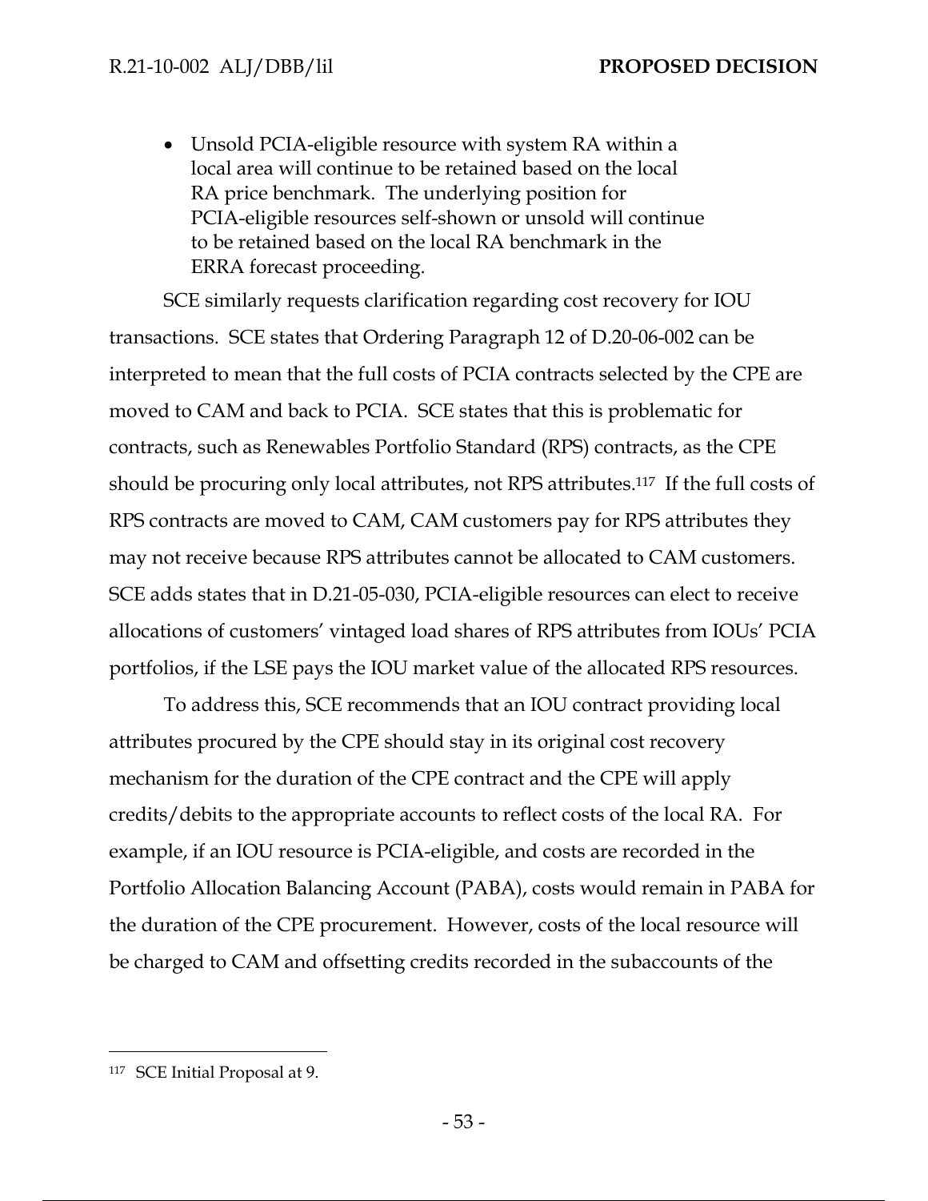- Unsold PCIA-eligible resource with system RA within a local area will continue to be retained based on the local RA price benchmark. The underlying position for PCIA-eligible resources self-shown or unsold will continue to be retained based on the local RA benchmark in the ERRA forecast proceeding.

SCE similarly requests clarification regarding cost recovery for IOU transactions. SCE states that Ordering Paragraph 12 of D.20-06-002 can be interpreted to mean that the full costs of PCIA contracts selected by the CPE are moved to CAM and back to PCIA. SCE states that this is problematic for contracts, such as Renewables Portfolio Standard (RPS) contracts, as the CPE should be procuring only local attributes, not RPS attributes.[117] If the full costs of RPS contracts are moved to CAM, CAM customers pay for RPS attributes they may not receive because RPS attributes cannot be allocated to CAM customers. SCE adds states that in D.21-05-030, PCIA-eligible resources can elect to receive allocations of customers' vintaged load shares of RPS attributes from IOUs' PCIA portfolios, if the LSE pays the IOU market value of the allocated RPS resources.

To address this, SCE recommends that an IOU contract providing local attributes procured by the CPE should stay in its original cost recovery mechanism for the duration of the CPE contract and the CPE will apply credits/debits to the appropriate accounts to reflect costs of the local RA. For example, if an IOU resource is PCIA-eligible, and costs are recorded in the Portfolio Allocation Balancing Account (PABA), costs would remain in PABA for the duration of the CPE procurement. However, costs of the local resource will be charged to CAM and offsetting credits recorded in the subaccounts of the

[117] SCE Initial Proposal at 9.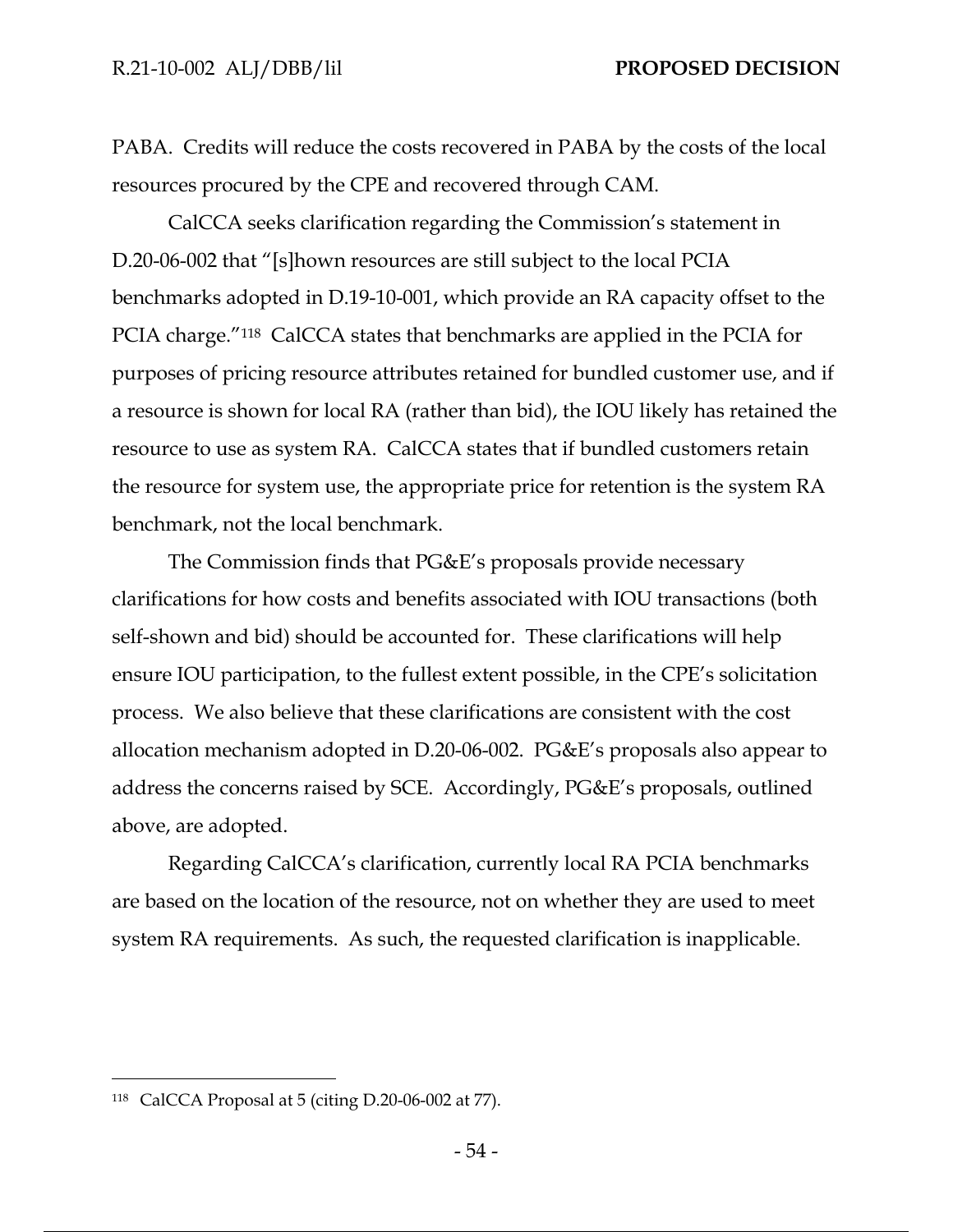PABA. Credits will reduce the costs recovered in PABA by the costs of the local resources procured by the CPE and recovered through CAM.

CalCCA seeks clarification regarding the Commission's statement in D.20-06-002 that "[s]hown resources are still subject to the local PCIA benchmarks adopted in D.19-10-001, which provide an RA capacity offset to the PCIA charge."[118] CalCCA states that benchmarks are applied in the PCIA for purposes of pricing resource attributes retained for bundled customer use, and if a resource is shown for local RA (rather than bid), the IOU likely has retained the resource to use as system RA. CalCCA states that if bundled customers retain the resource for system use, the appropriate price for retention is the system RA benchmark, not the local benchmark.

The Commission finds that PG&E's proposals provide necessary clarifications for how costs and benefits associated with IOU transactions (both self-shown and bid) should be accounted for. These clarifications will help ensure IOU participation, to the fullest extent possible, in the CPE's solicitation process. We also believe that these clarifications are consistent with the cost allocation mechanism adopted in D.20-06-002. PG&E's proposals also appear to address the concerns raised by SCE. Accordingly, PG&E's proposals, outlined above, are adopted.

Regarding CalCCA's clarification, currently local RA PCIA benchmarks are based on the location of the resource, not on whether they are used to meet system RA requirements. As such, the requested clarification is inapplicable.

---

[118] CalCCA Proposal at 5 (citing D.20-06-002 at 77).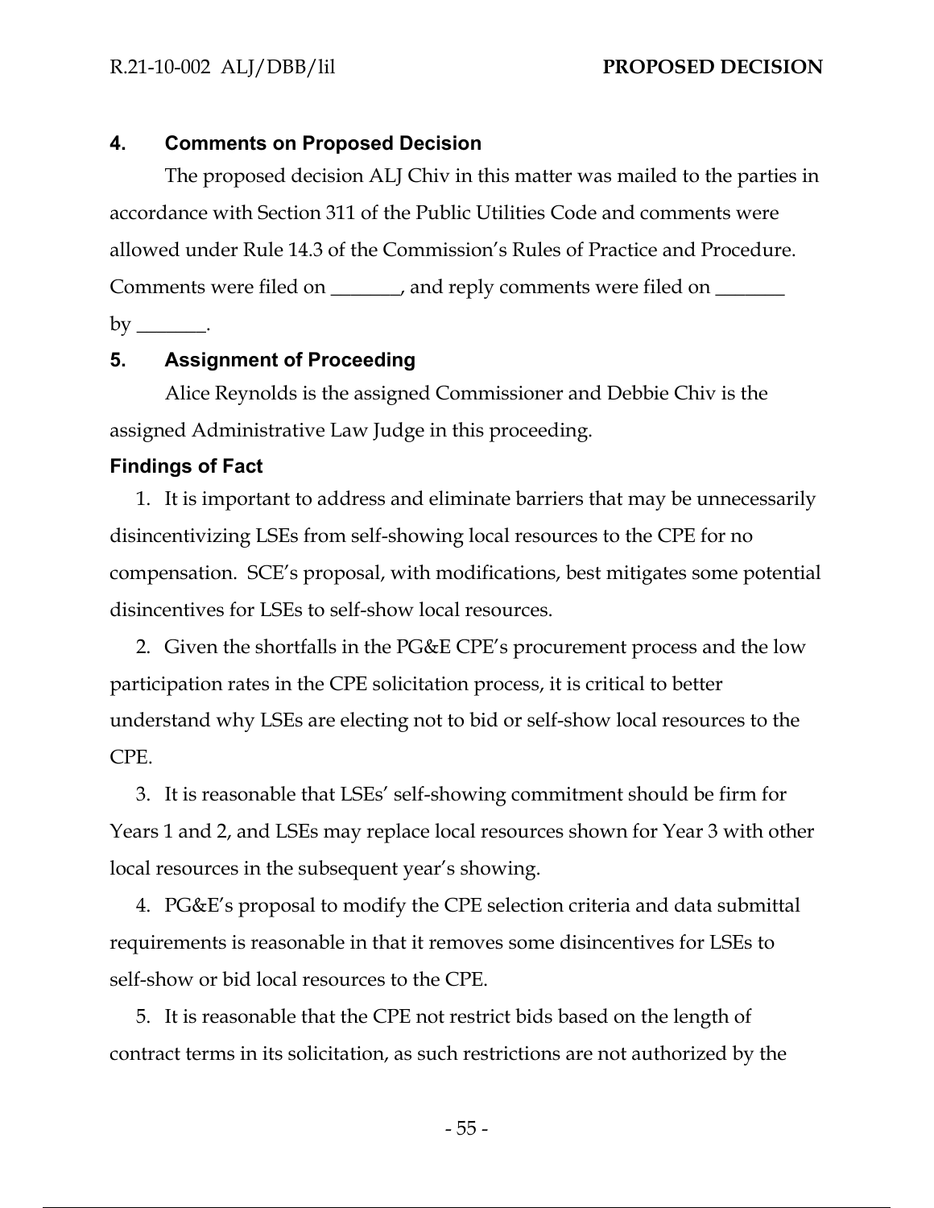## 4. Comments on Proposed Decision

The proposed decision ALJ Chiv in this matter was mailed to the parties in accordance with Section 311 of the Public Utilities Code and comments were allowed under Rule 14.3 of the Commission's Rules of Practice and Procedure. Comments were filed on _______, and reply comments were filed on _______ by _______.

## 5. Assignment of Proceeding

Alice Reynolds is the assigned Commissioner and Debbie Chiv is the assigned Administrative Law Judge in this proceeding.

## Findings of Fact

1. It is important to address and eliminate barriers that may be unnecessarily disincentivizing LSEs from self-showing local resources to the CPE for no compensation. SCE's proposal, with modifications, best mitigates some potential disincentives for LSEs to self-show local resources.

2. Given the shortfalls in the PG&E CPE's procurement process and the low participation rates in the CPE solicitation process, it is critical to better understand why LSEs are electing not to bid or self-show local resources to the CPE.

3. It is reasonable that LSEs' self-showing commitment should be firm for Years 1 and 2, and LSEs may replace local resources shown for Year 3 with other local resources in the subsequent year's showing.

4. PG&E's proposal to modify the CPE selection criteria and data submittal requirements is reasonable in that it removes some disincentives for LSEs to self-show or bid local resources to the CPE.

5. It is reasonable that the CPE not restrict bids based on the length of contract terms in its solicitation, as such restrictions are not authorized by the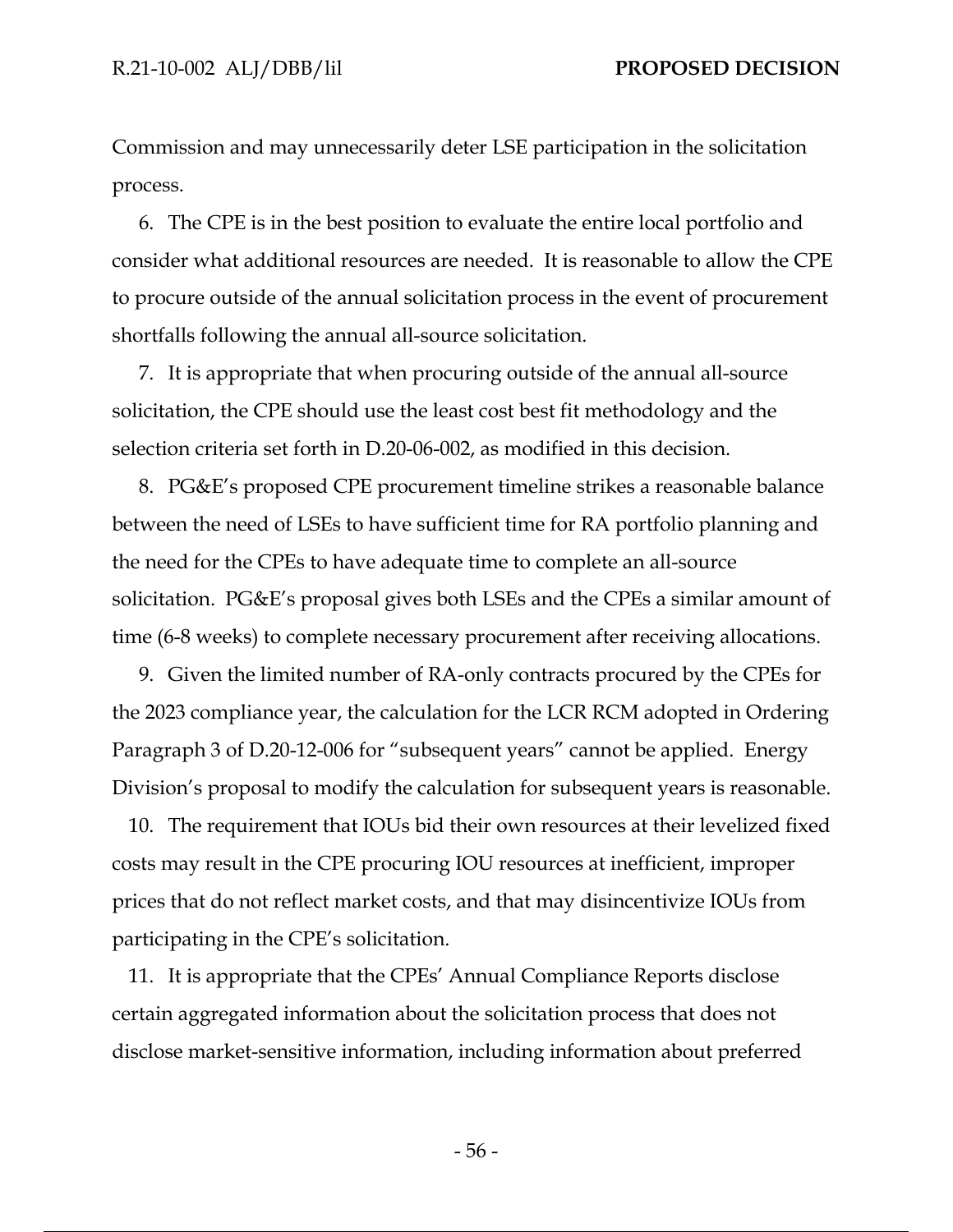Commission and may unnecessarily deter LSE participation in the solicitation process.

6. The CPE is in the best position to evaluate the entire local portfolio and consider what additional resources are needed. It is reasonable to allow the CPE to procure outside of the annual solicitation process in the event of procurement shortfalls following the annual all-source solicitation.

7. It is appropriate that when procuring outside of the annual all-source solicitation, the CPE should use the least cost best fit methodology and the selection criteria set forth in D.20-06-002, as modified in this decision.

8. PG&E's proposed CPE procurement timeline strikes a reasonable balance between the need of LSEs to have sufficient time for RA portfolio planning and the need for the CPEs to have adequate time to complete an all-source solicitation. PG&E's proposal gives both LSEs and the CPEs a similar amount of time (6-8 weeks) to complete necessary procurement after receiving allocations.

9. Given the limited number of RA-only contracts procured by the CPEs for the 2023 compliance year, the calculation for the LCR RCM adopted in Ordering Paragraph 3 of D.20-12-006 for "subsequent years" cannot be applied. Energy Division's proposal to modify the calculation for subsequent years is reasonable.

10. The requirement that IOUs bid their own resources at their levelized fixed costs may result in the CPE procuring IOU resources at inefficient, improper prices that do not reflect market costs, and that may disincentivize IOUs from participating in the CPE's solicitation.

11. It is appropriate that the CPEs' Annual Compliance Reports disclose certain aggregated information about the solicitation process that does not disclose market-sensitive information, including information about preferred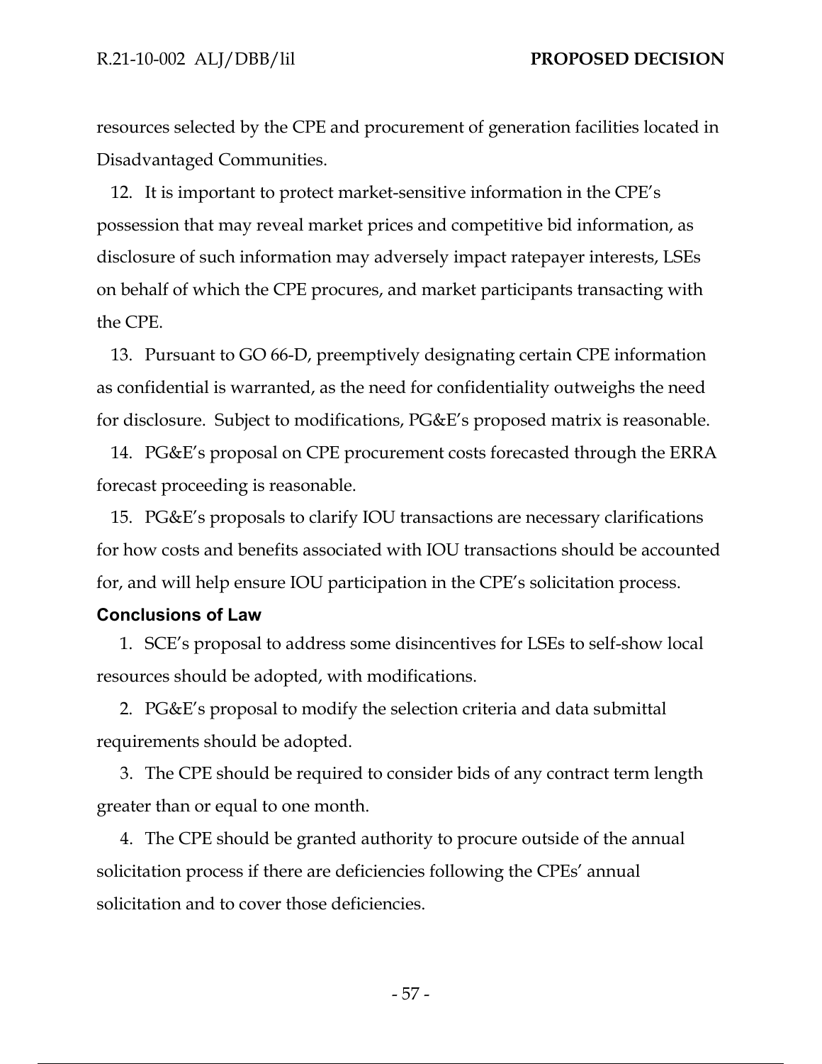resources selected by the CPE and procurement of generation facilities located in Disadvantaged Communities.

12. It is important to protect market-sensitive information in the CPE's possession that may reveal market prices and competitive bid information, as disclosure of such information may adversely impact ratepayer interests, LSEs on behalf of which the CPE procures, and market participants transacting with the CPE.

13. Pursuant to GO 66-D, preemptively designating certain CPE information as confidential is warranted, as the need for confidentiality outweighs the need for disclosure. Subject to modifications, PG&E's proposed matrix is reasonable.

14. PG&E's proposal on CPE procurement costs forecasted through the ERRA forecast proceeding is reasonable.

15. PG&E's proposals to clarify IOU transactions are necessary clarifications for how costs and benefits associated with IOU transactions should be accounted for, and will help ensure IOU participation in the CPE's solicitation process.

## Conclusions of Law

1. SCE's proposal to address some disincentives for LSEs to self-show local resources should be adopted, with modifications.

2. PG&E's proposal to modify the selection criteria and data submittal requirements should be adopted.

3. The CPE should be required to consider bids of any contract term length greater than or equal to one month.

4. The CPE should be granted authority to procure outside of the annual solicitation process if there are deficiencies following the CPEs' annual solicitation and to cover those deficiencies.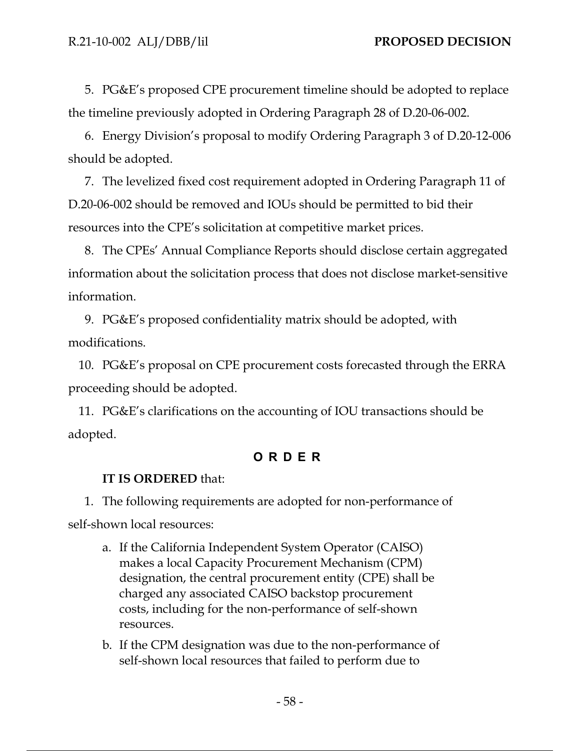5. PG&E's proposed CPE procurement timeline should be adopted to replace the timeline previously adopted in Ordering Paragraph 28 of D.20-06-002.

6. Energy Division's proposal to modify Ordering Paragraph 3 of D.20-12-006 should be adopted.

7. The levelized fixed cost requirement adopted in Ordering Paragraph 11 of D.20-06-002 should be removed and IOUs should be permitted to bid their resources into the CPE's solicitation at competitive market prices.

8. The CPEs' Annual Compliance Reports should disclose certain aggregated information about the solicitation process that does not disclose market-sensitive information.

9. PG&E's proposed confidentiality matrix should be adopted, with modifications.

10. PG&E's proposal on CPE procurement costs forecasted through the ERRA proceeding should be adopted.

11. PG&E's clarifications on the accounting of IOU transactions should be adopted.

## ORDER

**IT IS ORDERED** that:

1. The following requirements are adopted for non-performance of self-shown local resources:

   a. If the California Independent System Operator (CAISO) makes a local Capacity Procurement Mechanism (CPM) designation, the central procurement entity (CPE) shall be charged any associated CAISO backstop procurement costs, including for the non-performance of self-shown resources.

   b. If the CPM designation was due to the non-performance of self-shown local resources that failed to perform due to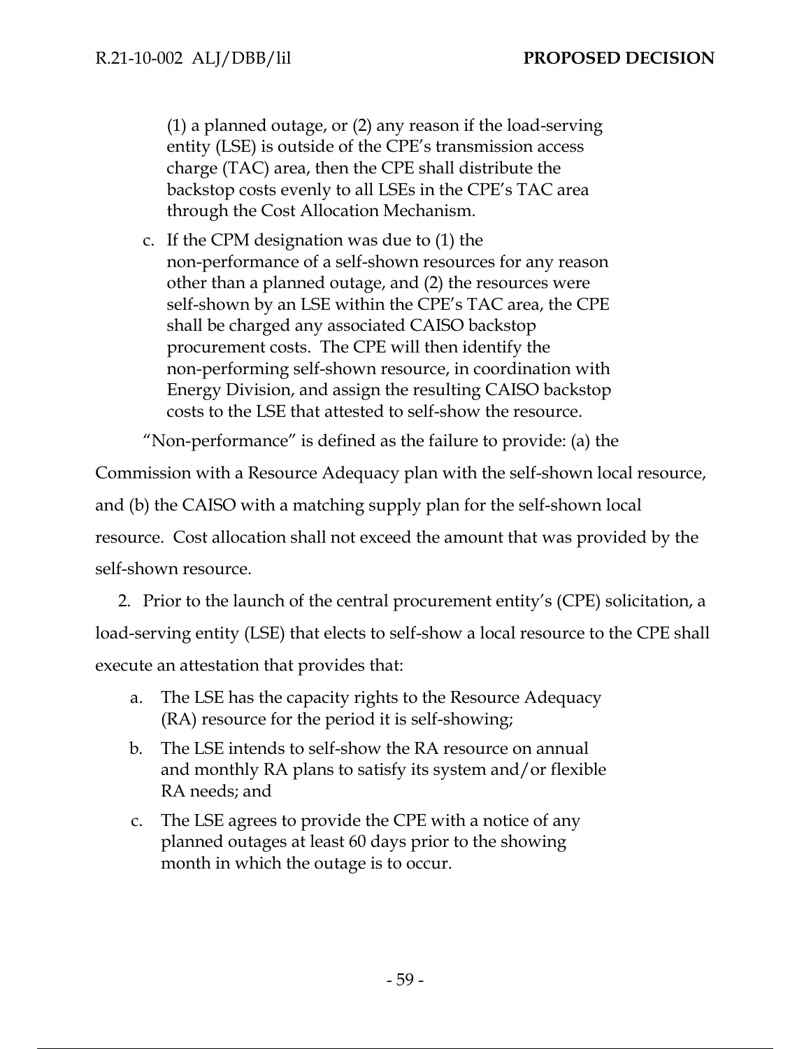(1) a planned outage, or (2) any reason if the load-serving entity (LSE) is outside of the CPE's transmission access charge (TAC) area, then the CPE shall distribute the backstop costs evenly to all LSEs in the CPE's TAC area through the Cost Allocation Mechanism.

c. If the CPM designation was due to (1) the non-performance of a self-shown resources for any reason other than a planned outage, and (2) the resources were self-shown by an LSE within the CPE's TAC area, the CPE shall be charged any associated CAISO backstop procurement costs. The CPE will then identify the non-performing self-shown resource, in coordination with Energy Division, and assign the resulting CAISO backstop costs to the LSE that attested to self-show the resource.

"Non-performance" is defined as the failure to provide: (a) the Commission with a Resource Adequacy plan with the self-shown local resource, and (b) the CAISO with a matching supply plan for the self-shown local resource. Cost allocation shall not exceed the amount that was provided by the self-shown resource.

2. Prior to the launch of the central procurement entity's (CPE) solicitation, a load-serving entity (LSE) that elects to self-show a local resource to the CPE shall execute an attestation that provides that:

a. The LSE has the capacity rights to the Resource Adequacy (RA) resource for the period it is self-showing;

b. The LSE intends to self-show the RA resource on annual and monthly RA plans to satisfy its system and/or flexible RA needs; and

c. The LSE agrees to provide the CPE with a notice of any planned outages at least 60 days prior to the showing month in which the outage is to occur.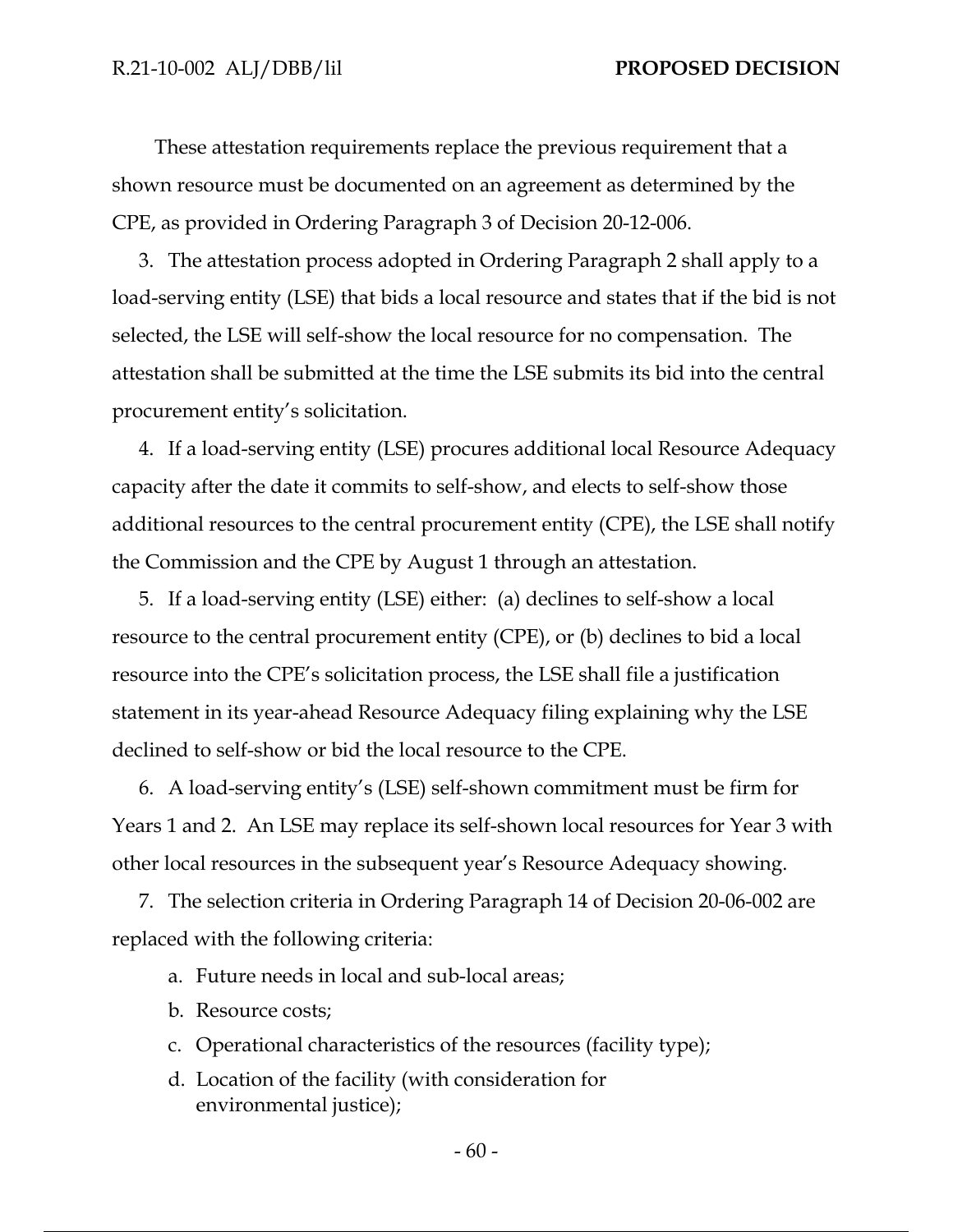These attestation requirements replace the previous requirement that a shown resource must be documented on an agreement as determined by the CPE, as provided in Ordering Paragraph 3 of Decision 20-12-006.

3. The attestation process adopted in Ordering Paragraph 2 shall apply to a load-serving entity (LSE) that bids a local resource and states that if the bid is not selected, the LSE will self-show the local resource for no compensation. The attestation shall be submitted at the time the LSE submits its bid into the central procurement entity's solicitation.

4. If a load-serving entity (LSE) procures additional local Resource Adequacy capacity after the date it commits to self-show, and elects to self-show those additional resources to the central procurement entity (CPE), the LSE shall notify the Commission and the CPE by August 1 through an attestation.

5. If a load-serving entity (LSE) either: (a) declines to self-show a local resource to the central procurement entity (CPE), or (b) declines to bid a local resource into the CPE's solicitation process, the LSE shall file a justification statement in its year-ahead Resource Adequacy filing explaining why the LSE declined to self-show or bid the local resource to the CPE.

6. A load-serving entity's (LSE) self-shown commitment must be firm for Years 1 and 2. An LSE may replace its self-shown local resources for Year 3 with other local resources in the subsequent year's Resource Adequacy showing.

7. The selection criteria in Ordering Paragraph 14 of Decision 20-06-002 are replaced with the following criteria:

   a. Future needs in local and sub-local areas;
   b. Resource costs;
   c. Operational characteristics of the resources (facility type);
   d. Location of the facility (with consideration for environmental justice);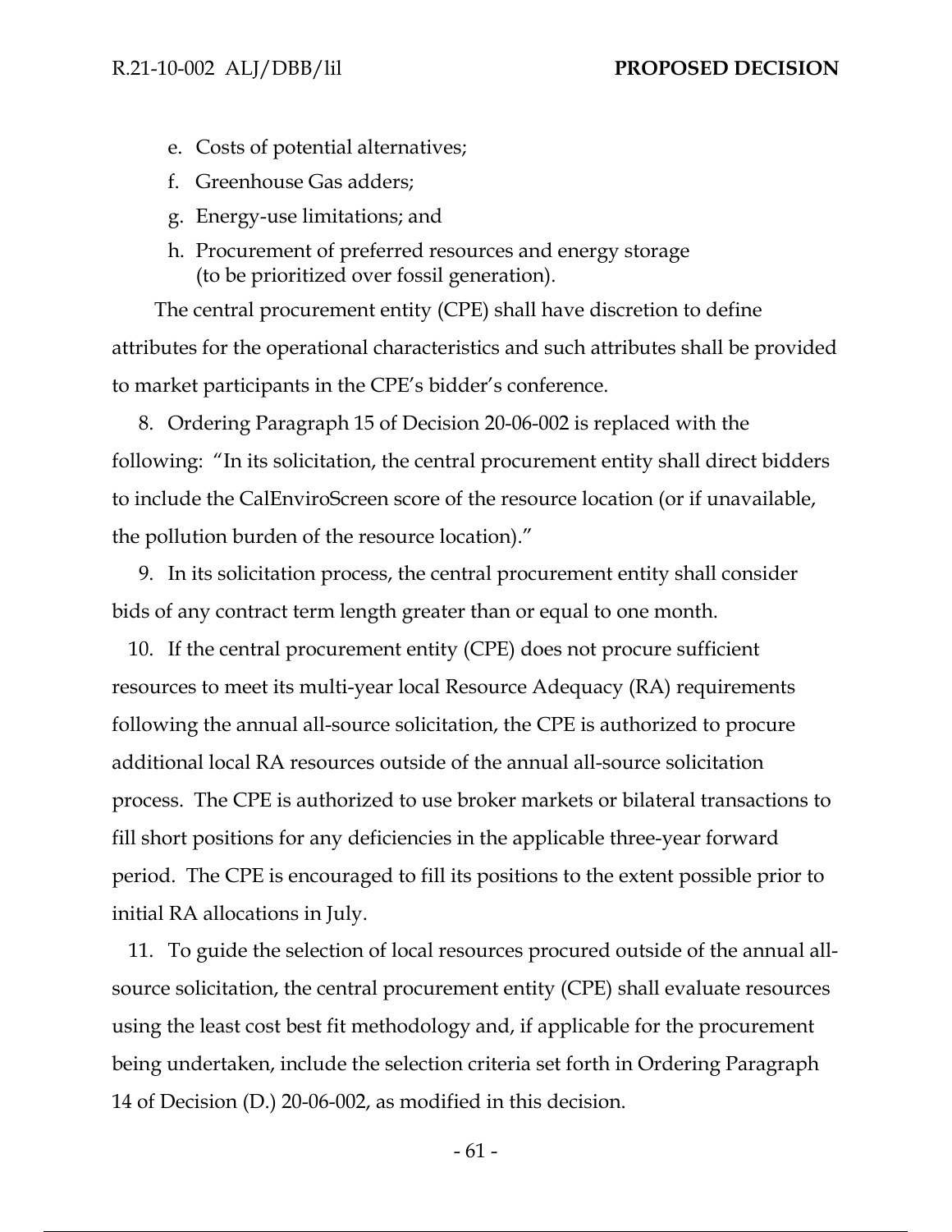e. Costs of potential alternatives;
f. Greenhouse Gas adders;
g. Energy-use limitations; and
h. Procurement of preferred resources and energy storage (to be prioritized over fossil generation).

The central procurement entity (CPE) shall have discretion to define attributes for the operational characteristics and such attributes shall be provided to market participants in the CPE's bidder's conference.

8. Ordering Paragraph 15 of Decision 20-06-002 is replaced with the following: "In its solicitation, the central procurement entity shall direct bidders to include the CalEnviroScreen score of the resource location (or if unavailable, the pollution burden of the resource location)."

9. In its solicitation process, the central procurement entity shall consider bids of any contract term length greater than or equal to one month.

10. If the central procurement entity (CPE) does not procure sufficient resources to meet its multi-year local Resource Adequacy (RA) requirements following the annual all-source solicitation, the CPE is authorized to procure additional local RA resources outside of the annual all-source solicitation process. The CPE is authorized to use broker markets or bilateral transactions to fill short positions for any deficiencies in the applicable three-year forward period. The CPE is encouraged to fill its positions to the extent possible prior to initial RA allocations in July.

11. To guide the selection of local resources procured outside of the annual all-source solicitation, the central procurement entity (CPE) shall evaluate resources using the least cost best fit methodology and, if applicable for the procurement being undertaken, include the selection criteria set forth in Ordering Paragraph 14 of Decision (D.) 20-06-002, as modified in this decision.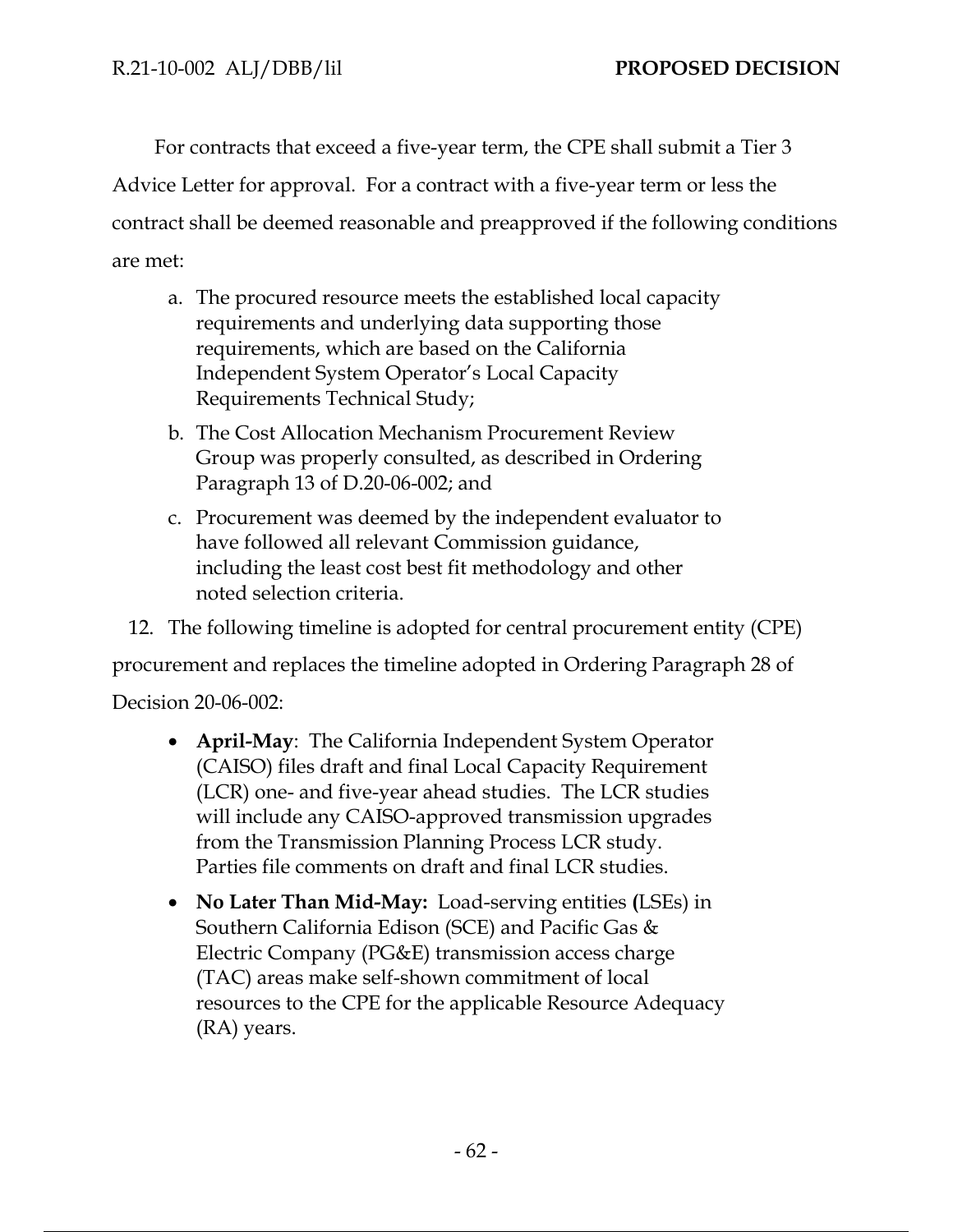For contracts that exceed a five-year term, the CPE shall submit a Tier 3 Advice Letter for approval. For a contract with a five-year term or less the contract shall be deemed reasonable and preapproved if the following conditions are met:

a. The procured resource meets the established local capacity requirements and underlying data supporting those requirements, which are based on the California Independent System Operator's Local Capacity Requirements Technical Study;

b. The Cost Allocation Mechanism Procurement Review Group was properly consulted, as described in Ordering Paragraph 13 of D.20-06-002; and

c. Procurement was deemed by the independent evaluator to have followed all relevant Commission guidance, including the least cost best fit methodology and other noted selection criteria.

12. The following timeline is adopted for central procurement entity (CPE) procurement and replaces the timeline adopted in Ordering Paragraph 28 of Decision 20-06-002:

- **April-May**: The California Independent System Operator (CAISO) files draft and final Local Capacity Requirement (LCR) one- and five-year ahead studies. The LCR studies will include any CAISO-approved transmission upgrades from the Transmission Planning Process LCR study. Parties file comments on draft and final LCR studies.
- **No Later Than Mid-May:** Load-serving entities **(**LSEs) in Southern California Edison (SCE) and Pacific Gas & Electric Company (PG&E) transmission access charge (TAC) areas make self-shown commitment of local resources to the CPE for the applicable Resource Adequacy (RA) years.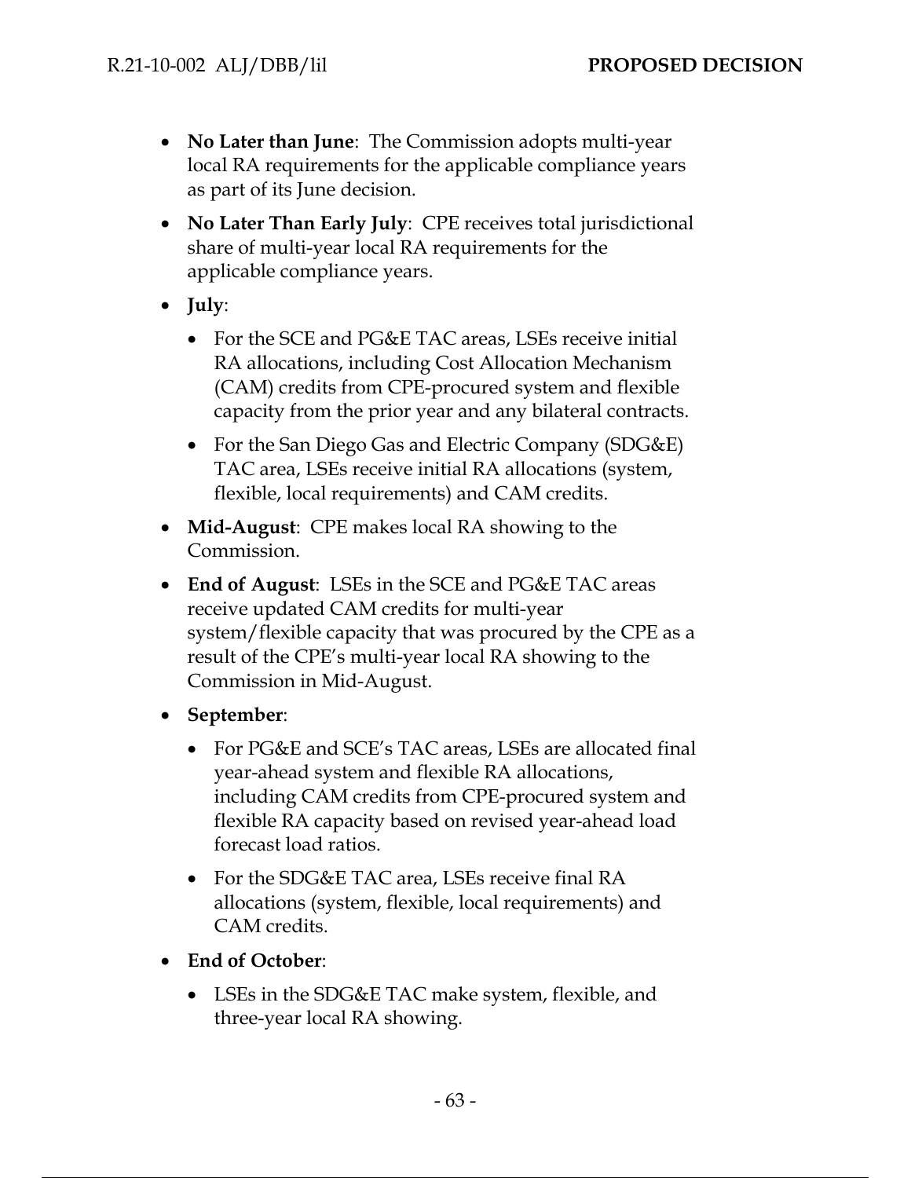- **No Later than June**: The Commission adopts multi-year local RA requirements for the applicable compliance years as part of its June decision.
- **No Later Than Early July**: CPE receives total jurisdictional share of multi-year local RA requirements for the applicable compliance years.
- **July**:
  - For the SCE and PG&E TAC areas, LSEs receive initial RA allocations, including Cost Allocation Mechanism (CAM) credits from CPE-procured system and flexible capacity from the prior year and any bilateral contracts.
  - For the San Diego Gas and Electric Company (SDG&E) TAC area, LSEs receive initial RA allocations (system, flexible, local requirements) and CAM credits.
- **Mid-August**: CPE makes local RA showing to the Commission.
- **End of August**: LSEs in the SCE and PG&E TAC areas receive updated CAM credits for multi-year system/flexible capacity that was procured by the CPE as a result of the CPE's multi-year local RA showing to the Commission in Mid-August.
- **September**:
  - For PG&E and SCE's TAC areas, LSEs are allocated final year-ahead system and flexible RA allocations, including CAM credits from CPE-procured system and flexible RA capacity based on revised year-ahead load forecast load ratios.
  - For the SDG&E TAC area, LSEs receive final RA allocations (system, flexible, local requirements) and CAM credits.
- **End of October**:
  - LSEs in the SDG&E TAC make system, flexible, and three-year local RA showing.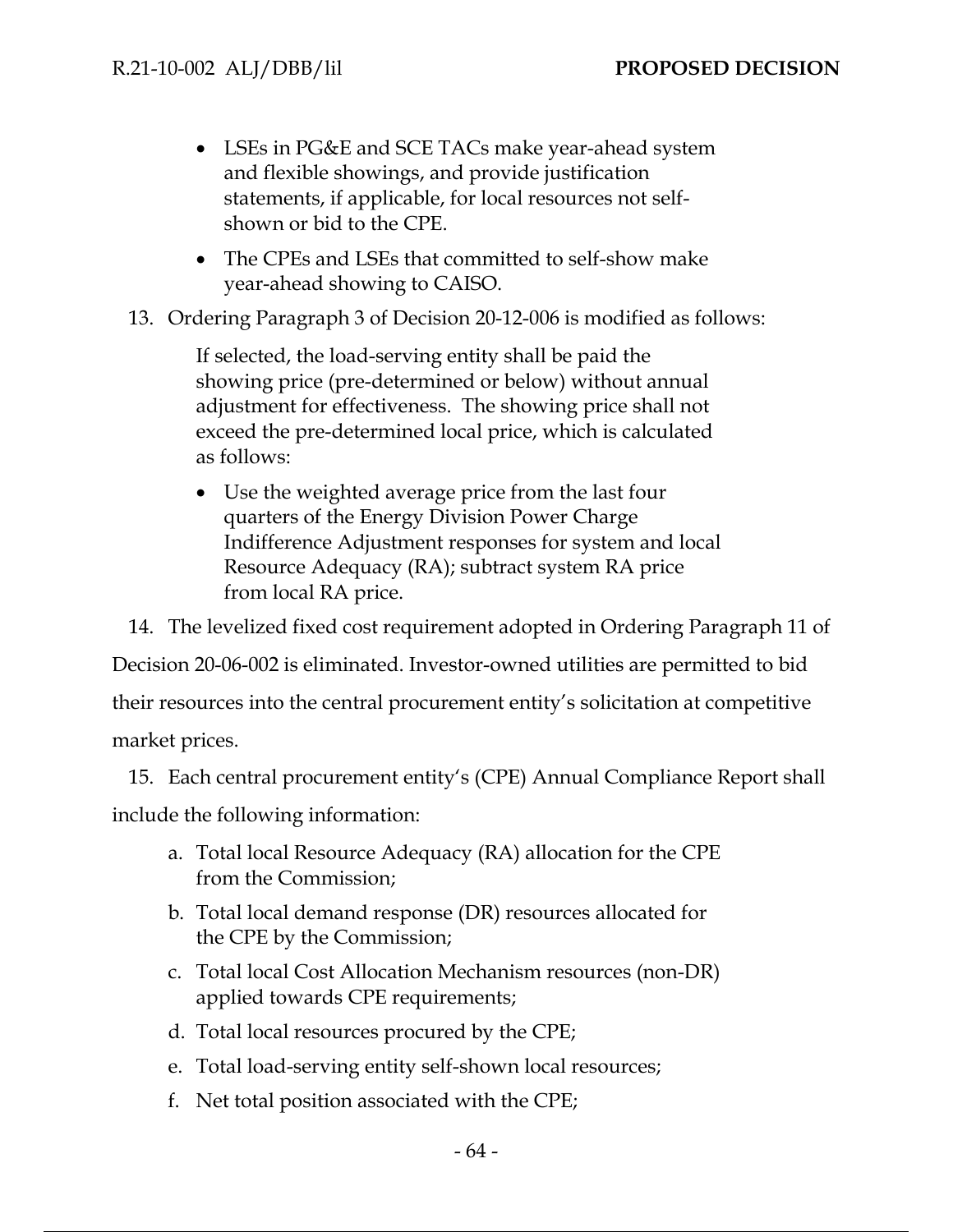- LSEs in PG&E and SCE TACs make year-ahead system and flexible showings, and provide justification statements, if applicable, for local resources not self-shown or bid to the CPE.
- The CPEs and LSEs that committed to self-show make year-ahead showing to CAISO.

13. Ordering Paragraph 3 of Decision 20-12-006 is modified as follows:

    If selected, the load-serving entity shall be paid the showing price (pre-determined or below) without annual adjustment for effectiveness. The showing price shall not exceed the pre-determined local price, which is calculated as follows:

    - Use the weighted average price from the last four quarters of the Energy Division Power Charge Indifference Adjustment responses for system and local Resource Adequacy (RA); subtract system RA price from local RA price.

14. The levelized fixed cost requirement adopted in Ordering Paragraph 11 of Decision 20-06-002 is eliminated. Investor-owned utilities are permitted to bid their resources into the central procurement entity's solicitation at competitive market prices.

15. Each central procurement entity's (CPE) Annual Compliance Report shall include the following information:

    a. Total local Resource Adequacy (RA) allocation for the CPE from the Commission;
    b. Total local demand response (DR) resources allocated for the CPE by the Commission;
    c. Total local Cost Allocation Mechanism resources (non-DR) applied towards CPE requirements;
    d. Total local resources procured by the CPE;
    e. Total load-serving entity self-shown local resources;
    f. Net total position associated with the CPE;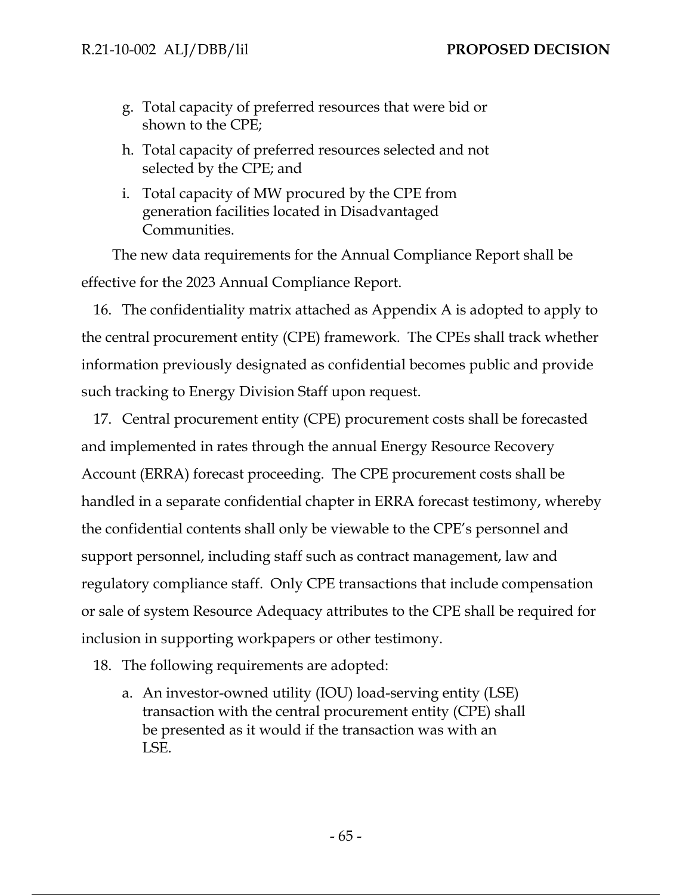g. Total capacity of preferred resources that were bid or shown to the CPE;

h. Total capacity of preferred resources selected and not selected by the CPE; and

i. Total capacity of MW procured by the CPE from generation facilities located in Disadvantaged Communities.

The new data requirements for the Annual Compliance Report shall be effective for the 2023 Annual Compliance Report.

16. The confidentiality matrix attached as Appendix A is adopted to apply to the central procurement entity (CPE) framework. The CPEs shall track whether information previously designated as confidential becomes public and provide such tracking to Energy Division Staff upon request.

17. Central procurement entity (CPE) procurement costs shall be forecasted and implemented in rates through the annual Energy Resource Recovery Account (ERRA) forecast proceeding. The CPE procurement costs shall be handled in a separate confidential chapter in ERRA forecast testimony, whereby the confidential contents shall only be viewable to the CPE's personnel and support personnel, including staff such as contract management, law and regulatory compliance staff. Only CPE transactions that include compensation or sale of system Resource Adequacy attributes to the CPE shall be required for inclusion in supporting workpapers or other testimony.

18. The following requirements are adopted:

a. An investor-owned utility (IOU) load-serving entity (LSE) transaction with the central procurement entity (CPE) shall be presented as it would if the transaction was with an LSE.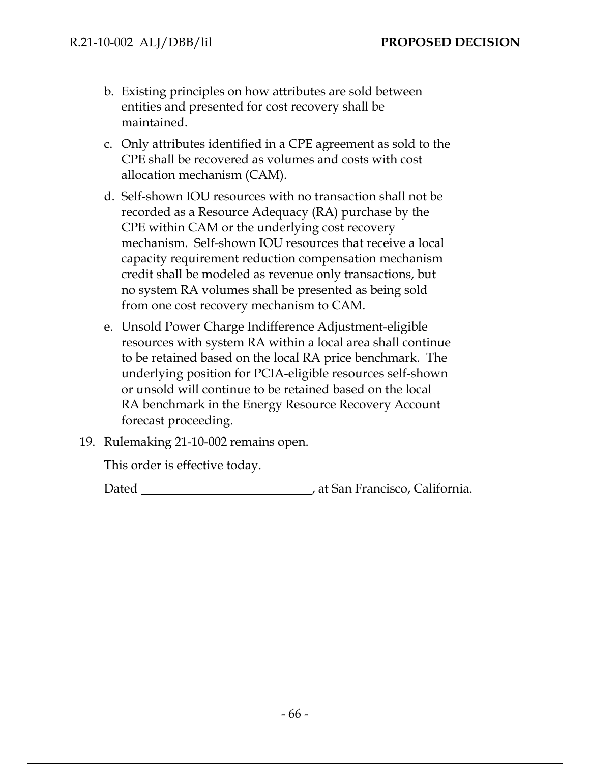b. Existing principles on how attributes are sold between entities and presented for cost recovery shall be maintained.

c. Only attributes identified in a CPE agreement as sold to the CPE shall be recovered as volumes and costs with cost allocation mechanism (CAM).

d. Self-shown IOU resources with no transaction shall not be recorded as a Resource Adequacy (RA) purchase by the CPE within CAM or the underlying cost recovery mechanism. Self-shown IOU resources that receive a local capacity requirement reduction compensation mechanism credit shall be modeled as revenue only transactions, but no system RA volumes shall be presented as being sold from one cost recovery mechanism to CAM.

e. Unsold Power Charge Indifference Adjustment-eligible resources with system RA within a local area shall continue to be retained based on the local RA price benchmark. The underlying position for PCIA-eligible resources self-shown or unsold will continue to be retained based on the local RA benchmark in the Energy Resource Recovery Account forecast proceeding.

19. Rulemaking 21-10-002 remains open.

This order is effective today.

Dated \_\_\_\_\_\_\_\_\_\_\_\_\_\_\_\_\_\_\_\_\_\_\_\_\_\_\_\_, at San Francisco, California.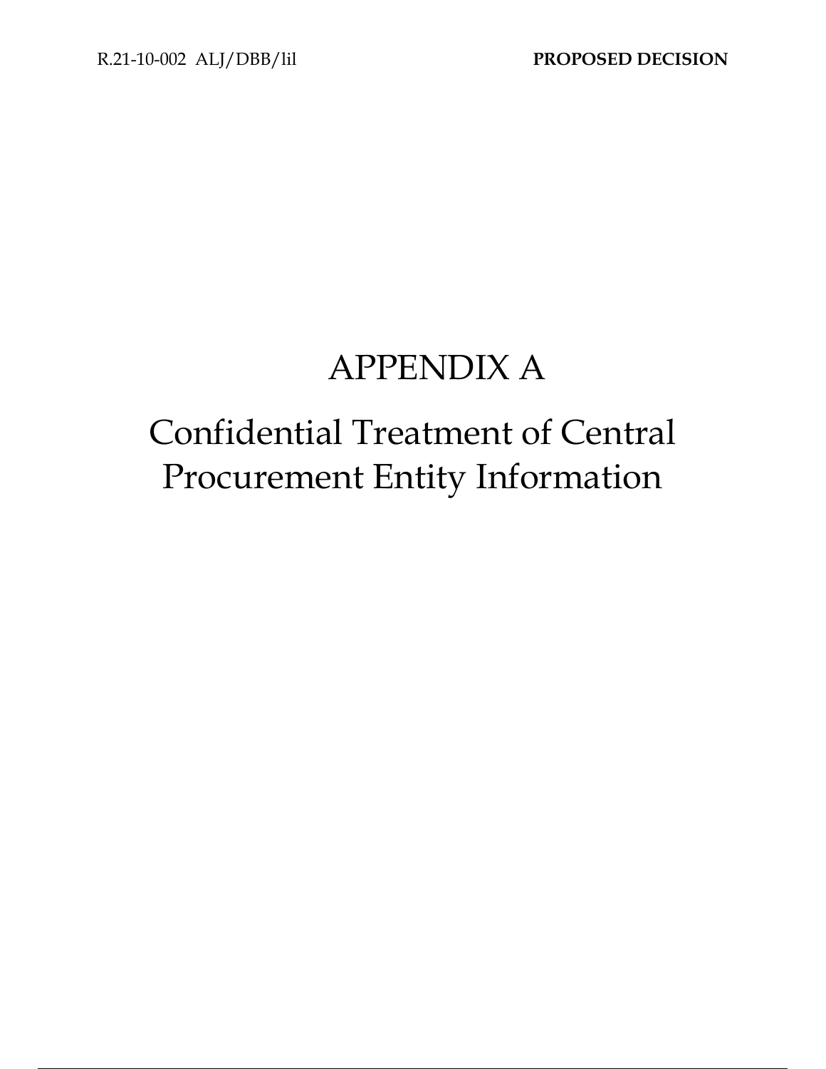# APPENDIX A

# Confidential Treatment of Central Procurement Entity Information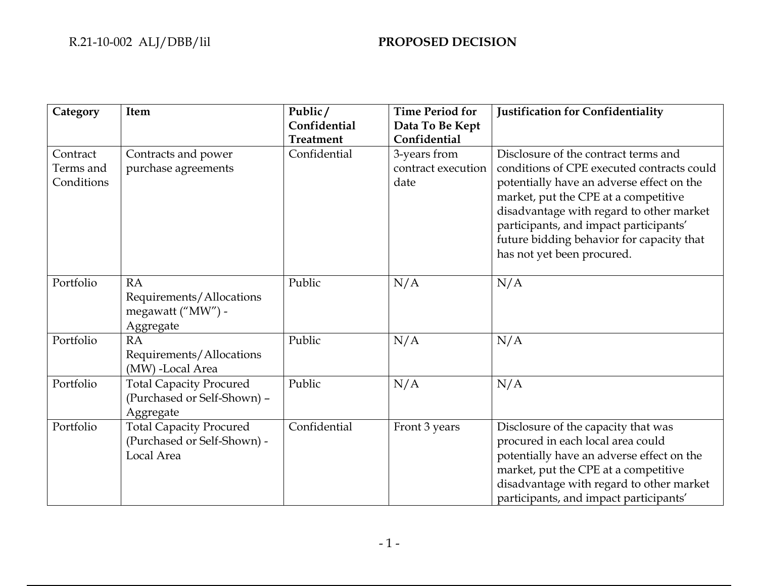| Category | Item | Public / Confidential Treatment | Time Period for Data To Be Kept Confidential | Justification for Confidentiality |
|---|---|---|---|---|
| Contract Terms and Conditions | Contracts and power purchase agreements | Confidential | 3-years from contract execution date | Disclosure of the contract terms and conditions of CPE executed contracts could potentially have an adverse effect on the market, put the CPE at a competitive disadvantage with regard to other market participants, and impact participants' future bidding behavior for capacity that has not yet been procured. |
| Portfolio | RA Requirements/Allocations megawatt ("MW") - Aggregate | Public | N/A | N/A |
| Portfolio | RA Requirements/Allocations (MW) -Local Area | Public | N/A | N/A |
| Portfolio | Total Capacity Procured (Purchased or Self-Shown) – Aggregate | Public | N/A | N/A |
| Portfolio | Total Capacity Procured (Purchased or Self-Shown) - Local Area | Confidential | Front 3 years | Disclosure of the capacity that was procured in each local area could potentially have an adverse effect on the market, put the CPE at a competitive disadvantage with regard to other market participants, and impact participants' |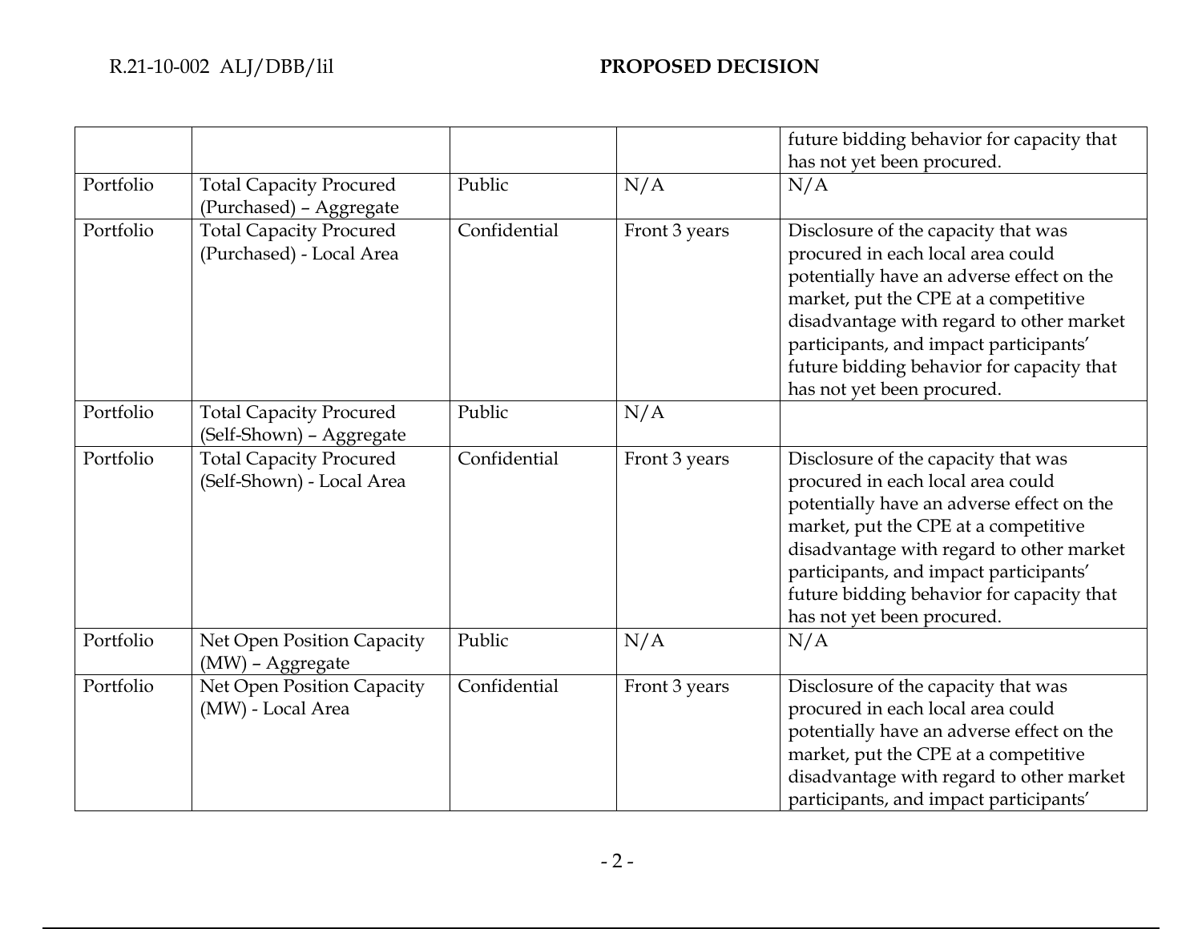| | | | | |
|---|---|---|---|---|
| | | | | future bidding behavior for capacity that has not yet been procured. |
| Portfolio | Total Capacity Procured (Purchased) – Aggregate | Public | N/A | N/A |
| Portfolio | Total Capacity Procured (Purchased) - Local Area | Confidential | Front 3 years | Disclosure of the capacity that was procured in each local area could potentially have an adverse effect on the market, put the CPE at a competitive disadvantage with regard to other market participants, and impact participants' future bidding behavior for capacity that has not yet been procured. |
| Portfolio | Total Capacity Procured (Self-Shown) – Aggregate | Public | N/A | |
| Portfolio | Total Capacity Procured (Self-Shown) - Local Area | Confidential | Front 3 years | Disclosure of the capacity that was procured in each local area could potentially have an adverse effect on the market, put the CPE at a competitive disadvantage with regard to other market participants, and impact participants' future bidding behavior for capacity that has not yet been procured. |
| Portfolio | Net Open Position Capacity (MW) – Aggregate | Public | N/A | N/A |
| Portfolio | Net Open Position Capacity (MW) - Local Area | Confidential | Front 3 years | Disclosure of the capacity that was procured in each local area could potentially have an adverse effect on the market, put the CPE at a competitive disadvantage with regard to other market participants, and impact participants' |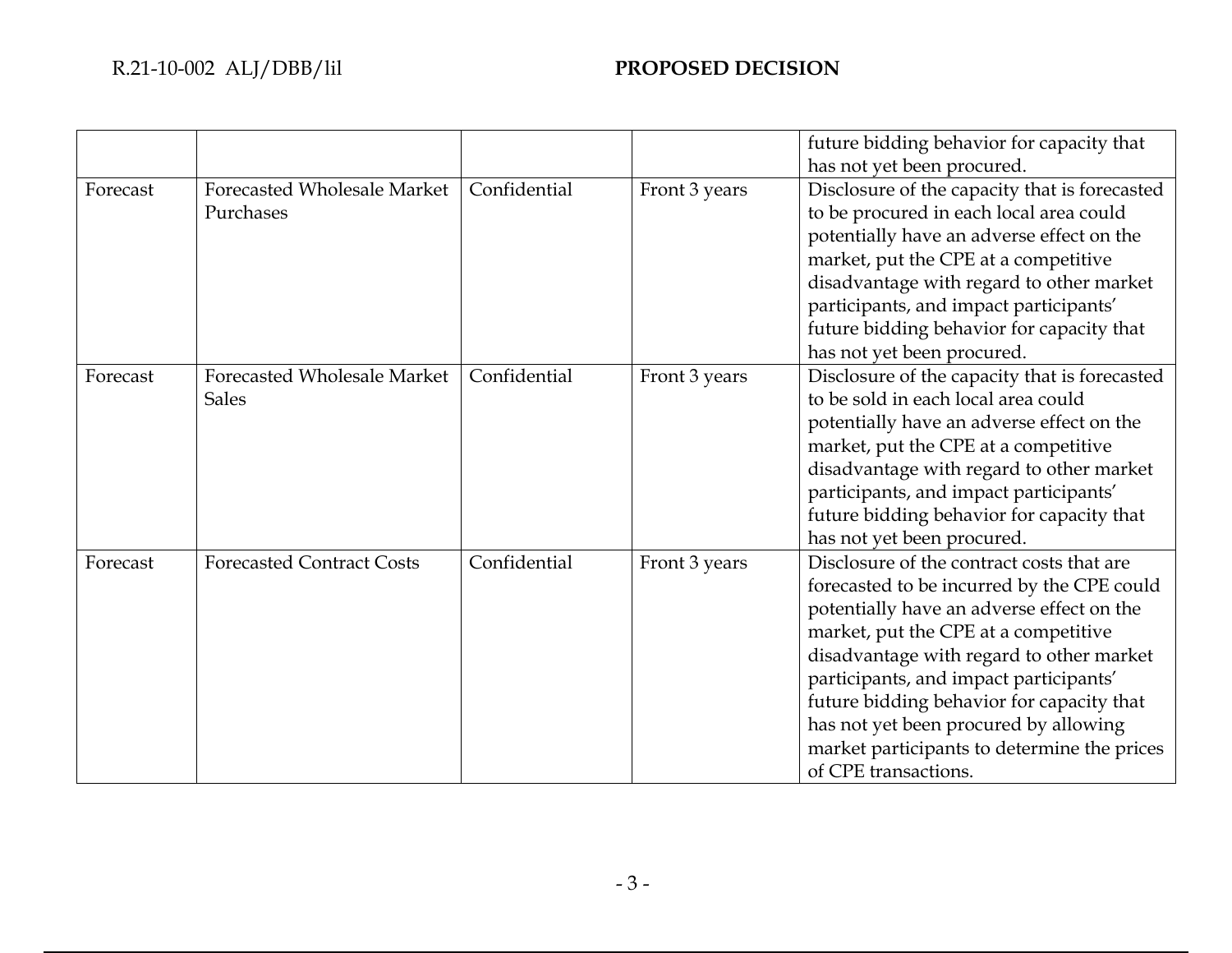| | | | | |
|---|---|---|---|---|
| | | | | future bidding behavior for capacity that has not yet been procured. |
| Forecast | Forecasted Wholesale Market Purchases | Confidential | Front 3 years | Disclosure of the capacity that is forecasted to be procured in each local area could potentially have an adverse effect on the market, put the CPE at a competitive disadvantage with regard to other market participants, and impact participants' future bidding behavior for capacity that has not yet been procured. |
| Forecast | Forecasted Wholesale Market Sales | Confidential | Front 3 years | Disclosure of the capacity that is forecasted to be sold in each local area could potentially have an adverse effect on the market, put the CPE at a competitive disadvantage with regard to other market participants, and impact participants' future bidding behavior for capacity that has not yet been procured. |
| Forecast | Forecasted Contract Costs | Confidential | Front 3 years | Disclosure of the contract costs that are forecasted to be incurred by the CPE could potentially have an adverse effect on the market, put the CPE at a competitive disadvantage with regard to other market participants, and impact participants' future bidding behavior for capacity that has not yet been procured by allowing market participants to determine the prices of CPE transactions. |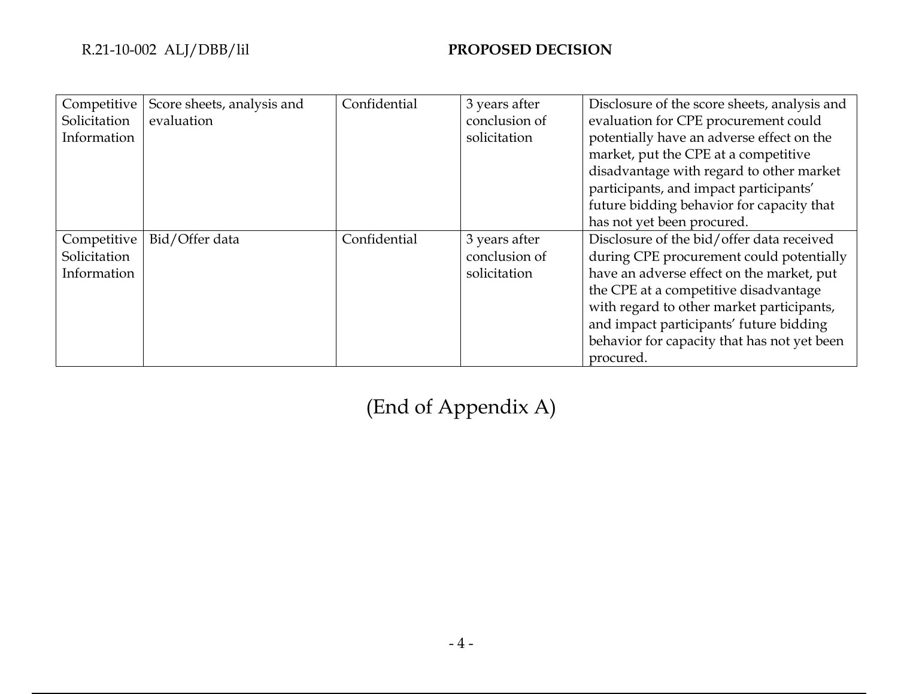| | | | | |
|---|---|---|---|---|
| Competitive Solicitation Information | Score sheets, analysis and evaluation | Confidential | 3 years after conclusion of solicitation | Disclosure of the score sheets, analysis and evaluation for CPE procurement could potentially have an adverse effect on the market, put the CPE at a competitive disadvantage with regard to other market participants, and impact participants' future bidding behavior for capacity that has not yet been procured. |
| Competitive Solicitation Information | Bid/Offer data | Confidential | 3 years after conclusion of solicitation | Disclosure of the bid/offer data received during CPE procurement could potentially have an adverse effect on the market, put the CPE at a competitive disadvantage with regard to other market participants, and impact participants' future bidding behavior for capacity that has not yet been procured. |

(End of Appendix A)